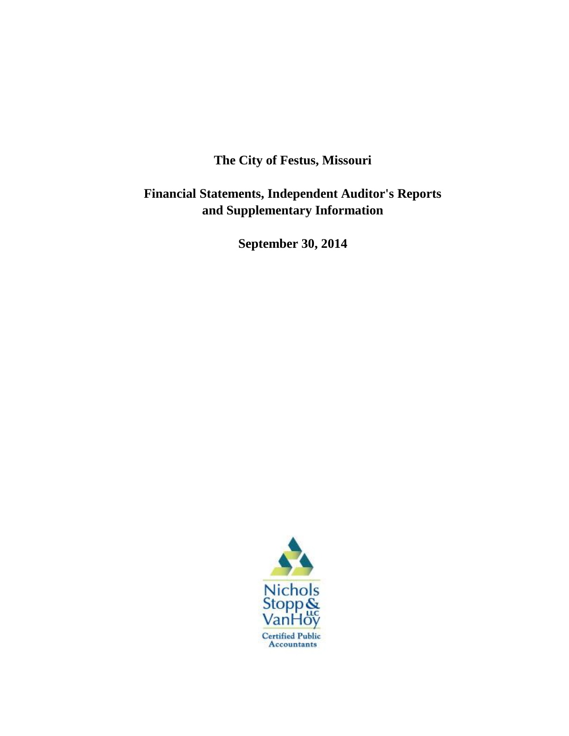# The City of Festus, Missouri

## Financial Statements, Independent Auditor's Reports and Supplementary Information

**September 30, 2014**

Nichols Stopp & VanHoy LLC

Certified Public Accountants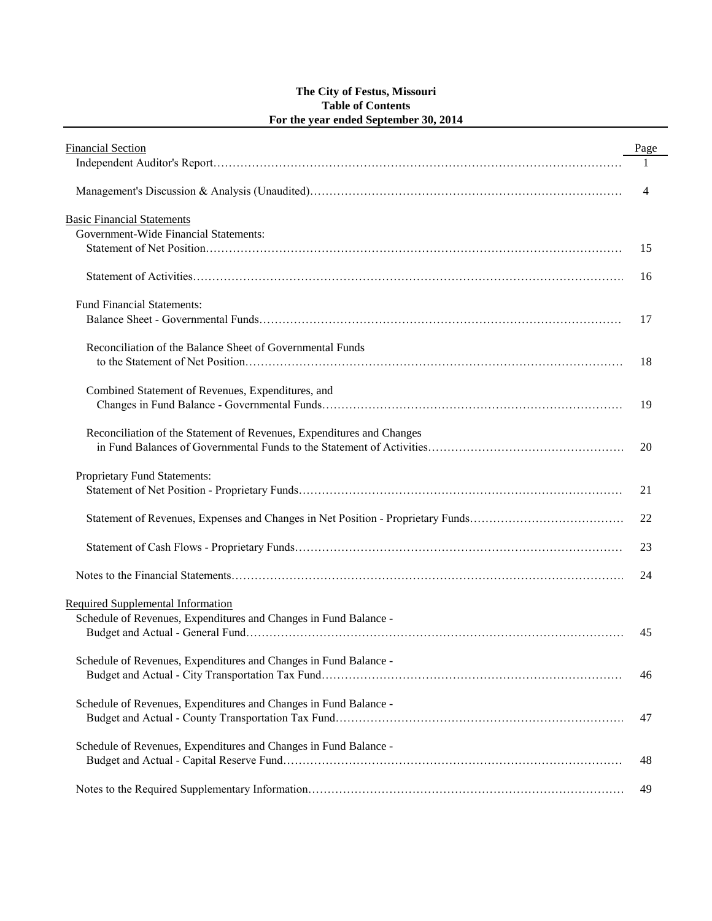**The City of Festus, Missouri**
**Table of Contents**
**For the year ended September 30, 2014**

| Financial Section | Page |
|---|---|
| Independent Auditor's Report | 1 |
| Management's Discussion & Analysis (Unaudited) | 4 |
| **Basic Financial Statements** | |
| Government-Wide Financial Statements: | |
| Statement of Net Position | 15 |
| Statement of Activities | 16 |
| Fund Financial Statements: | |
| Balance Sheet - Governmental Funds | 17 |
| Reconciliation of the Balance Sheet of Governmental Funds to the Statement of Net Position | 18 |
| Combined Statement of Revenues, Expenditures, and Changes in Fund Balance - Governmental Funds | 19 |
| Reconciliation of the Statement of Revenues, Expenditures and Changes in Fund Balances of Governmental Funds to the Statement of Activities | 20 |
| Proprietary Fund Statements: | |
| Statement of Net Position - Proprietary Funds | 21 |
| Statement of Revenues, Expenses and Changes in Net Position - Proprietary Funds | 22 |
| Statement of Cash Flows - Proprietary Funds | 23 |
| Notes to the Financial Statements | 24 |
| **Required Supplemental Information** | |
| Schedule of Revenues, Expenditures and Changes in Fund Balance - Budget and Actual - General Fund | 45 |
| Schedule of Revenues, Expenditures and Changes in Fund Balance - Budget and Actual - City Transportation Tax Fund | 46 |
| Schedule of Revenues, Expenditures and Changes in Fund Balance - Budget and Actual - County Transportation Tax Fund | 47 |
| Schedule of Revenues, Expenditures and Changes in Fund Balance - Budget and Actual - Capital Reserve Fund | 48 |
| Notes to the Required Supplementary Information | 49 |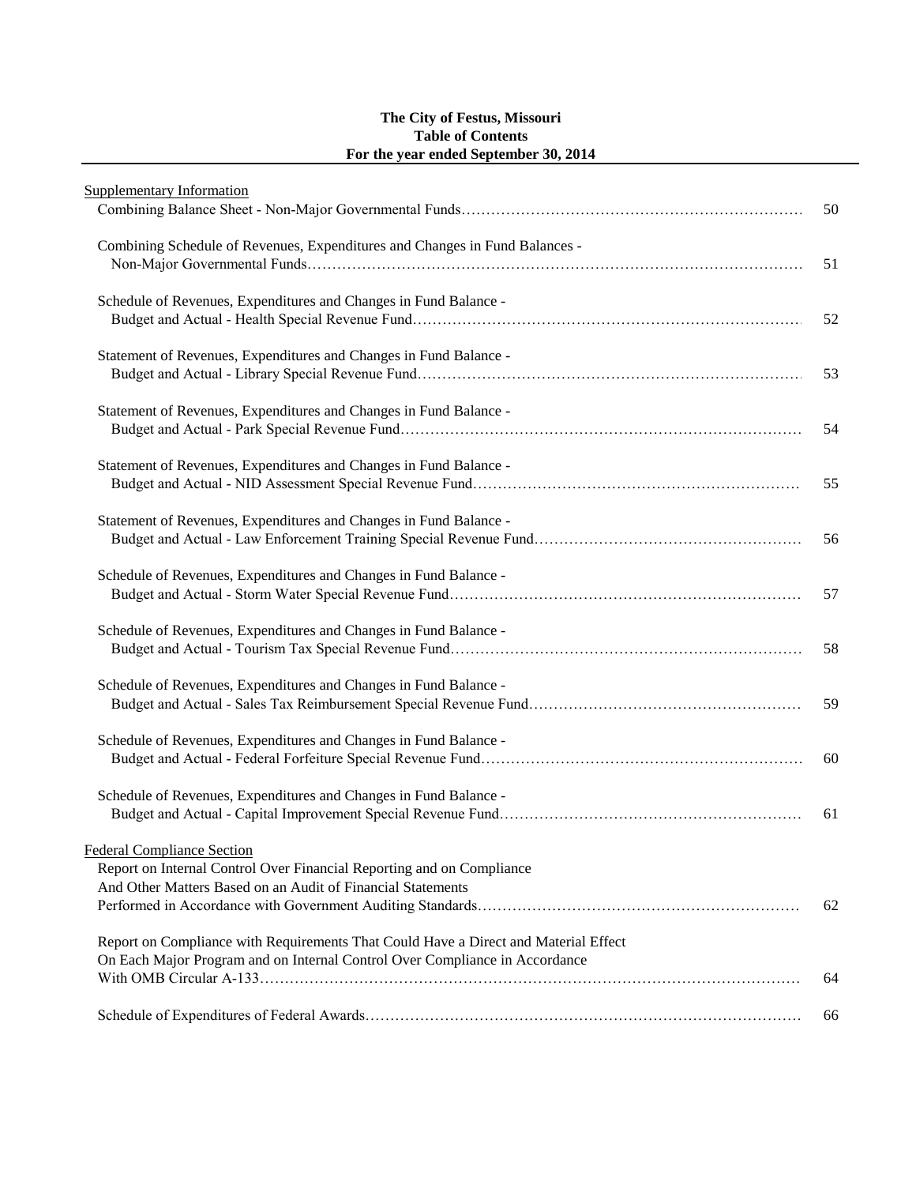**The City of Festus, Missouri**
**Table of Contents**
**For the year ended September 30, 2014**

| | |
|---|---|
| Supplementary Information | |
| Combining Balance Sheet - Non-Major Governmental Funds | 50 |
| Combining Schedule of Revenues, Expenditures and Changes in Fund Balances - Non-Major Governmental Funds | 51 |
| Schedule of Revenues, Expenditures and Changes in Fund Balance - Budget and Actual - Health Special Revenue Fund | 52 |
| Statement of Revenues, Expenditures and Changes in Fund Balance - Budget and Actual - Library Special Revenue Fund | 53 |
| Statement of Revenues, Expenditures and Changes in Fund Balance - Budget and Actual - Park Special Revenue Fund | 54 |
| Statement of Revenues, Expenditures and Changes in Fund Balance - Budget and Actual - NID Assessment Special Revenue Fund | 55 |
| Statement of Revenues, Expenditures and Changes in Fund Balance - Budget and Actual - Law Enforcement Training Special Revenue Fund | 56 |
| Schedule of Revenues, Expenditures and Changes in Fund Balance - Budget and Actual - Storm Water Special Revenue Fund | 57 |
| Schedule of Revenues, Expenditures and Changes in Fund Balance - Budget and Actual - Tourism Tax Special Revenue Fund | 58 |
| Schedule of Revenues, Expenditures and Changes in Fund Balance - Budget and Actual - Sales Tax Reimbursement Special Revenue Fund | 59 |
| Schedule of Revenues, Expenditures and Changes in Fund Balance - Budget and Actual - Federal Forfeiture Special Revenue Fund | 60 |
| Schedule of Revenues, Expenditures and Changes in Fund Balance - Budget and Actual - Capital Improvement Special Revenue Fund | 61 |
| Federal Compliance Section | |
| Report on Internal Control Over Financial Reporting and on Compliance And Other Matters Based on an Audit of Financial Statements Performed in Accordance with Government Auditing Standards | 62 |
| Report on Compliance with Requirements That Could Have a Direct and Material Effect On Each Major Program and on Internal Control Over Compliance in Accordance With OMB Circular A-133 | 64 |
| Schedule of Expenditures of Federal Awards | 66 |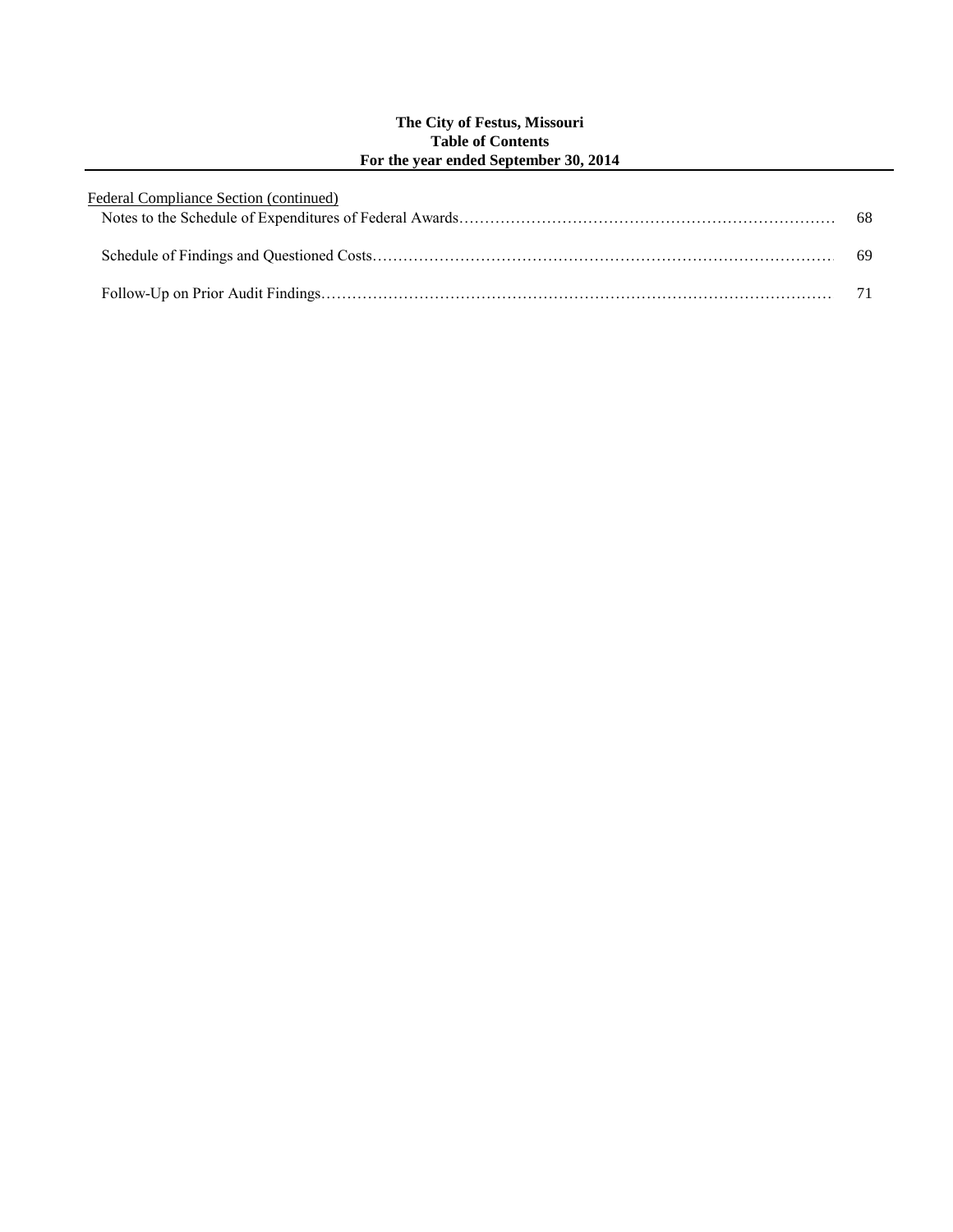**The City of Festus, Missouri**
**Table of Contents**
**For the year ended September 30, 2014**

Federal Compliance Section (continued)

| | |
|---|---|
| Notes to the Schedule of Expenditures of Federal Awards | 68 |
| Schedule of Findings and Questioned Costs | 69 |
| Follow-Up on Prior Audit Findings | 71 |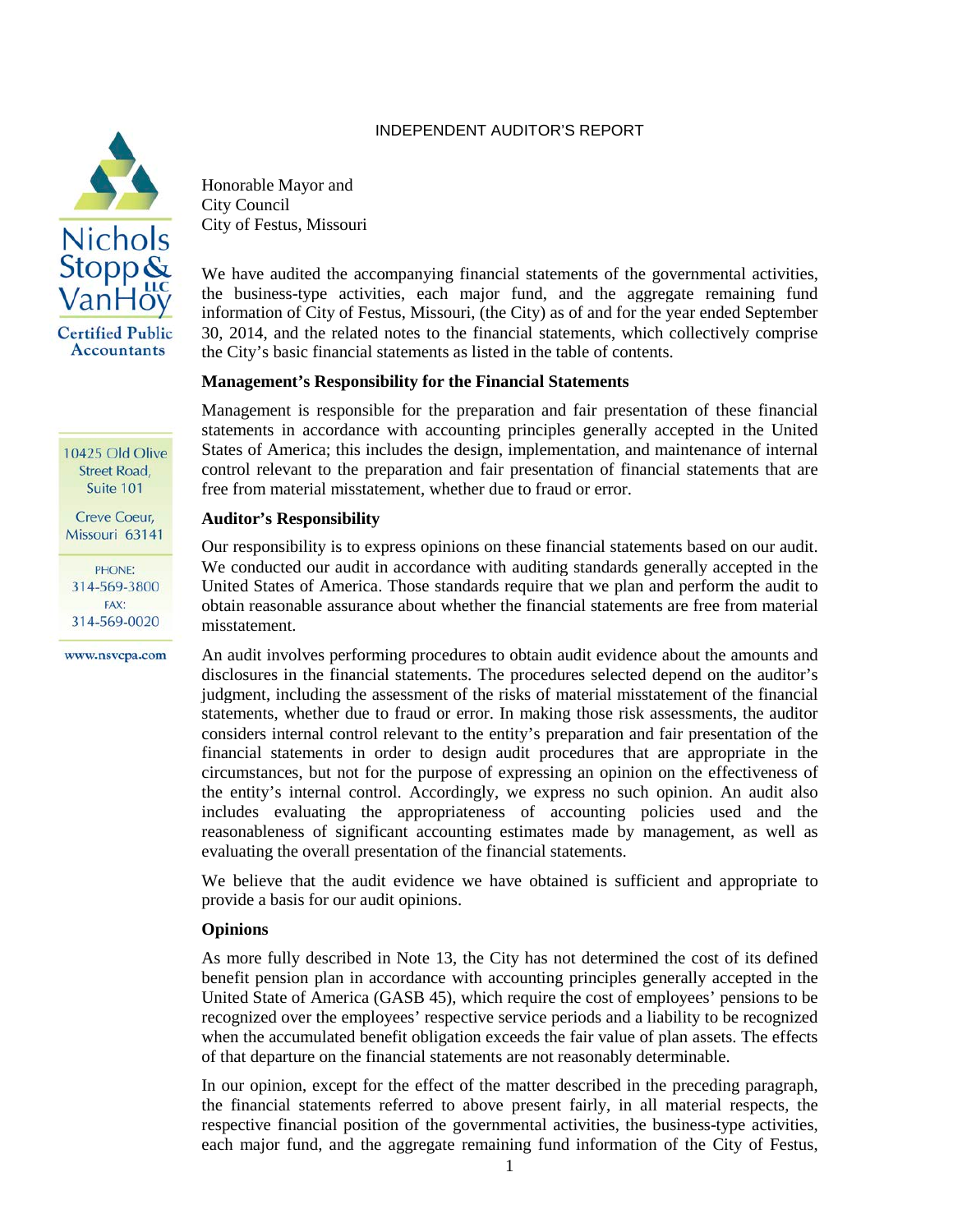INDEPENDENT AUDITOR'S REPORT

Nichols Stopp & VanHoy LLC
Certified Public Accountants

10425 Old Olive Street Road, Suite 101

Creve Coeur, Missouri 63141

PHONE: 314-569-3800
FAX: 314-569-0020

www.nsvcpa.com

Honorable Mayor and
City Council
City of Festus, Missouri

We have audited the accompanying financial statements of the governmental activities, the business-type activities, each major fund, and the aggregate remaining fund information of City of Festus, Missouri, (the City) as of and for the year ended September 30, 2014, and the related notes to the financial statements, which collectively comprise the City's basic financial statements as listed in the table of contents.

**Management's Responsibility for the Financial Statements**

Management is responsible for the preparation and fair presentation of these financial statements in accordance with accounting principles generally accepted in the United States of America; this includes the design, implementation, and maintenance of internal control relevant to the preparation and fair presentation of financial statements that are free from material misstatement, whether due to fraud or error.

**Auditor's Responsibility**

Our responsibility is to express opinions on these financial statements based on our audit. We conducted our audit in accordance with auditing standards generally accepted in the United States of America. Those standards require that we plan and perform the audit to obtain reasonable assurance about whether the financial statements are free from material misstatement.

An audit involves performing procedures to obtain audit evidence about the amounts and disclosures in the financial statements. The procedures selected depend on the auditor's judgment, including the assessment of the risks of material misstatement of the financial statements, whether due to fraud or error. In making those risk assessments, the auditor considers internal control relevant to the entity's preparation and fair presentation of the financial statements in order to design audit procedures that are appropriate in the circumstances, but not for the purpose of expressing an opinion on the effectiveness of the entity's internal control. Accordingly, we express no such opinion. An audit also includes evaluating the appropriateness of accounting policies used and the reasonableness of significant accounting estimates made by management, as well as evaluating the overall presentation of the financial statements.

We believe that the audit evidence we have obtained is sufficient and appropriate to provide a basis for our audit opinions.

**Opinions**

As more fully described in Note 13, the City has not determined the cost of its defined benefit pension plan in accordance with accounting principles generally accepted in the United State of America (GASB 45), which require the cost of employees' pensions to be recognized over the employees' respective service periods and a liability to be recognized when the accumulated benefit obligation exceeds the fair value of plan assets. The effects of that departure on the financial statements are not reasonably determinable.

In our opinion, except for the effect of the matter described in the preceding paragraph, the financial statements referred to above present fairly, in all material respects, the respective financial position of the governmental activities, the business-type activities, each major fund, and the aggregate remaining fund information of the City of Festus,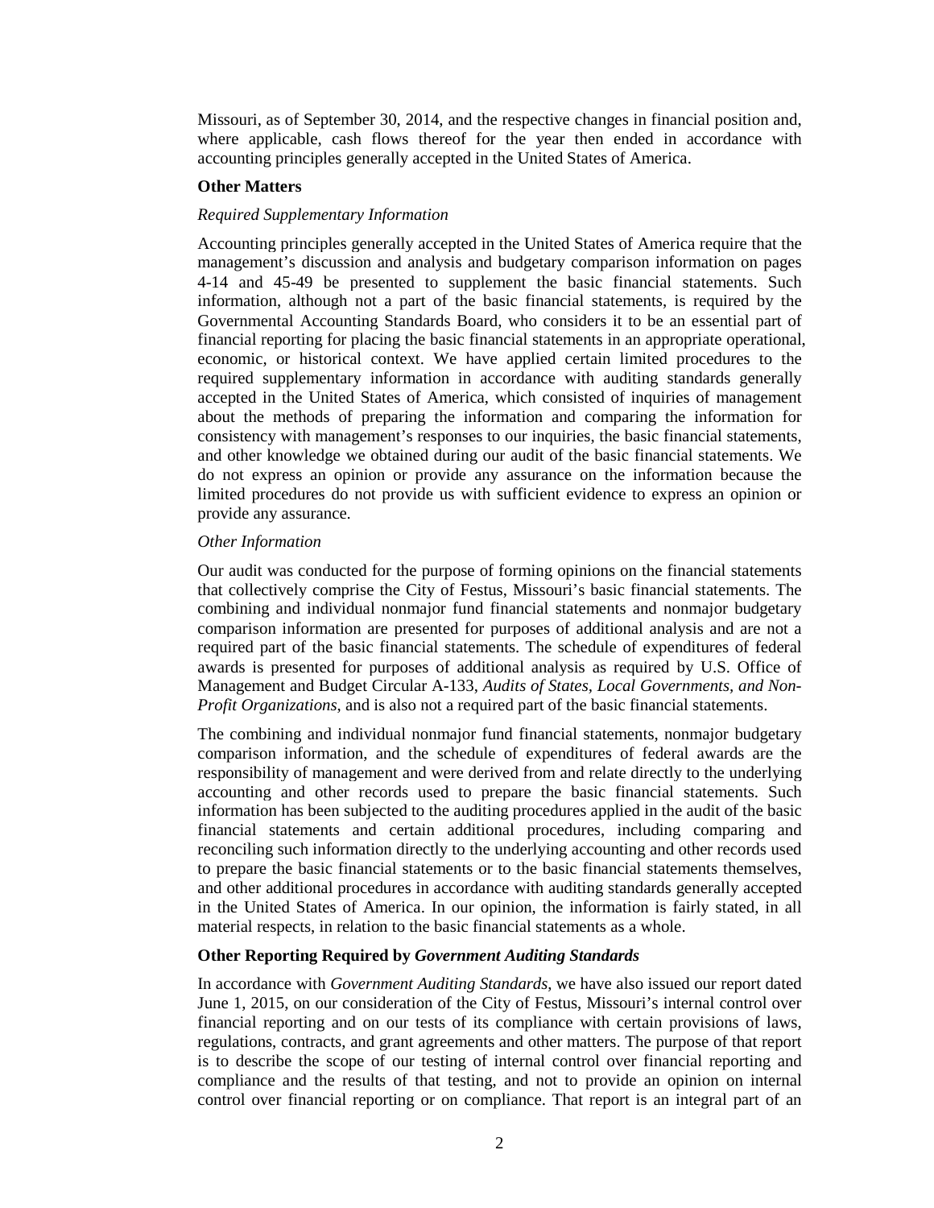Missouri, as of September 30, 2014, and the respective changes in financial position and, where applicable, cash flows thereof for the year then ended in accordance with accounting principles generally accepted in the United States of America.

**Other Matters**

*Required Supplementary Information*

Accounting principles generally accepted in the United States of America require that the management's discussion and analysis and budgetary comparison information on pages 4-14 and 45-49 be presented to supplement the basic financial statements. Such information, although not a part of the basic financial statements, is required by the Governmental Accounting Standards Board, who considers it to be an essential part of financial reporting for placing the basic financial statements in an appropriate operational, economic, or historical context. We have applied certain limited procedures to the required supplementary information in accordance with auditing standards generally accepted in the United States of America, which consisted of inquiries of management about the methods of preparing the information and comparing the information for consistency with management's responses to our inquiries, the basic financial statements, and other knowledge we obtained during our audit of the basic financial statements. We do not express an opinion or provide any assurance on the information because the limited procedures do not provide us with sufficient evidence to express an opinion or provide any assurance.

*Other Information*

Our audit was conducted for the purpose of forming opinions on the financial statements that collectively comprise the City of Festus, Missouri's basic financial statements. The combining and individual nonmajor fund financial statements and nonmajor budgetary comparison information are presented for purposes of additional analysis and are not a required part of the basic financial statements. The schedule of expenditures of federal awards is presented for purposes of additional analysis as required by U.S. Office of Management and Budget Circular A-133, *Audits of States, Local Governments, and Non-Profit Organizations*, and is also not a required part of the basic financial statements.

The combining and individual nonmajor fund financial statements, nonmajor budgetary comparison information, and the schedule of expenditures of federal awards are the responsibility of management and were derived from and relate directly to the underlying accounting and other records used to prepare the basic financial statements. Such information has been subjected to the auditing procedures applied in the audit of the basic financial statements and certain additional procedures, including comparing and reconciling such information directly to the underlying accounting and other records used to prepare the basic financial statements or to the basic financial statements themselves, and other additional procedures in accordance with auditing standards generally accepted in the United States of America. In our opinion, the information is fairly stated, in all material respects, in relation to the basic financial statements as a whole.

**Other Reporting Required by *Government Auditing Standards***

In accordance with *Government Auditing Standards*, we have also issued our report dated June 1, 2015, on our consideration of the City of Festus, Missouri's internal control over financial reporting and on our tests of its compliance with certain provisions of laws, regulations, contracts, and grant agreements and other matters. The purpose of that report is to describe the scope of our testing of internal control over financial reporting and compliance and the results of that testing, and not to provide an opinion on internal control over financial reporting or on compliance. That report is an integral part of an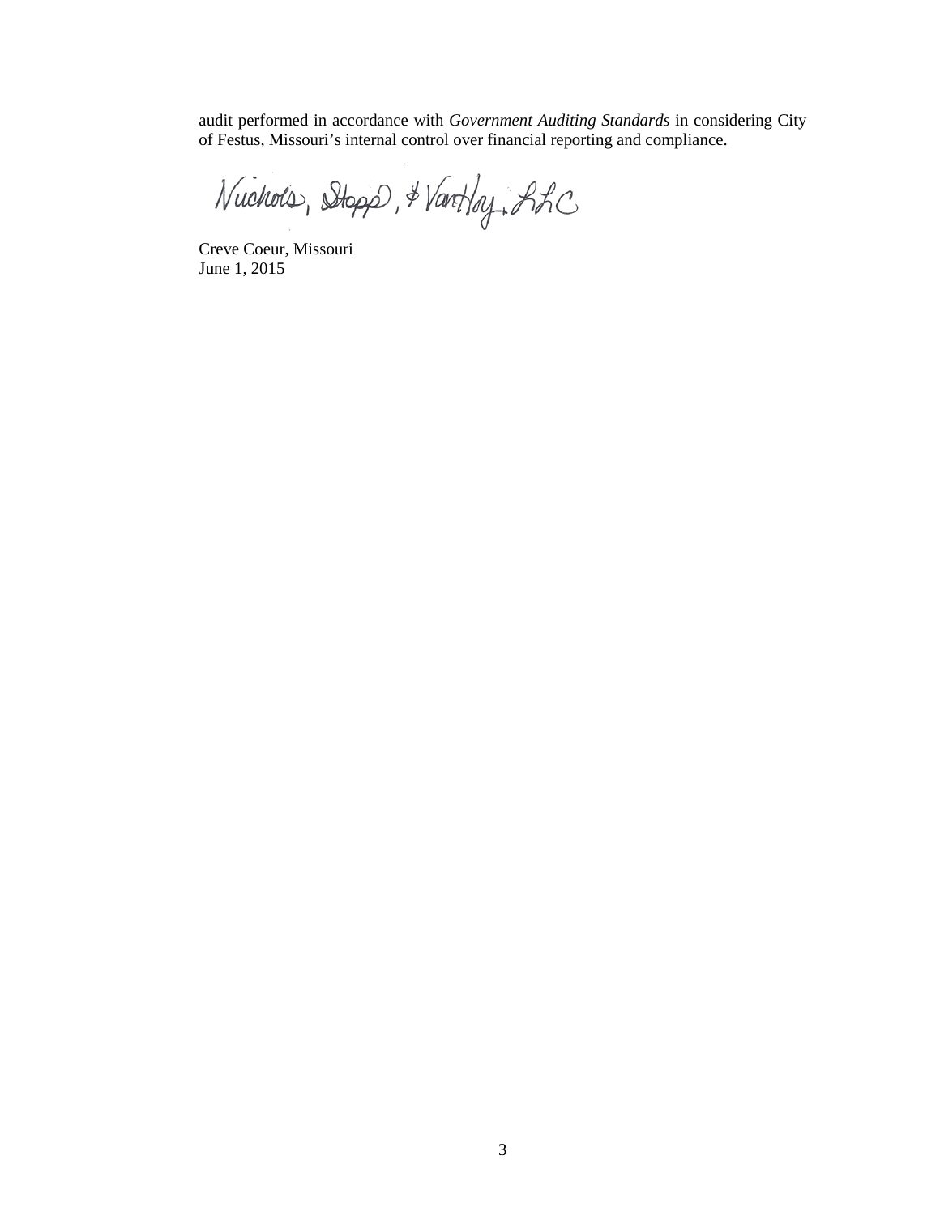audit performed in accordance with *Government Auditing Standards* in considering City of Festus, Missouri's internal control over financial reporting and compliance.

Nichols, Stopp, & VanHoy, LLC

Creve Coeur, Missouri
June 1, 2015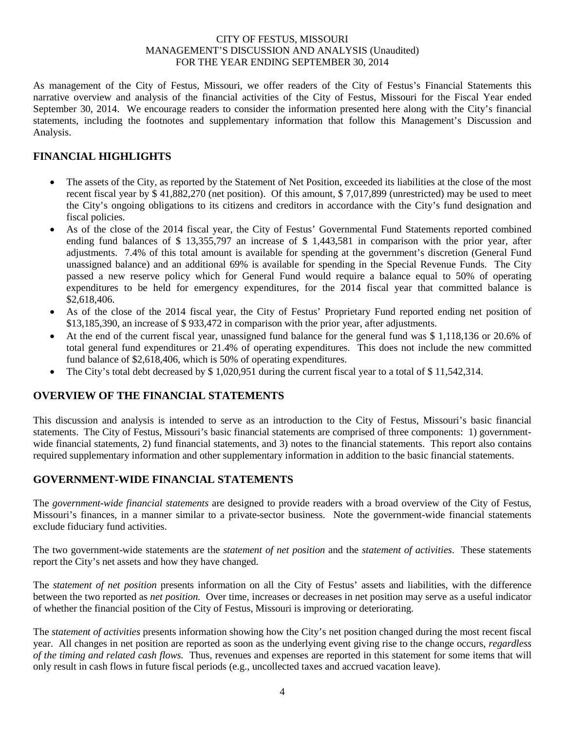CITY OF FESTUS, MISSOURI
MANAGEMENT'S DISCUSSION AND ANALYSIS (Unaudited)
FOR THE YEAR ENDING SEPTEMBER 30, 2014

As management of the City of Festus, Missouri, we offer readers of the City of Festus's Financial Statements this narrative overview and analysis of the financial activities of the City of Festus, Missouri for the Fiscal Year ended September 30, 2014. We encourage readers to consider the information presented here along with the City's financial statements, including the footnotes and supplementary information that follow this Management's Discussion and Analysis.

## FINANCIAL HIGHLIGHTS

- The assets of the City, as reported by the Statement of Net Position, exceeded its liabilities at the close of the most recent fiscal year by $ 41,882,270 (net position). Of this amount, $ 7,017,899 (unrestricted) may be used to meet the City's ongoing obligations to its citizens and creditors in accordance with the City's fund designation and fiscal policies.
- As of the close of the 2014 fiscal year, the City of Festus' Governmental Fund Statements reported combined ending fund balances of $ 13,355,797 an increase of $ 1,443,581 in comparison with the prior year, after adjustments. 7.4% of this total amount is available for spending at the government's discretion (General Fund unassigned balance) and an additional 69% is available for spending in the Special Revenue Funds. The City passed a new reserve policy which for General Fund would require a balance equal to 50% of operating expenditures to be held for emergency expenditures, for the 2014 fiscal year that committed balance is $2,618,406.
- As of the close of the 2014 fiscal year, the City of Festus' Proprietary Fund reported ending net position of $13,185,390, an increase of $ 933,472 in comparison with the prior year, after adjustments.
- At the end of the current fiscal year, unassigned fund balance for the general fund was $ 1,118,136 or 20.6% of total general fund expenditures or 21.4% of operating expenditures. This does not include the new committed fund balance of $2,618,406, which is 50% of operating expenditures.
- The City's total debt decreased by $ 1,020,951 during the current fiscal year to a total of $ 11,542,314.

## OVERVIEW OF THE FINANCIAL STATEMENTS

This discussion and analysis is intended to serve as an introduction to the City of Festus, Missouri's basic financial statements. The City of Festus, Missouri's basic financial statements are comprised of three components: 1) government-wide financial statements, 2) fund financial statements, and 3) notes to the financial statements. This report also contains required supplementary information and other supplementary information in addition to the basic financial statements.

## GOVERNMENT-WIDE FINANCIAL STATEMENTS

The *government-wide financial statements* are designed to provide readers with a broad overview of the City of Festus, Missouri's finances, in a manner similar to a private-sector business. Note the government-wide financial statements exclude fiduciary fund activities.

The two government-wide statements are the *statement of net position* and the *statement of activities*. These statements report the City's net assets and how they have changed.

The *statement of net position* presents information on all the City of Festus' assets and liabilities, with the difference between the two reported as *net position.* Over time, increases or decreases in net position may serve as a useful indicator of whether the financial position of the City of Festus, Missouri is improving or deteriorating.

The *statement of activities* presents information showing how the City's net position changed during the most recent fiscal year. All changes in net position are reported as soon as the underlying event giving rise to the change occurs, *regardless of the timing and related cash flows.* Thus, revenues and expenses are reported in this statement for some items that will only result in cash flows in future fiscal periods (e.g., uncollected taxes and accrued vacation leave).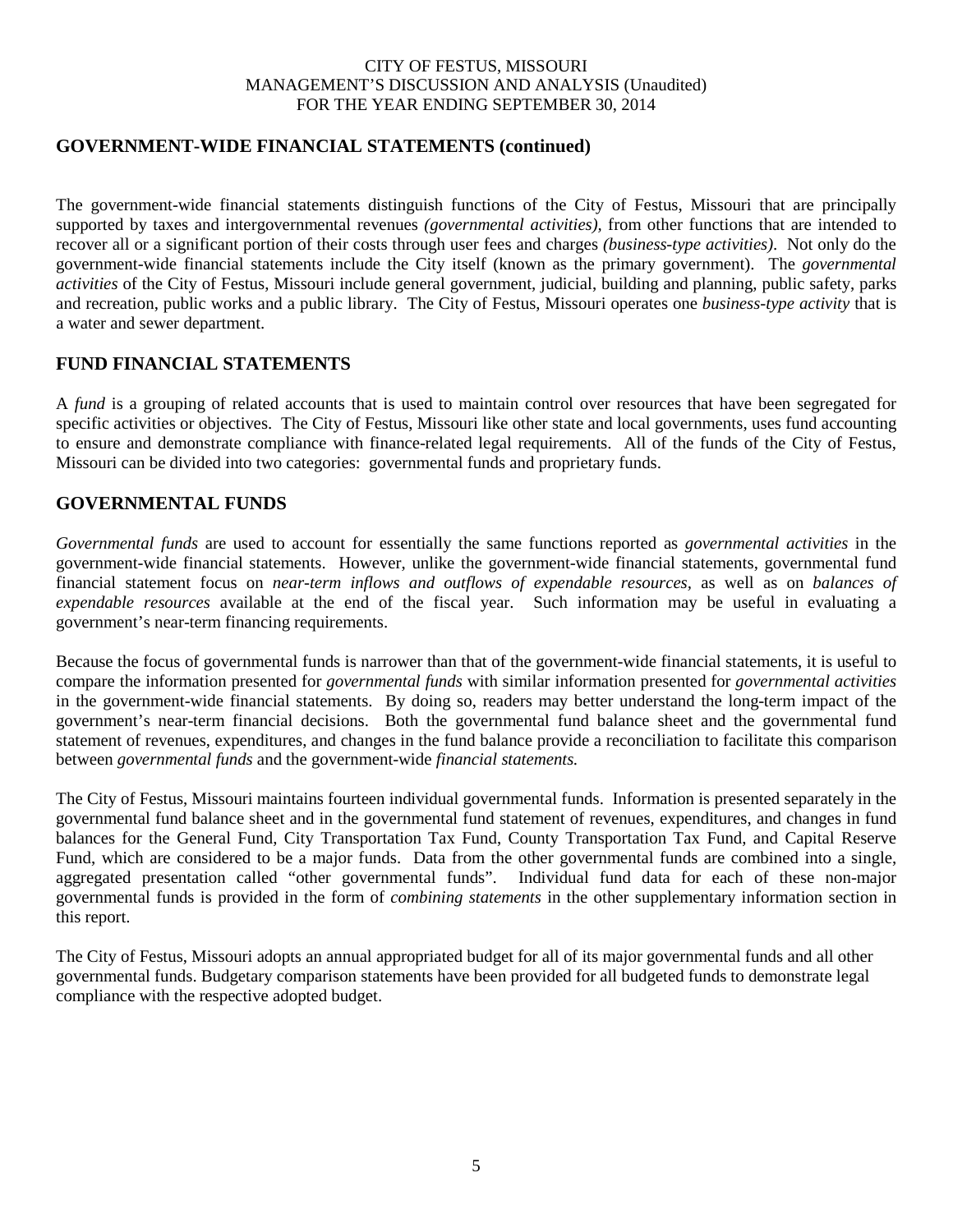## GOVERNMENT-WIDE FINANCIAL STATEMENTS (continued)

The government-wide financial statements distinguish functions of the City of Festus, Missouri that are principally supported by taxes and intergovernmental revenues *(governmental activities)*, from other functions that are intended to recover all or a significant portion of their costs through user fees and charges *(business-type activities)*. Not only do the government-wide financial statements include the City itself (known as the primary government). The *governmental activities* of the City of Festus, Missouri include general government, judicial, building and planning, public safety, parks and recreation, public works and a public library. The City of Festus, Missouri operates one *business-type activity* that is a water and sewer department.

## FUND FINANCIAL STATEMENTS

A *fund* is a grouping of related accounts that is used to maintain control over resources that have been segregated for specific activities or objectives. The City of Festus, Missouri like other state and local governments, uses fund accounting to ensure and demonstrate compliance with finance-related legal requirements. All of the funds of the City of Festus, Missouri can be divided into two categories: governmental funds and proprietary funds.

## GOVERNMENTAL FUNDS

*Governmental funds* are used to account for essentially the same functions reported as *governmental activities* in the government-wide financial statements. However, unlike the government-wide financial statements, governmental fund financial statement focus on *near-term inflows and outflows of expendable resources*, as well as on *balances of expendable resources* available at the end of the fiscal year. Such information may be useful in evaluating a government's near-term financing requirements.

Because the focus of governmental funds is narrower than that of the government-wide financial statements, it is useful to compare the information presented for *governmental funds* with similar information presented for *governmental activities* in the government-wide financial statements. By doing so, readers may better understand the long-term impact of the government's near-term financial decisions. Both the governmental fund balance sheet and the governmental fund statement of revenues, expenditures, and changes in the fund balance provide a reconciliation to facilitate this comparison between *governmental funds* and the government-wide *financial statements.*

The City of Festus, Missouri maintains fourteen individual governmental funds. Information is presented separately in the governmental fund balance sheet and in the governmental fund statement of revenues, expenditures, and changes in fund balances for the General Fund, City Transportation Tax Fund, County Transportation Tax Fund, and Capital Reserve Fund, which are considered to be a major funds. Data from the other governmental funds are combined into a single, aggregated presentation called "other governmental funds". Individual fund data for each of these non-major governmental funds is provided in the form of *combining statements* in the other supplementary information section in this report.

The City of Festus, Missouri adopts an annual appropriated budget for all of its major governmental funds and all other governmental funds. Budgetary comparison statements have been provided for all budgeted funds to demonstrate legal compliance with the respective adopted budget.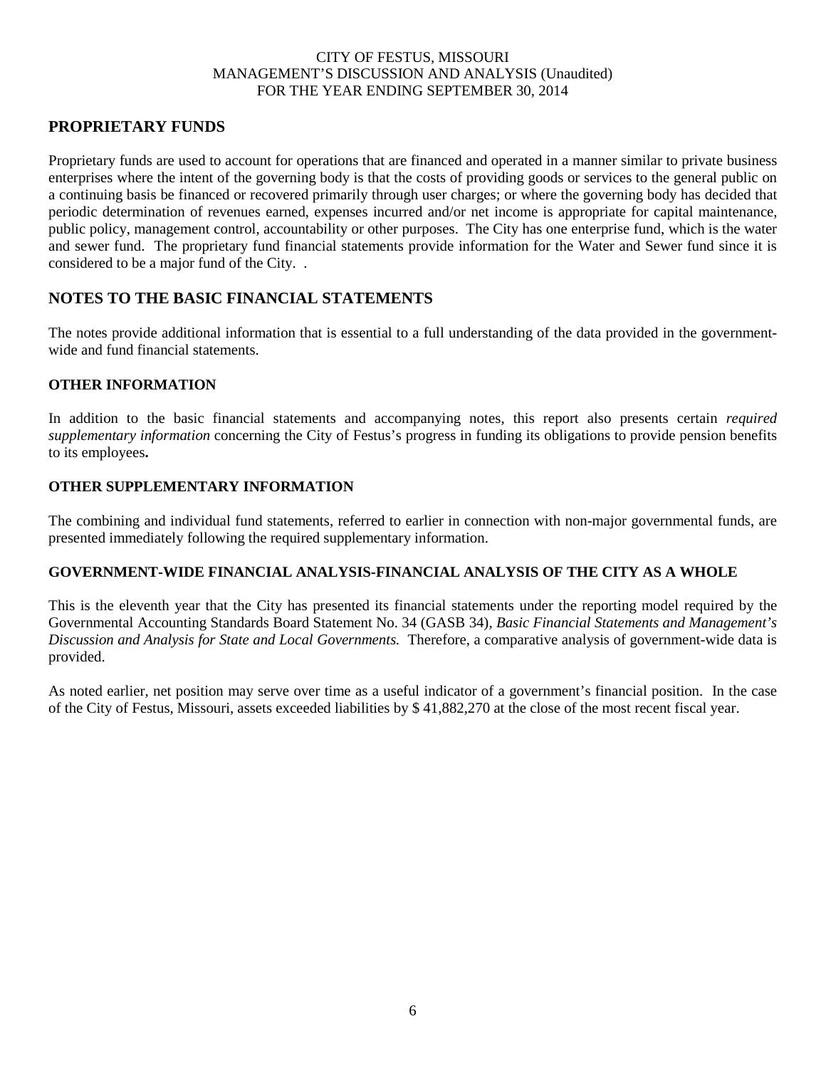## PROPRIETARY FUNDS

Proprietary funds are used to account for operations that are financed and operated in a manner similar to private business enterprises where the intent of the governing body is that the costs of providing goods or services to the general public on a continuing basis be financed or recovered primarily through user charges; or where the governing body has decided that periodic determination of revenues earned, expenses incurred and/or net income is appropriate for capital maintenance, public policy, management control, accountability or other purposes. The City has one enterprise fund, which is the water and sewer fund. The proprietary fund financial statements provide information for the Water and Sewer fund since it is considered to be a major fund of the City. .

## NOTES TO THE BASIC FINANCIAL STATEMENTS

The notes provide additional information that is essential to a full understanding of the data provided in the government-wide and fund financial statements.

### OTHER INFORMATION

In addition to the basic financial statements and accompanying notes, this report also presents certain *required supplementary information* concerning the City of Festus's progress in funding its obligations to provide pension benefits to its employees**.**

### OTHER SUPPLEMENTARY INFORMATION

The combining and individual fund statements, referred to earlier in connection with non-major governmental funds, are presented immediately following the required supplementary information.

### GOVERNMENT-WIDE FINANCIAL ANALYSIS-FINANCIAL ANALYSIS OF THE CITY AS A WHOLE

This is the eleventh year that the City has presented its financial statements under the reporting model required by the Governmental Accounting Standards Board Statement No. 34 (GASB 34), *Basic Financial Statements and Management's Discussion and Analysis for State and Local Governments.* Therefore, a comparative analysis of government-wide data is provided.

As noted earlier, net position may serve over time as a useful indicator of a government's financial position. In the case of the City of Festus, Missouri, assets exceeded liabilities by $ 41,882,270 at the close of the most recent fiscal year.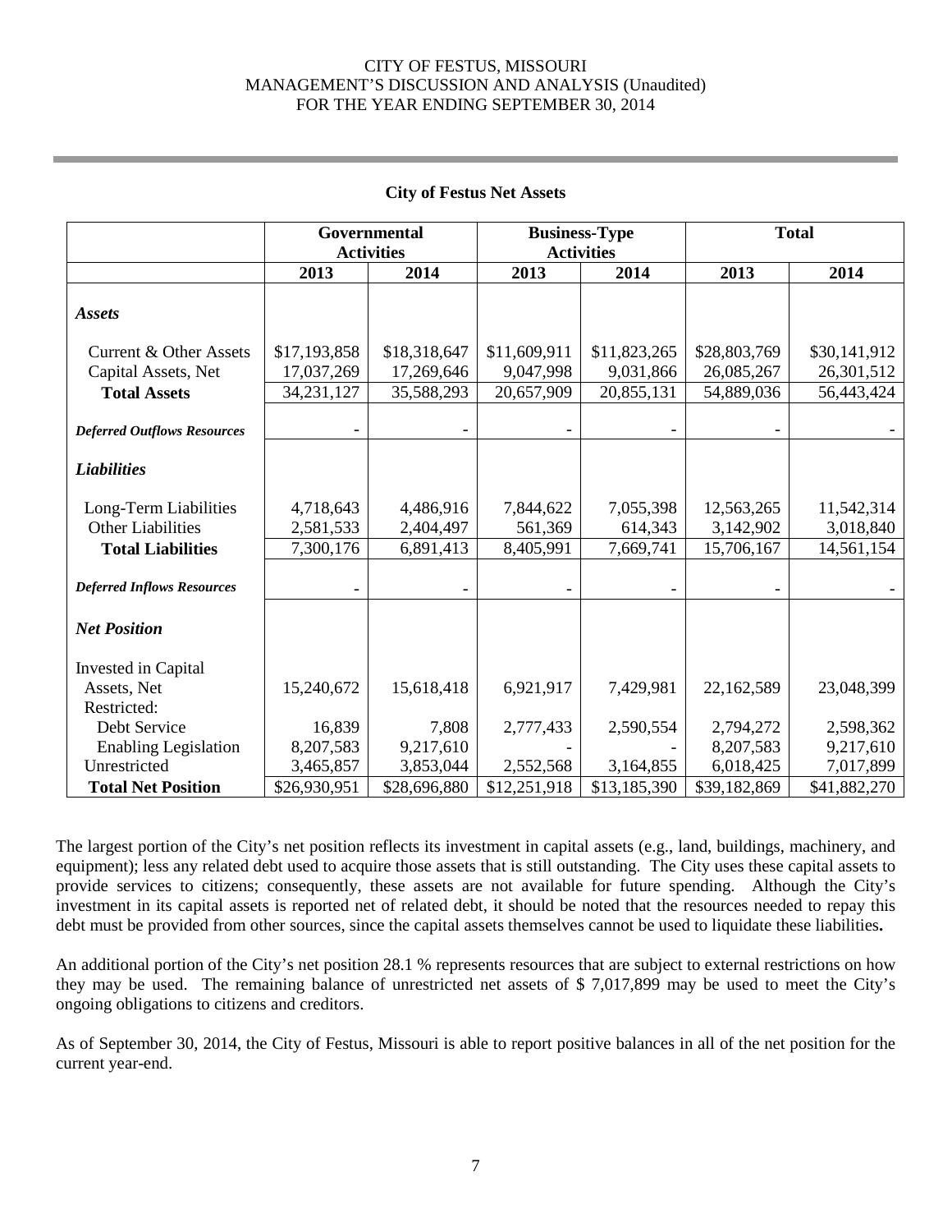## City of Festus Net Assets

| | Governmental Activities | | Business-Type Activities | | Total | |
|---|---|---|---|---|---|---|
| | 2013 | 2014 | 2013 | 2014 | 2013 | 2014 |
| ***Assets*** | | | | | | |
| Current & Other Assets | $17,193,858 | $18,318,647 | $11,609,911 | $11,823,265 | $28,803,769 | $30,141,912 |
| Capital Assets, Net | 17,037,269 | 17,269,646 | 9,047,998 | 9,031,866 | 26,085,267 | 26,301,512 |
| **Total Assets** | 34,231,127 | 35,588,293 | 20,657,909 | 20,855,131 | 54,889,036 | 56,443,424 |
| ***Deferred Outflows Resources*** | - | - | - | - | - | - |
| ***Liabilities*** | | | | | | |
| Long-Term Liabilities | 4,718,643 | 4,486,916 | 7,844,622 | 7,055,398 | 12,563,265 | 11,542,314 |
| Other Liabilities | 2,581,533 | 2,404,497 | 561,369 | 614,343 | 3,142,902 | 3,018,840 |
| **Total Liabilities** | 7,300,176 | 6,891,413 | 8,405,991 | 7,669,741 | 15,706,167 | 14,561,154 |
| ***Deferred Inflows Resources*** | - | - | - | - | - | - |
| ***Net Position*** | | | | | | |
| Invested in Capital Assets, Net | 15,240,672 | 15,618,418 | 6,921,917 | 7,429,981 | 22,162,589 | 23,048,399 |
| Restricted: | | | | | | |
| Debt Service | 16,839 | 7,808 | 2,777,433 | 2,590,554 | 2,794,272 | 2,598,362 |
| Enabling Legislation | 8,207,583 | 9,217,610 | - | - | 8,207,583 | 9,217,610 |
| Unrestricted | 3,465,857 | 3,853,044 | 2,552,568 | 3,164,855 | 6,018,425 | 7,017,899 |
| **Total Net Position** | $26,930,951 | $28,696,880 | $12,251,918 | $13,185,390 | $39,182,869 | $41,882,270 |

The largest portion of the City's net position reflects its investment in capital assets (e.g., land, buildings, machinery, and equipment); less any related debt used to acquire those assets that is still outstanding. The City uses these capital assets to provide services to citizens; consequently, these assets are not available for future spending. Although the City's investment in its capital assets is reported net of related debt, it should be noted that the resources needed to repay this debt must be provided from other sources, since the capital assets themselves cannot be used to liquidate these liabilities**.**

An additional portion of the City's net position 28.1 % represents resources that are subject to external restrictions on how they may be used. The remaining balance of unrestricted net assets of $ 7,017,899 may be used to meet the City's ongoing obligations to citizens and creditors.

As of September 30, 2014, the City of Festus, Missouri is able to report positive balances in all of the net position for the current year-end.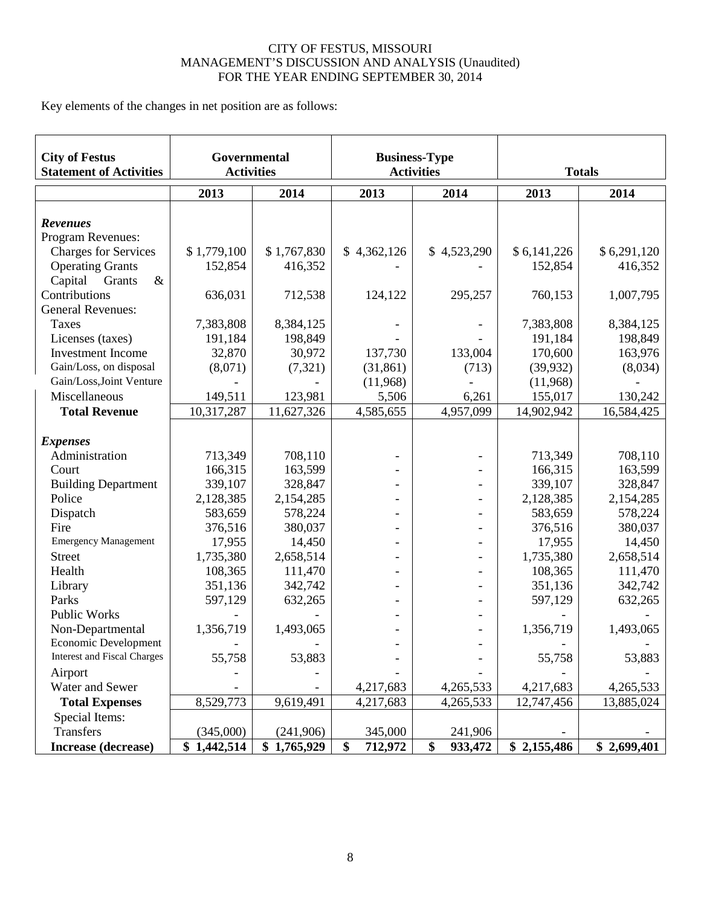CITY OF FESTUS, MISSOURI
MANAGEMENT'S DISCUSSION AND ANALYSIS (Unaudited)
FOR THE YEAR ENDING SEPTEMBER 30, 2014

Key elements of the changes in net position are as follows:

| City of Festus Statement of Activities | Governmental Activities | | Business-Type Activities | | Totals | |
|---|---|---|---|---|---|---|
| | 2013 | 2014 | 2013 | 2014 | 2013 | 2014 |
| ***Revenues*** | | | | | | |
| Program Revenues: | | | | | | |
| Charges for Services | $ 1,779,100 | $ 1,767,830 | $ 4,362,126 | $ 4,523,290 | $ 6,141,226 | $ 6,291,120 |
| Operating Grants | 152,854 | 416,352 | - | - | 152,854 | 416,352 |
| Capital Grants & Contributions | 636,031 | 712,538 | 124,122 | 295,257 | 760,153 | 1,007,795 |
| General Revenues: | | | | | | |
| Taxes | 7,383,808 | 8,384,125 | - | - | 7,383,808 | 8,384,125 |
| Licenses (taxes) | 191,184 | 198,849 | - | - | 191,184 | 198,849 |
| Investment Income | 32,870 | 30,972 | 137,730 | 133,004 | 170,600 | 163,976 |
| Gain/Loss, on disposal | (8,071) | (7,321) | (31,861) | (713) | (39,932) | (8,034) |
| Gain/Loss,Joint Venture | - | - | (11,968) | - | (11,968) | - |
| Miscellaneous | 149,511 | 123,981 | 5,506 | 6,261 | 155,017 | 130,242 |
| **Total Revenue** | 10,317,287 | 11,627,326 | 4,585,655 | 4,957,099 | 14,902,942 | 16,584,425 |
| ***Expenses*** | | | | | | |
| Administration | 713,349 | 708,110 | - | - | 713,349 | 708,110 |
| Court | 166,315 | 163,599 | - | - | 166,315 | 163,599 |
| Building Department | 339,107 | 328,847 | - | - | 339,107 | 328,847 |
| Police | 2,128,385 | 2,154,285 | - | - | 2,128,385 | 2,154,285 |
| Dispatch | 583,659 | 578,224 | - | - | 583,659 | 578,224 |
| Fire | 376,516 | 380,037 | - | - | 376,516 | 380,037 |
| Emergency Management | 17,955 | 14,450 | - | - | 17,955 | 14,450 |
| Street | 1,735,380 | 2,658,514 | - | - | 1,735,380 | 2,658,514 |
| Health | 108,365 | 111,470 | - | - | 108,365 | 111,470 |
| Library | 351,136 | 342,742 | - | - | 351,136 | 342,742 |
| Parks | 597,129 | 632,265 | - | - | 597,129 | 632,265 |
| Public Works | - | - | - | - | - | - |
| Non-Departmental | 1,356,719 | 1,493,065 | - | - | 1,356,719 | 1,493,065 |
| Economic Development | - | - | - | - | - | - |
| Interest and Fiscal Charges | 55,758 | 53,883 | - | - | 55,758 | 53,883 |
| Airport | - | - | - | - | - | - |
| Water and Sewer | - | - | 4,217,683 | 4,265,533 | 4,217,683 | 4,265,533 |
| **Total Expenses** | 8,529,773 | 9,619,491 | 4,217,683 | 4,265,533 | 12,747,456 | 13,885,024 |
| Special Items: | | | | | | |
| Transfers | (345,000) | (241,906) | 345,000 | 241,906 | - | - |
| **Increase (decrease)** | **$ 1,442,514** | **$ 1,765,929** | **$ 712,972** | **$ 933,472** | **$ 2,155,486** | **$ 2,699,401** |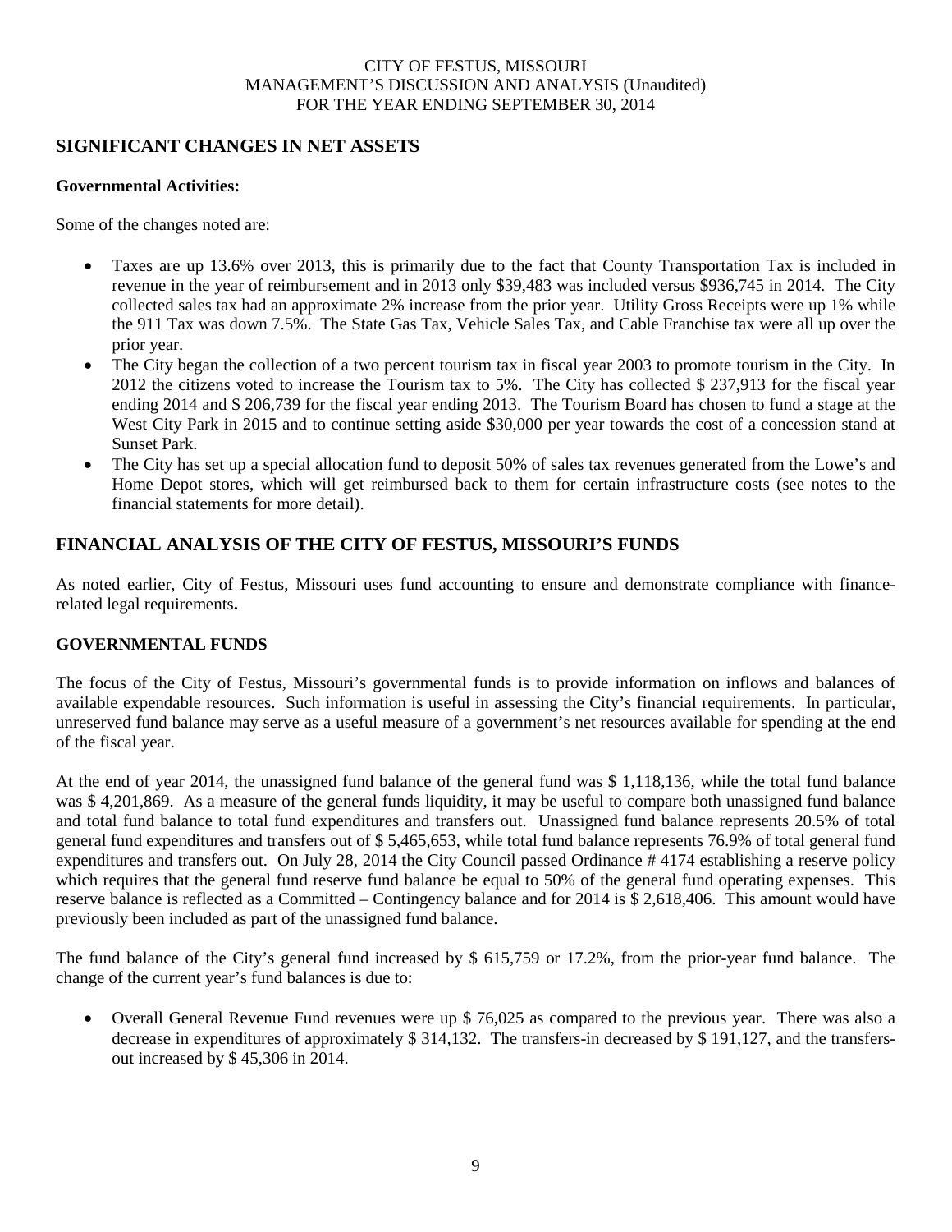## SIGNIFICANT CHANGES IN NET ASSETS

**Governmental Activities:**

Some of the changes noted are:

- Taxes are up 13.6% over 2013, this is primarily due to the fact that County Transportation Tax is included in revenue in the year of reimbursement and in 2013 only $39,483 was included versus $936,745 in 2014. The City collected sales tax had an approximate 2% increase from the prior year. Utility Gross Receipts were up 1% while the 911 Tax was down 7.5%. The State Gas Tax, Vehicle Sales Tax, and Cable Franchise tax were all up over the prior year.
- The City began the collection of a two percent tourism tax in fiscal year 2003 to promote tourism in the City. In 2012 the citizens voted to increase the Tourism tax to 5%. The City has collected $ 237,913 for the fiscal year ending 2014 and $ 206,739 for the fiscal year ending 2013. The Tourism Board has chosen to fund a stage at the West City Park in 2015 and to continue setting aside $30,000 per year towards the cost of a concession stand at Sunset Park.
- The City has set up a special allocation fund to deposit 50% of sales tax revenues generated from the Lowe's and Home Depot stores, which will get reimbursed back to them for certain infrastructure costs (see notes to the financial statements for more detail).

## FINANCIAL ANALYSIS OF THE CITY OF FESTUS, MISSOURI'S FUNDS

As noted earlier, City of Festus, Missouri uses fund accounting to ensure and demonstrate compliance with finance-related legal requirements**.**

### GOVERNMENTAL FUNDS

The focus of the City of Festus, Missouri's governmental funds is to provide information on inflows and balances of available expendable resources. Such information is useful in assessing the City's financial requirements. In particular, unreserved fund balance may serve as a useful measure of a government's net resources available for spending at the end of the fiscal year.

At the end of year 2014, the unassigned fund balance of the general fund was $ 1,118,136, while the total fund balance was $ 4,201,869. As a measure of the general funds liquidity, it may be useful to compare both unassigned fund balance and total fund balance to total fund expenditures and transfers out. Unassigned fund balance represents 20.5% of total general fund expenditures and transfers out of $ 5,465,653, while total fund balance represents 76.9% of total general fund expenditures and transfers out. On July 28, 2014 the City Council passed Ordinance # 4174 establishing a reserve policy which requires that the general fund reserve fund balance be equal to 50% of the general fund operating expenses. This reserve balance is reflected as a Committed – Contingency balance and for 2014 is $ 2,618,406. This amount would have previously been included as part of the unassigned fund balance.

The fund balance of the City's general fund increased by $ 615,759 or 17.2%, from the prior-year fund balance. The change of the current year's fund balances is due to:

- Overall General Revenue Fund revenues were up $ 76,025 as compared to the previous year. There was also a decrease in expenditures of approximately $ 314,132. The transfers-in decreased by $ 191,127, and the transfers-out increased by $ 45,306 in 2014.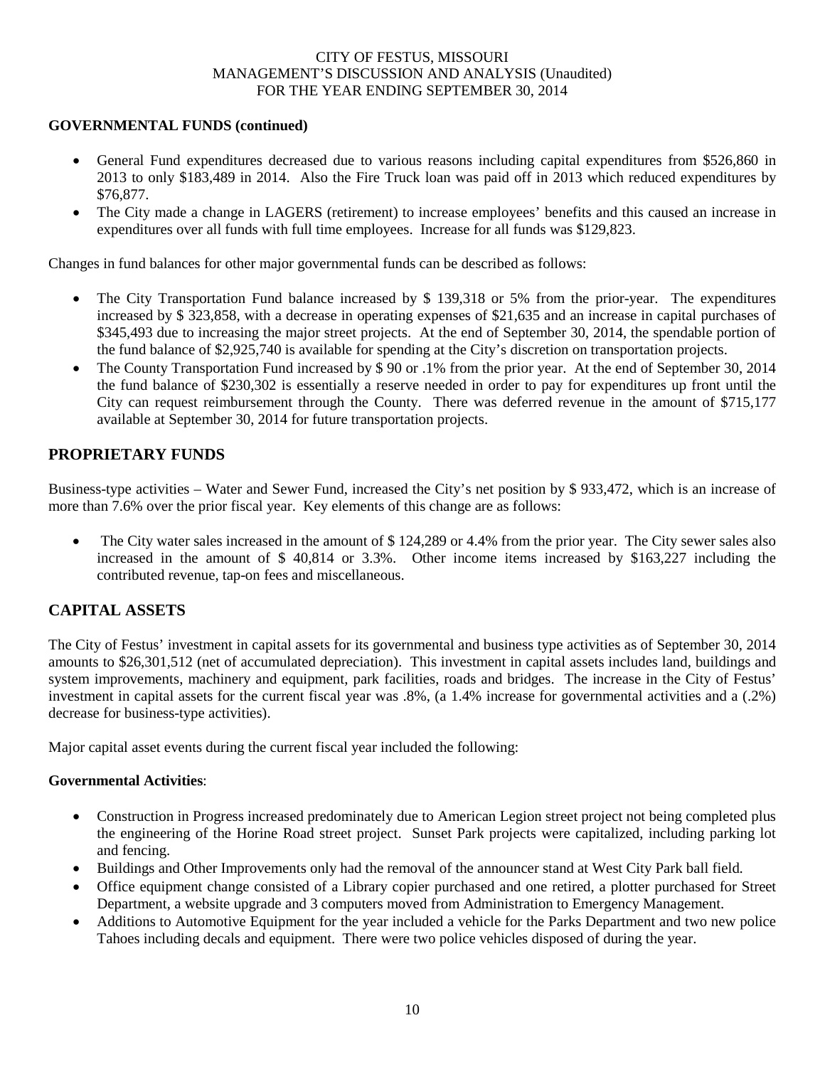**GOVERNMENTAL FUNDS (continued)**

- General Fund expenditures decreased due to various reasons including capital expenditures from $526,860 in 2013 to only $183,489 in 2014. Also the Fire Truck loan was paid off in 2013 which reduced expenditures by $76,877.
- The City made a change in LAGERS (retirement) to increase employees' benefits and this caused an increase in expenditures over all funds with full time employees. Increase for all funds was $129,823.

Changes in fund balances for other major governmental funds can be described as follows:

- The City Transportation Fund balance increased by $ 139,318 or 5% from the prior-year. The expenditures increased by $ 323,858, with a decrease in operating expenses of $21,635 and an increase in capital purchases of $345,493 due to increasing the major street projects. At the end of September 30, 2014, the spendable portion of the fund balance of $2,925,740 is available for spending at the City's discretion on transportation projects.
- The County Transportation Fund increased by $ 90 or .1% from the prior year. At the end of September 30, 2014 the fund balance of $230,302 is essentially a reserve needed in order to pay for expenditures up front until the City can request reimbursement through the County. There was deferred revenue in the amount of $715,177 available at September 30, 2014 for future transportation projects.

## PROPRIETARY FUNDS

Business-type activities – Water and Sewer Fund, increased the City's net position by $ 933,472, which is an increase of more than 7.6% over the prior fiscal year. Key elements of this change are as follows:

- The City water sales increased in the amount of $ 124,289 or 4.4% from the prior year. The City sewer sales also increased in the amount of $ 40,814 or 3.3%. Other income items increased by $163,227 including the contributed revenue, tap-on fees and miscellaneous.

## CAPITAL ASSETS

The City of Festus' investment in capital assets for its governmental and business type activities as of September 30, 2014 amounts to $26,301,512 (net of accumulated depreciation). This investment in capital assets includes land, buildings and system improvements, machinery and equipment, park facilities, roads and bridges. The increase in the City of Festus' investment in capital assets for the current fiscal year was .8%, (a 1.4% increase for governmental activities and a (.2%) decrease for business-type activities).

Major capital asset events during the current fiscal year included the following:

**Governmental Activities**:

- Construction in Progress increased predominately due to American Legion street project not being completed plus the engineering of the Horine Road street project. Sunset Park projects were capitalized, including parking lot and fencing.
- Buildings and Other Improvements only had the removal of the announcer stand at West City Park ball field.
- Office equipment change consisted of a Library copier purchased and one retired, a plotter purchased for Street Department, a website upgrade and 3 computers moved from Administration to Emergency Management.
- Additions to Automotive Equipment for the year included a vehicle for the Parks Department and two new police Tahoes including decals and equipment. There were two police vehicles disposed of during the year.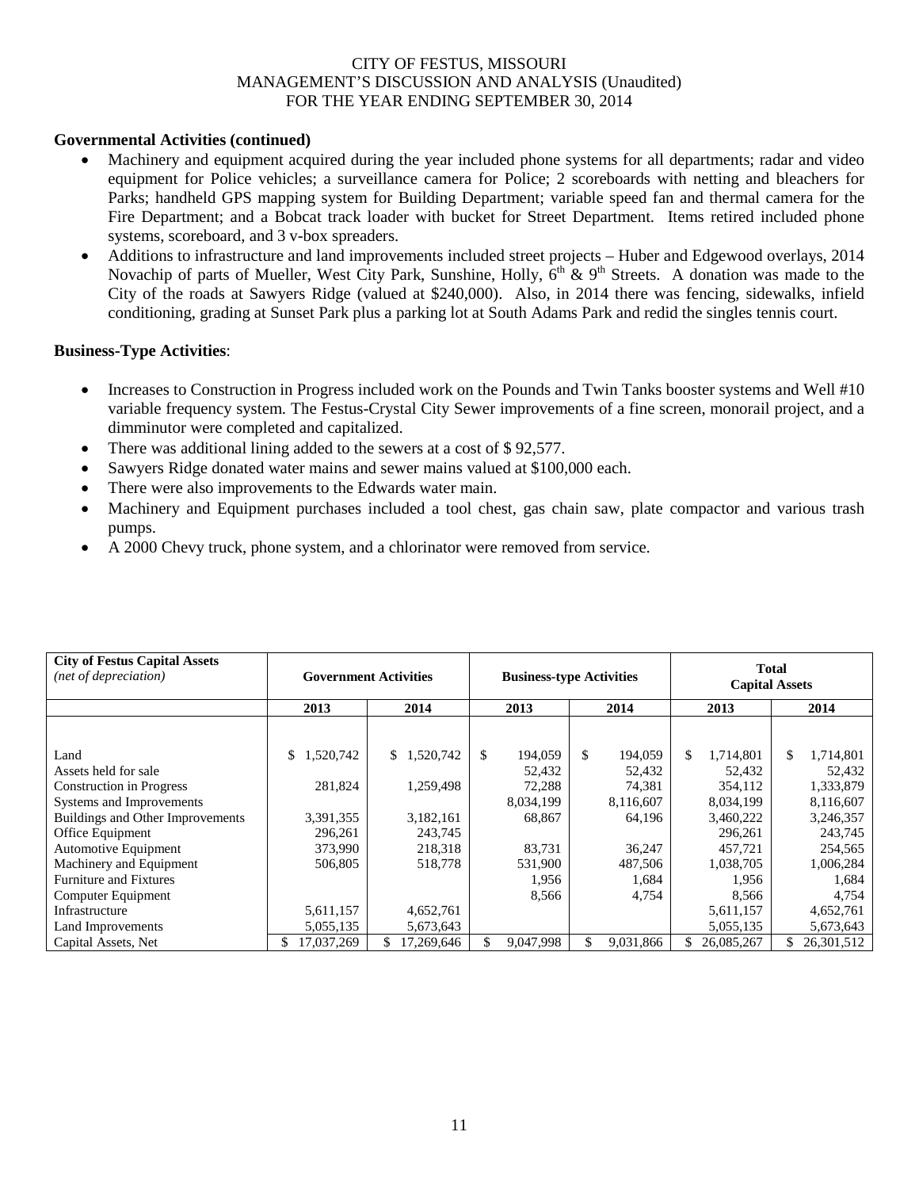**Governmental Activities (continued)**

- Machinery and equipment acquired during the year included phone systems for all departments; radar and video equipment for Police vehicles; a surveillance camera for Police; 2 scoreboards with netting and bleachers for Parks; handheld GPS mapping system for Building Department; variable speed fan and thermal camera for the Fire Department; and a Bobcat track loader with bucket for Street Department. Items retired included phone systems, scoreboard, and 3 v-box spreaders.
- Additions to infrastructure and land improvements included street projects – Huber and Edgewood overlays, 2014 Novachip of parts of Mueller, West City Park, Sunshine, Holly, 6th & 9th Streets. A donation was made to the City of the roads at Sawyers Ridge (valued at $240,000). Also, in 2014 there was fencing, sidewalks, infield conditioning, grading at Sunset Park plus a parking lot at South Adams Park and redid the singles tennis court.

**Business-Type Activities**:

- Increases to Construction in Progress included work on the Pounds and Twin Tanks booster systems and Well #10 variable frequency system. The Festus-Crystal City Sewer improvements of a fine screen, monorail project, and a dimminutor were completed and capitalized.
- There was additional lining added to the sewers at a cost of $ 92,577.
- Sawyers Ridge donated water mains and sewer mains valued at $100,000 each.
- There were also improvements to the Edwards water main.
- Machinery and Equipment purchases included a tool chest, gas chain saw, plate compactor and various trash pumps.
- A 2000 Chevy truck, phone system, and a chlorinator were removed from service.

| **City of Festus Capital Assets** *(net of depreciation)* | **Government Activities** | | **Business-type Activities** | | **Total Capital Assets** | |
|---|---|---|---|---|---|---|
| | **2013** | **2014** | **2013** | **2014** | **2013** | **2014** |
| Land | $ 1,520,742 | $ 1,520,742 | $ 194,059 | $ 194,059 | $ 1,714,801 | $ 1,714,801 |
| Assets held for sale | | | 52,432 | 52,432 | 52,432 | 52,432 |
| Construction in Progress | 281,824 | 1,259,498 | 72,288 | 74,381 | 354,112 | 1,333,879 |
| Systems and Improvements | | | 8,034,199 | 8,116,607 | 8,034,199 | 8,116,607 |
| Buildings and Other Improvements | 3,391,355 | 3,182,161 | 68,867 | 64,196 | 3,460,222 | 3,246,357 |
| Office Equipment | 296,261 | 243,745 | | | 296,261 | 243,745 |
| Automotive Equipment | 373,990 | 218,318 | 83,731 | 36,247 | 457,721 | 254,565 |
| Machinery and Equipment | 506,805 | 518,778 | 531,900 | 487,506 | 1,038,705 | 1,006,284 |
| Furniture and Fixtures | | | 1,956 | 1,684 | 1,956 | 1,684 |
| Computer Equipment | | | 8,566 | 4,754 | 8,566 | 4,754 |
| Infrastructure | 5,611,157 | 4,652,761 | | | 5,611,157 | 4,652,761 |
| Land Improvements | 5,055,135 | 5,673,643 | | | 5,055,135 | 5,673,643 |
| Capital Assets, Net | $ 17,037,269 | $ 17,269,646 | $ 9,047,998 | $ 9,031,866 | $ 26,085,267 | $ 26,301,512 |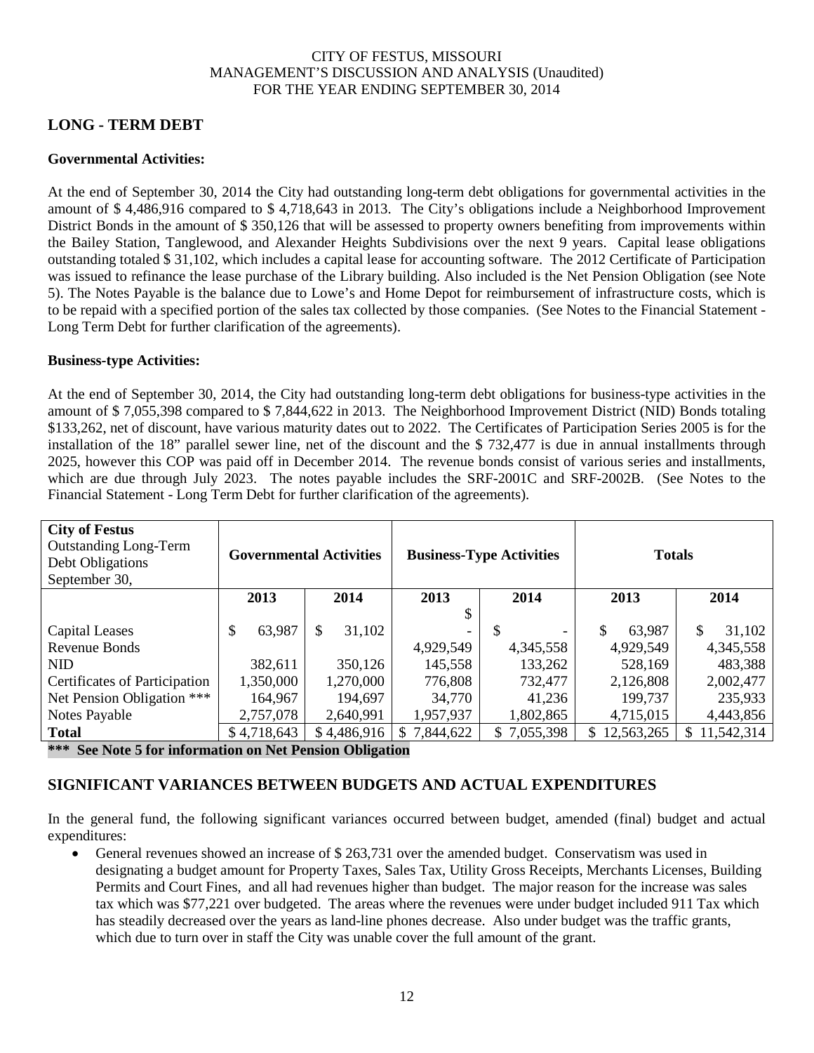## LONG - TERM DEBT

### Governmental Activities:

At the end of September 30, 2014 the City had outstanding long-term debt obligations for governmental activities in the amount of $ 4,486,916 compared to $ 4,718,643 in 2013. The City's obligations include a Neighborhood Improvement District Bonds in the amount of $ 350,126 that will be assessed to property owners benefiting from improvements within the Bailey Station, Tanglewood, and Alexander Heights Subdivisions over the next 9 years. Capital lease obligations outstanding totaled $ 31,102, which includes a capital lease for accounting software. The 2012 Certificate of Participation was issued to refinance the lease purchase of the Library building. Also included is the Net Pension Obligation (see Note 5). The Notes Payable is the balance due to Lowe's and Home Depot for reimbursement of infrastructure costs, which is to be repaid with a specified portion of the sales tax collected by those companies. (See Notes to the Financial Statement - Long Term Debt for further clarification of the agreements).

### Business-type Activities:

At the end of September 30, 2014, the City had outstanding long-term debt obligations for business-type activities in the amount of $ 7,055,398 compared to $ 7,844,622 in 2013. The Neighborhood Improvement District (NID) Bonds totaling $133,262, net of discount, have various maturity dates out to 2022. The Certificates of Participation Series 2005 is for the installation of the 18" parallel sewer line, net of the discount and the $ 732,477 is due in annual installments through 2025, however this COP was paid off in December 2014. The revenue bonds consist of various series and installments, which are due through July 2023. The notes payable includes the SRF-2001C and SRF-2002B. (See Notes to the Financial Statement - Long Term Debt for further clarification of the agreements).

| **City of Festus** Outstanding Long-Term Debt Obligations September 30, | **Governmental Activities** | | **Business-Type Activities** | | **Totals** | |
|---|---|---|---|---|---|---|
| | **2013** | **2014** | **2013** | **2014** | **2013** | **2014** |
| Capital Leases | $ 63,987 | $ 31,102 | $ - | $ - | $ 63,987 | $ 31,102 |
| Revenue Bonds | | | 4,929,549 | 4,345,558 | 4,929,549 | 4,345,558 |
| NID | 382,611 | 350,126 | 145,558 | 133,262 | 528,169 | 483,388 |
| Certificates of Participation | 1,350,000 | 1,270,000 | 776,808 | 732,477 | 2,126,808 | 2,002,477 |
| Net Pension Obligation *** | 164,967 | 194,697 | 34,770 | 41,236 | 199,737 | 235,933 |
| Notes Payable | 2,757,078 | 2,640,991 | 1,957,937 | 1,802,865 | 4,715,015 | 4,443,856 |
| **Total** | $ 4,718,643 | $ 4,486,916 | $ 7,844,622 | $ 7,055,398 | $ 12,563,265 | $ 11,542,314 |

**\*** See Note 5 for information on Net Pension Obligation**

## SIGNIFICANT VARIANCES BETWEEN BUDGETS AND ACTUAL EXPENDITURES

In the general fund, the following significant variances occurred between budget, amended (final) budget and actual expenditures:

- General revenues showed an increase of $ 263,731 over the amended budget. Conservatism was used in designating a budget amount for Property Taxes, Sales Tax, Utility Gross Receipts, Merchants Licenses, Building Permits and Court Fines, and all had revenues higher than budget. The major reason for the increase was sales tax which was $77,221 over budgeted. The areas where the revenues were under budget included 911 Tax which has steadily decreased over the years as land-line phones decrease. Also under budget was the traffic grants, which due to turn over in staff the City was unable cover the full amount of the grant.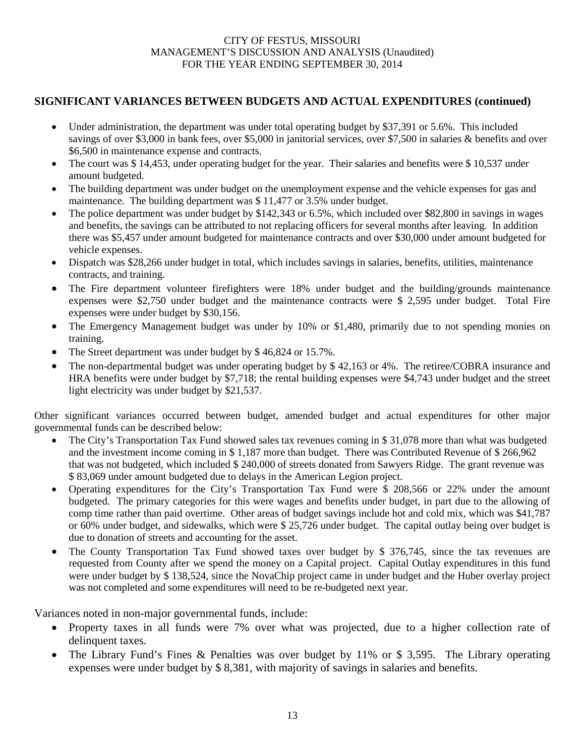## SIGNIFICANT VARIANCES BETWEEN BUDGETS AND ACTUAL EXPENDITURES (continued)

- Under administration, the department was under total operating budget by $37,391 or 5.6%. This included savings of over $3,000 in bank fees, over $5,000 in janitorial services, over $7,500 in salaries & benefits and over $6,500 in maintenance expense and contracts.
- The court was $ 14,453, under operating budget for the year. Their salaries and benefits were $ 10,537 under amount budgeted.
- The building department was under budget on the unemployment expense and the vehicle expenses for gas and maintenance. The building department was $ 11,477 or 3.5% under budget.
- The police department was under budget by $142,343 or 6.5%, which included over $82,800 in savings in wages and benefits, the savings can be attributed to not replacing officers for several months after leaving. In addition there was $5,457 under amount budgeted for maintenance contracts and over $30,000 under amount budgeted for vehicle expenses.
- Dispatch was $28,266 under budget in total, which includes savings in salaries, benefits, utilities, maintenance contracts, and training.
- The Fire department volunteer firefighters were 18% under budget and the building/grounds maintenance expenses were $2,750 under budget and the maintenance contracts were $ 2,595 under budget. Total Fire expenses were under budget by $30,156.
- The Emergency Management budget was under by 10% or $1,480, primarily due to not spending monies on training.
- The Street department was under budget by $ 46,824 or 15.7%.
- The non-departmental budget was under operating budget by $ 42,163 or 4%. The retiree/COBRA insurance and HRA benefits were under budget by $7,718; the rental building expenses were $4,743 under budget and the street light electricity was under budget by $21,537.

Other significant variances occurred between budget, amended budget and actual expenditures for other major governmental funds can be described below:

- The City's Transportation Tax Fund showed sales tax revenues coming in $ 31,078 more than what was budgeted and the investment income coming in $ 1,187 more than budget. There was Contributed Revenue of $ 266,962 that was not budgeted, which included $ 240,000 of streets donated from Sawyers Ridge. The grant revenue was $ 83,069 under amount budgeted due to delays in the American Legion project.
- Operating expenditures for the City's Transportation Tax Fund were $ 208,566 or 22% under the amount budgeted. The primary categories for this were wages and benefits under budget, in part due to the allowing of comp time rather than paid overtime. Other areas of budget savings include hot and cold mix, which was $41,787 or 60% under budget, and sidewalks, which were $ 25,726 under budget. The capital outlay being over budget is due to donation of streets and accounting for the asset.
- The County Transportation Tax Fund showed taxes over budget by $ 376,745, since the tax revenues are requested from County after we spend the money on a Capital project. Capital Outlay expenditures in this fund were under budget by $ 138,524, since the NovaChip project came in under budget and the Huber overlay project was not completed and some expenditures will need to be re-budgeted next year.

Variances noted in non-major governmental funds, include:

- Property taxes in all funds were 7% over what was projected, due to a higher collection rate of delinquent taxes.
- The Library Fund's Fines & Penalties was over budget by 11% or $ 3,595. The Library operating expenses were under budget by $ 8,381, with majority of savings in salaries and benefits.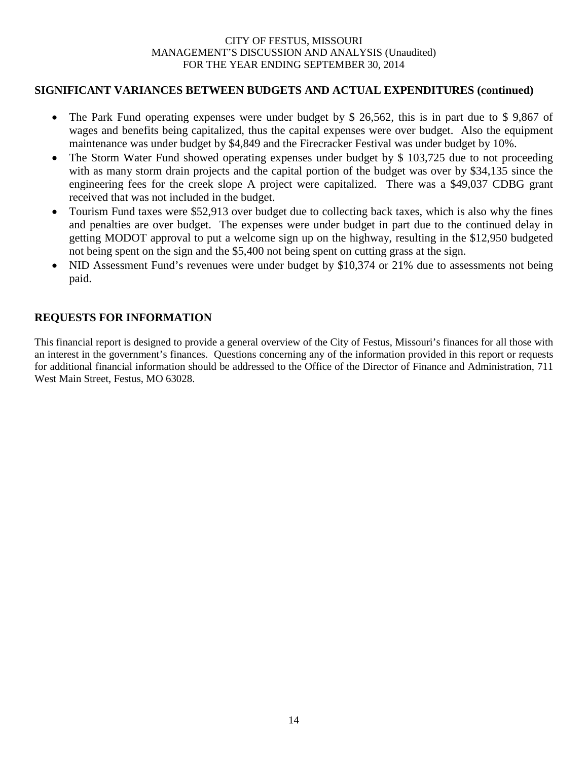## SIGNIFICANT VARIANCES BETWEEN BUDGETS AND ACTUAL EXPENDITURES (continued)

- The Park Fund operating expenses were under budget by $ 26,562, this is in part due to $ 9,867 of wages and benefits being capitalized, thus the capital expenses were over budget. Also the equipment maintenance was under budget by $4,849 and the Firecracker Festival was under budget by 10%.
- The Storm Water Fund showed operating expenses under budget by $ 103,725 due to not proceeding with as many storm drain projects and the capital portion of the budget was over by $34,135 since the engineering fees for the creek slope A project were capitalized. There was a $49,037 CDBG grant received that was not included in the budget.
- Tourism Fund taxes were $52,913 over budget due to collecting back taxes, which is also why the fines and penalties are over budget. The expenses were under budget in part due to the continued delay in getting MODOT approval to put a welcome sign up on the highway, resulting in the $12,950 budgeted not being spent on the sign and the $5,400 not being spent on cutting grass at the sign.
- NID Assessment Fund's revenues were under budget by $10,374 or 21% due to assessments not being paid.

## REQUESTS FOR INFORMATION

This financial report is designed to provide a general overview of the City of Festus, Missouri's finances for all those with an interest in the government's finances. Questions concerning any of the information provided in this report or requests for additional financial information should be addressed to the Office of the Director of Finance and Administration, 711 West Main Street, Festus, MO 63028.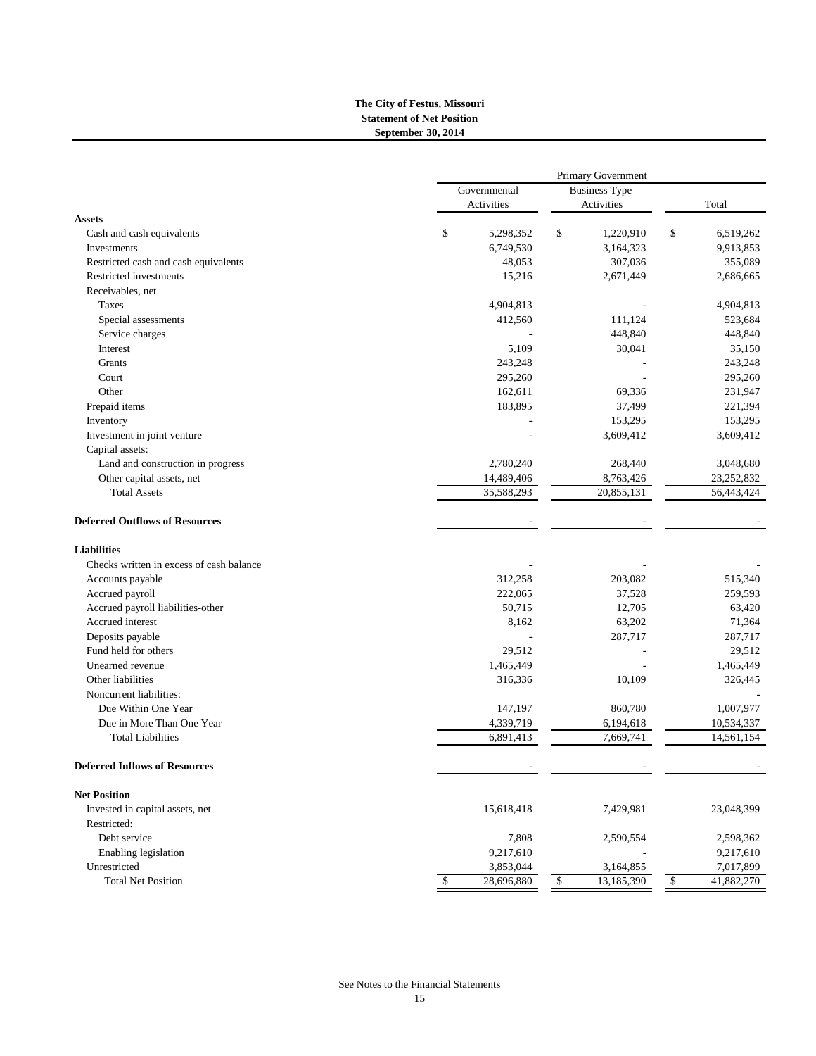**The City of Festus, Missouri**
**Statement of Net Position**
**September 30, 2014**

| | Primary Government | | |
|---|---|---|---|
| | Governmental Activities | Business Type Activities | Total |
| **Assets** | | | |
| Cash and cash equivalents | $ 5,298,352 | $ 1,220,910 | $ 6,519,262 |
| Investments | 6,749,530 | 3,164,323 | 9,913,853 |
| Restricted cash and cash equivalents | 48,053 | 307,036 | 355,089 |
| Restricted investments | 15,216 | 2,671,449 | 2,686,665 |
| Receivables, net | | | |
| Taxes | 4,904,813 | - | 4,904,813 |
| Special assessments | 412,560 | 111,124 | 523,684 |
| Service charges | - | 448,840 | 448,840 |
| Interest | 5,109 | 30,041 | 35,150 |
| Grants | 243,248 | - | 243,248 |
| Court | 295,260 | - | 295,260 |
| Other | 162,611 | 69,336 | 231,947 |
| Prepaid items | 183,895 | 37,499 | 221,394 |
| Inventory | - | 153,295 | 153,295 |
| Investment in joint venture | - | 3,609,412 | 3,609,412 |
| Capital assets: | | | |
| Land and construction in progress | 2,780,240 | 268,440 | 3,048,680 |
| Other capital assets, net | 14,489,406 | 8,763,426 | 23,252,832 |
| Total Assets | 35,588,293 | 20,855,131 | 56,443,424 |
| **Deferred Outflows of Resources** | - | - | - |
| **Liabilities** | | | |
| Checks written in excess of cash balance | - | - | - |
| Accounts payable | 312,258 | 203,082 | 515,340 |
| Accrued payroll | 222,065 | 37,528 | 259,593 |
| Accrued payroll liabilities-other | 50,715 | 12,705 | 63,420 |
| Accrued interest | 8,162 | 63,202 | 71,364 |
| Deposits payable | - | 287,717 | 287,717 |
| Fund held for others | 29,512 | - | 29,512 |
| Unearned revenue | 1,465,449 | - | 1,465,449 |
| Other liabilities | 316,336 | 10,109 | 326,445 |
| Noncurrent liabilities: | | | - |
| Due Within One Year | 147,197 | 860,780 | 1,007,977 |
| Due in More Than One Year | 4,339,719 | 6,194,618 | 10,534,337 |
| Total Liabilities | 6,891,413 | 7,669,741 | 14,561,154 |
| **Deferred Inflows of Resources** | - | - | - |
| **Net Position** | | | |
| Invested in capital assets, net | 15,618,418 | 7,429,981 | 23,048,399 |
| Restricted: | | | |
| Debt service | 7,808 | 2,590,554 | 2,598,362 |
| Enabling legislation | 9,217,610 | - | 9,217,610 |
| Unrestricted | 3,853,044 | 3,164,855 | 7,017,899 |
| Total Net Position | $ 28,696,880 | $ 13,185,390 | $ 41,882,270 |

See Notes to the Financial Statements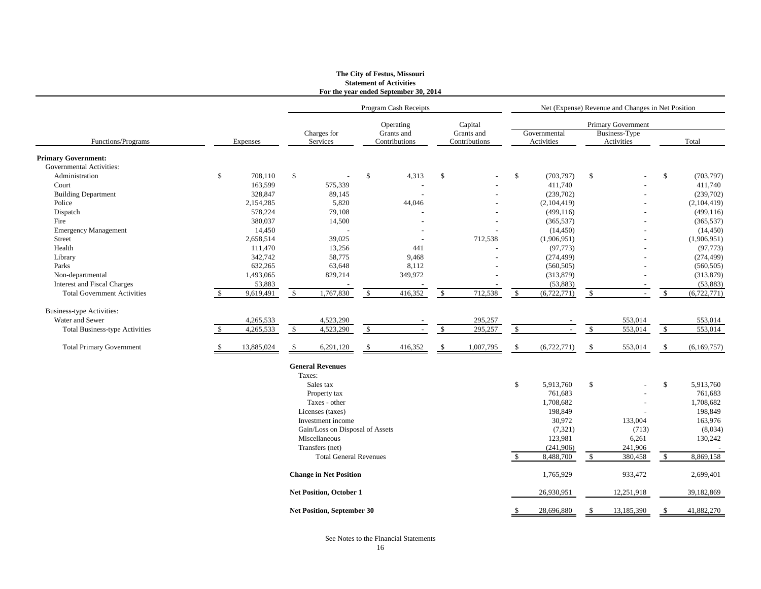# The City of Festus, Missouri
## Statement of Activities
### For the year ended September 30, 2014

| Functions/Programs | Expenses | Program Cash Receipts: Charges for Services | Program Cash Receipts: Operating Grants and Contributions | Program Cash Receipts: Capital Grants and Contributions | Net (Expense) Revenue and Changes in Net Position — Primary Government: Governmental Activities | Net (Expense) Revenue and Changes in Net Position — Primary Government: Business-Type Activities | Net (Expense) Revenue and Changes in Net Position — Total |
|---|---|---|---|---|---|---|---|
| **Primary Government:** | | | | | | | |
| Governmental Activities: | | | | | | | |
| Administration | $ 708,110 | $ - | $ 4,313 | $ - | $ (703,797) | $ - | $ (703,797) |
| Court | 163,599 | 575,339 | - | - | 411,740 | - | 411,740 |
| Building Department | 328,847 | 89,145 | - | - | (239,702) | - | (239,702) |
| Police | 2,154,285 | 5,820 | 44,046 | - | (2,104,419) | - | (2,104,419) |
| Dispatch | 578,224 | 79,108 | - | - | (499,116) | - | (499,116) |
| Fire | 380,037 | 14,500 | - | - | (365,537) | - | (365,537) |
| Emergency Management | 14,450 | - | - | - | (14,450) | - | (14,450) |
| Street | 2,658,514 | 39,025 | - | 712,538 | (1,906,951) | - | (1,906,951) |
| Health | 111,470 | 13,256 | 441 | - | (97,773) | - | (97,773) |
| Library | 342,742 | 58,775 | 9,468 | - | (274,499) | - | (274,499) |
| Parks | 632,265 | 63,648 | 8,112 | - | (560,505) | - | (560,505) |
| Non-departmental | 1,493,065 | 829,214 | 349,972 | - | (313,879) | - | (313,879) |
| Interest and Fiscal Charges | 53,883 | - | - | - | (53,883) | - | (53,883) |
| Total Government Activities | $ 9,619,491 | $ 1,767,830 | $ 416,352 | $ 712,538 | $ (6,722,771) | $ - | $ (6,722,771) |
| Business-type Activities: | | | | | | | |
| Water and Sewer | 4,265,533 | 4,523,290 | - | 295,257 | - | 553,014 | 553,014 |
| Total Business-type Activities | $ 4,265,533 | $ 4,523,290 | $ - | $ 295,257 | $ - | $ 553,014 | $ 553,014 |
| Total Primary Government | $ 13,885,024 | $ 6,291,120 | $ 416,352 | $ 1,007,795 | $ (6,722,771) | $ 553,014 | $ (6,169,757) |
| | | **General Revenues** | | | | | |
| | | Taxes: | | | | | |
| | | Sales tax | | | $ 5,913,760 | $ - | $ 5,913,760 |
| | | Property tax | | | 761,683 | - | 761,683 |
| | | Taxes - other | | | 1,708,682 | - | 1,708,682 |
| | | Licenses (taxes) | | | 198,849 | - | 198,849 |
| | | Investment income | | | 30,972 | 133,004 | 163,976 |
| | | Gain/Loss on Disposal of Assets | | | (7,321) | (713) | (8,034) |
| | | Miscellaneous | | | 123,981 | 6,261 | 130,242 |
| | | Transfers (net) | | | (241,906) | 241,906 | - |
| | | Total General Revenues | | | $ 8,488,700 | $ 380,458 | $ 8,869,158 |
| | | **Change in Net Position** | | | 1,765,929 | 933,472 | 2,699,401 |
| | | **Net Position, October 1** | | | 26,930,951 | 12,251,918 | 39,182,869 |
| | | **Net Position, September 30** | | | $ 28,696,880 | $ 13,185,390 | $ 41,882,270 |

See Notes to the Financial Statements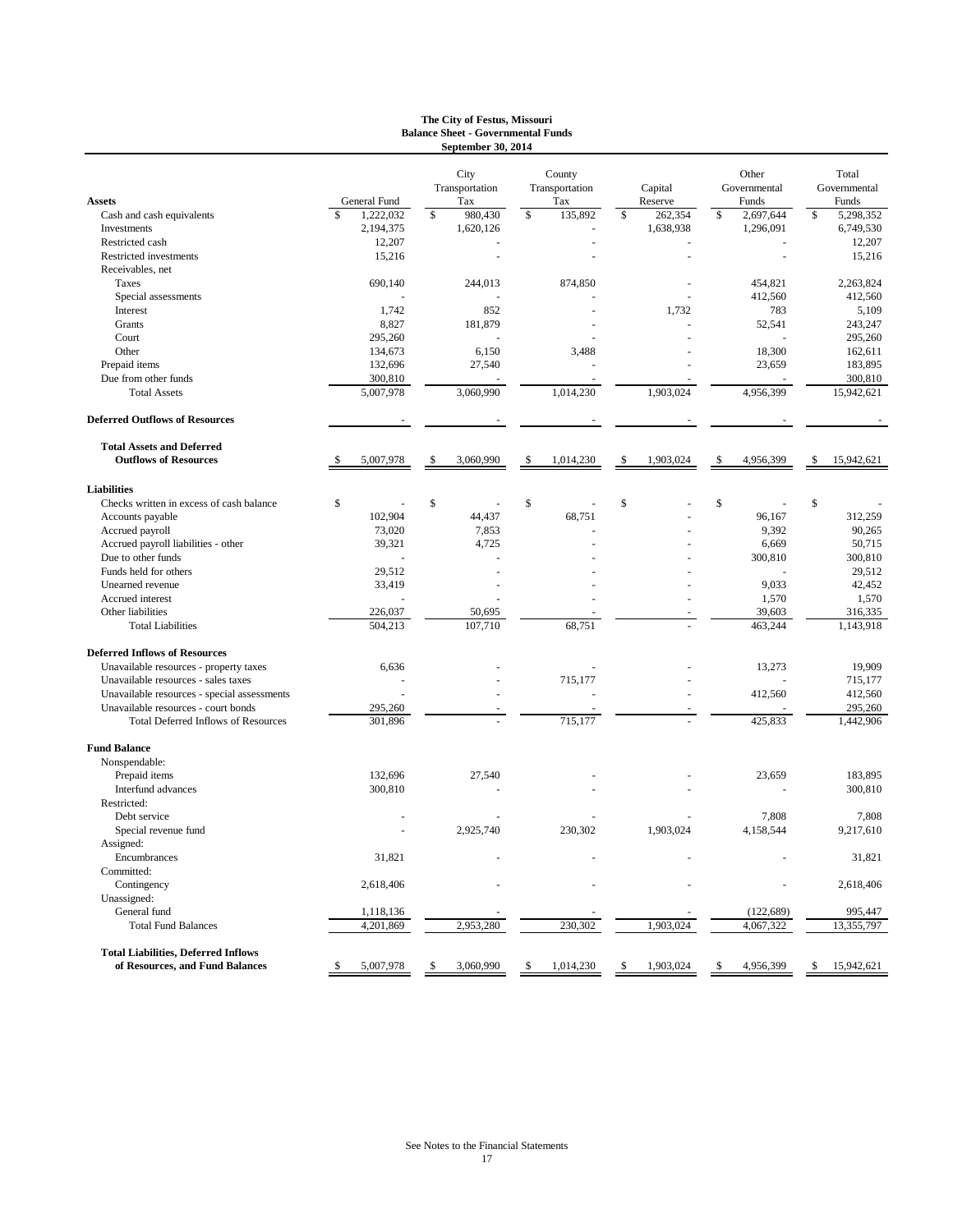**The City of Festus, Missouri**
**Balance Sheet - Governmental Funds**
**September 30, 2014**

| **Assets** | General Fund | City Transportation Tax | County Transportation Tax | Capital Reserve | Other Governmental Funds | Total Governmental Funds |
|---|---|---|---|---|---|---|
| Cash and cash equivalents | $ 1,222,032 | $ 980,430 | $ 135,892 | $ 262,354 | $ 2,697,644 | $ 5,298,352 |
| Investments | 2,194,375 | 1,620,126 | - | 1,638,938 | 1,296,091 | 6,749,530 |
| Restricted cash | 12,207 | - | - | - | - | 12,207 |
| Restricted investments | 15,216 | - | - | - | - | 15,216 |
| Receivables, net | | | | | | |
| Taxes | 690,140 | 244,013 | 874,850 | - | 454,821 | 2,263,824 |
| Special assessments | - | - | - | - | 412,560 | 412,560 |
| Interest | 1,742 | 852 | - | 1,732 | 783 | 5,109 |
| Grants | 8,827 | 181,879 | - | - | 52,541 | 243,247 |
| Court | 295,260 | - | - | - | - | 295,260 |
| Other | 134,673 | 6,150 | 3,488 | - | 18,300 | 162,611 |
| Prepaid items | 132,696 | 27,540 | - | - | 23,659 | 183,895 |
| Due from other funds | 300,810 | - | - | - | - | 300,810 |
| Total Assets | 5,007,978 | 3,060,990 | 1,014,230 | 1,903,024 | 4,956,399 | 15,942,621 |
| **Deferred Outflows of Resources** | - | - | - | - | - | - |
| **Total Assets and Deferred Outflows of Resources** | $ 5,007,978 | $ 3,060,990 | $ 1,014,230 | $ 1,903,024 | $ 4,956,399 | $ 15,942,621 |
| **Liabilities** | | | | | | |
| Checks written in excess of cash balance | $ - | $ - | $ - | $ - | $ - | $ - |
| Accounts payable | 102,904 | 44,437 | 68,751 | - | 96,167 | 312,259 |
| Accrued payroll | 73,020 | 7,853 | - | - | 9,392 | 90,265 |
| Accrued payroll liabilities - other | 39,321 | 4,725 | - | - | 6,669 | 50,715 |
| Due to other funds | - | - | - | - | 300,810 | 300,810 |
| Funds held for others | 29,512 | - | - | - | - | 29,512 |
| Unearned revenue | 33,419 | - | - | - | 9,033 | 42,452 |
| Accrued interest | - | - | - | - | 1,570 | 1,570 |
| Other liabilities | 226,037 | 50,695 | - | - | 39,603 | 316,335 |
| Total Liabilities | 504,213 | 107,710 | 68,751 | - | 463,244 | 1,143,918 |
| **Deferred Inflows of Resources** | | | | | | |
| Unavailable resources - property taxes | 6,636 | - | - | - | 13,273 | 19,909 |
| Unavailable resources - sales taxes | - | - | 715,177 | - | - | 715,177 |
| Unavailable resources - special assessments | - | - | - | - | 412,560 | 412,560 |
| Unavailable resources - court bonds | 295,260 | - | - | - | - | 295,260 |
| Total Deferred Inflows of Resources | 301,896 | - | 715,177 | - | 425,833 | 1,442,906 |
| **Fund Balance** | | | | | | |
| Nonspendable: | | | | | | |
| Prepaid items | 132,696 | 27,540 | - | - | 23,659 | 183,895 |
| Interfund advances | 300,810 | - | - | - | - | 300,810 |
| Restricted: | | | | | | |
| Debt service | - | - | - | - | 7,808 | 7,808 |
| Special revenue fund | - | 2,925,740 | 230,302 | 1,903,024 | 4,158,544 | 9,217,610 |
| Assigned: | | | | | | |
| Encumbrances | 31,821 | - | - | - | - | 31,821 |
| Committed: | | | | | | |
| Contingency | 2,618,406 | - | - | - | - | 2,618,406 |
| Unassigned: | | | | | | |
| General fund | 1,118,136 | - | - | - | (122,689) | 995,447 |
| Total Fund Balances | 4,201,869 | 2,953,280 | 230,302 | 1,903,024 | 4,067,322 | 13,355,797 |
| **Total Liabilities, Deferred Inflows of Resources, and Fund Balances** | $ 5,007,978 | $ 3,060,990 | $ 1,014,230 | $ 1,903,024 | $ 4,956,399 | $ 15,942,621 |

See Notes to the Financial Statements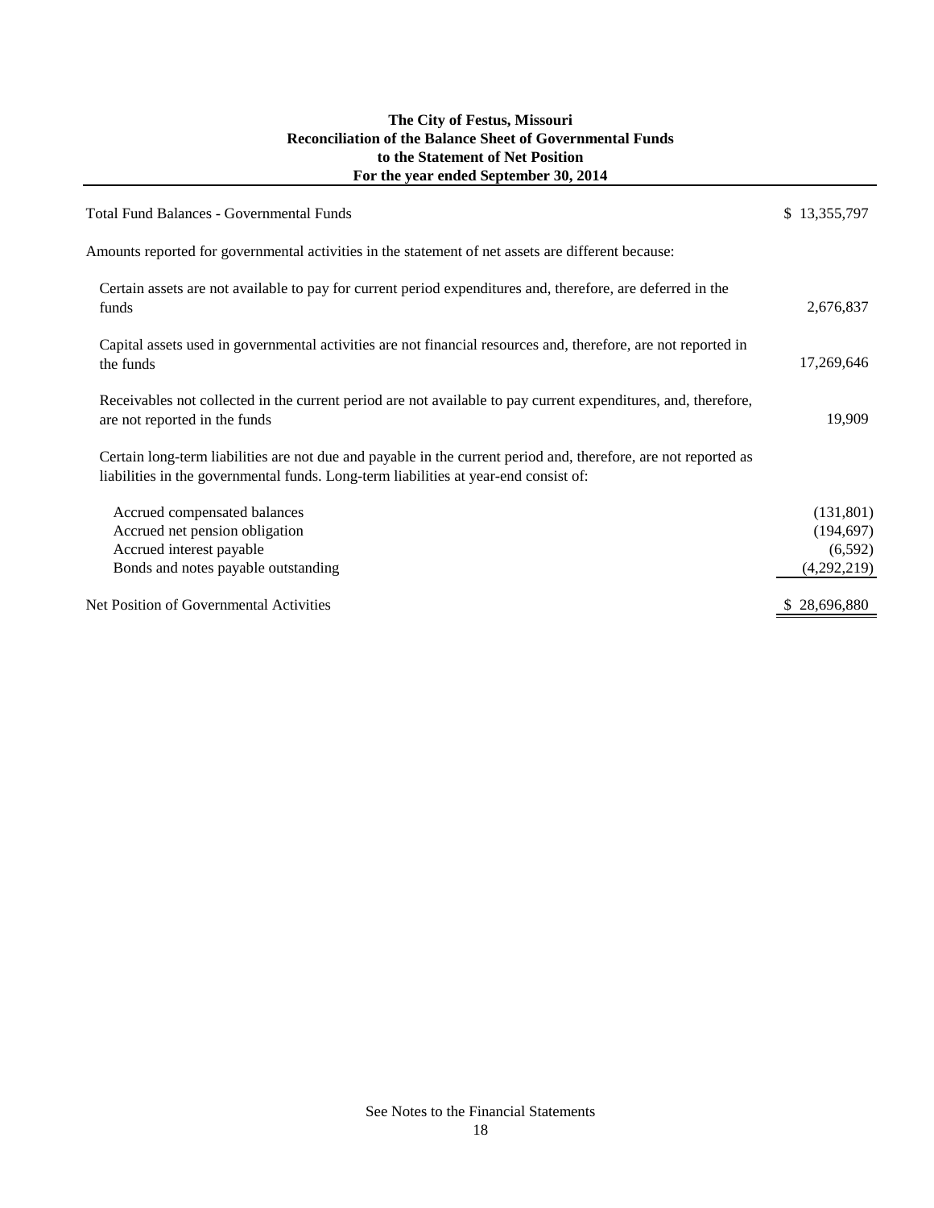# The City of Festus, Missouri
## Reconciliation of the Balance Sheet of Governmental Funds to the Statement of Net Position
### For the year ended September 30, 2014

| | |
|---|---|
| Total Fund Balances - Governmental Funds | $ 13,355,797 |
| Amounts reported for governmental activities in the statement of net assets are different because: | |
| Certain assets are not available to pay for current period expenditures and, therefore, are deferred in the funds | 2,676,837 |
| Capital assets used in governmental activities are not financial resources and, therefore, are not reported in the funds | 17,269,646 |
| Receivables not collected in the current period are not available to pay current expenditures, and, therefore, are not reported in the funds | 19,909 |
| Certain long-term liabilities are not due and payable in the current period and, therefore, are not reported as liabilities in the governmental funds. Long-term liabilities at year-end consist of: | |
| Accrued compensated balances | (131,801) |
| Accrued net pension obligation | (194,697) |
| Accrued interest payable | (6,592) |
| Bonds and notes payable outstanding | (4,292,219) |
| Net Position of Governmental Activities | $ 28,696,880 |

See Notes to the Financial Statements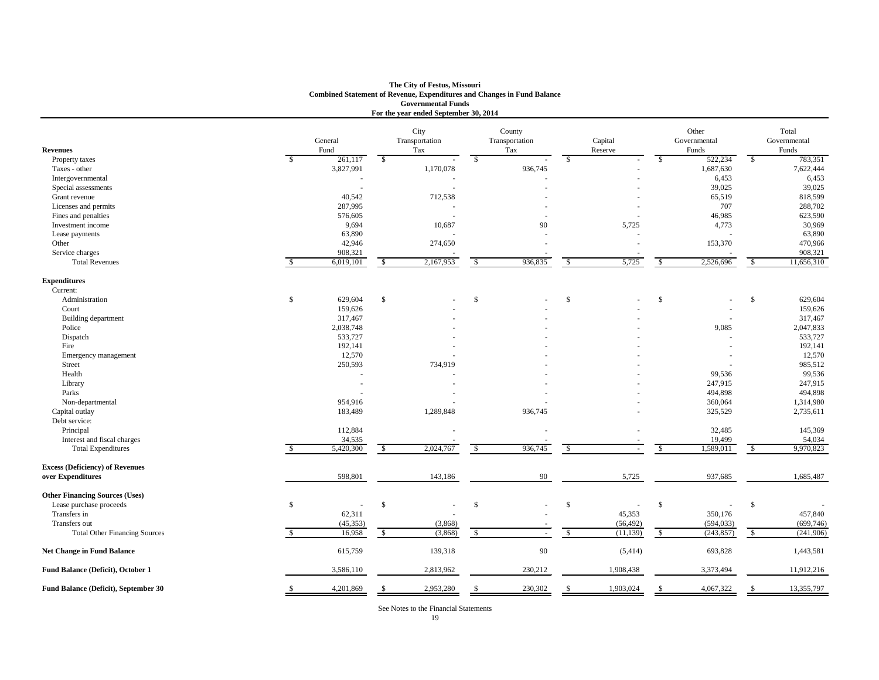# The City of Festus, Missouri
## Combined Statement of Revenue, Expenditures and Changes in Fund Balance
### Governmental Funds
### For the year ended September 30, 2014

| | General Fund | City Transportation Tax | County Transportation Tax | Capital Reserve | Other Governmental Funds | Total Governmental Funds |
|---|---|---|---|---|---|---|
| **Revenues** | | | | | | |
| Property taxes | $ 261,117 | $ - | $ - | $ - | $ 522,234 | $ 783,351 |
| Taxes - other | 3,827,991 | 1,170,078 | 936,745 | - | 1,687,630 | 7,622,444 |
| Intergovernmental | - | - | - | - | 6,453 | 6,453 |
| Special assessments | - | - | - | - | 39,025 | 39,025 |
| Grant revenue | 40,542 | 712,538 | - | - | 65,519 | 818,599 |
| Licenses and permits | 287,995 | - | - | - | 707 | 288,702 |
| Fines and penalties | 576,605 | - | - | - | 46,985 | 623,590 |
| Investment income | 9,694 | 10,687 | 90 | 5,725 | 4,773 | 30,969 |
| Lease payments | 63,890 | - | - | - | - | 63,890 |
| Other | 42,946 | 274,650 | - | - | 153,370 | 470,966 |
| Service charges | 908,321 | - | - | - | - | 908,321 |
| Total Revenues | $ 6,019,101 | $ 2,167,953 | $ 936,835 | $ 5,725 | $ 2,526,696 | $ 11,656,310 |
| **Expenditures** | | | | | | |
| Current: | | | | | | |
| Administration | $ 629,604 | $ - | $ - | $ - | $ - | $ 629,604 |
| Court | 159,626 | - | - | - | - | 159,626 |
| Building department | 317,467 | - | - | - | - | 317,467 |
| Police | 2,038,748 | - | - | - | 9,085 | 2,047,833 |
| Dispatch | 533,727 | - | - | - | - | 533,727 |
| Fire | 192,141 | - | - | - | - | 192,141 |
| Emergency management | 12,570 | - | - | - | - | 12,570 |
| Street | 250,593 | 734,919 | - | - | - | 985,512 |
| Health | - | - | - | - | 99,536 | 99,536 |
| Library | - | - | - | - | 247,915 | 247,915 |
| Parks | - | - | - | - | 494,898 | 494,898 |
| Non-departmental | 954,916 | - | - | - | 360,064 | 1,314,980 |
| Capital outlay | 183,489 | 1,289,848 | 936,745 | - | 325,529 | 2,735,611 |
| Debt service: | | | | | | |
| Principal | 112,884 | - | - | - | 32,485 | 145,369 |
| Interest and fiscal charges | 34,535 | - | - | - | 19,499 | 54,034 |
| Total Expenditures | $ 5,420,300 | $ 2,024,767 | $ 936,745 | $ - | $ 1,589,011 | $ 9,970,823 |
| **Excess (Deficiency) of Revenues over Expenditures** | 598,801 | 143,186 | 90 | 5,725 | 937,685 | 1,685,487 |
| **Other Financing Sources (Uses)** | | | | | | |
| Lease purchase proceeds | $ - | $ - | $ - | $ - | $ - | $ - |
| Transfers in | 62,311 | - | - | 45,353 | 350,176 | 457,840 |
| Transfers out | (45,353) | (3,868) | - | (56,492) | (594,033) | (699,746) |
| Total Other Financing Sources | $ 16,958 | $ (3,868) | $ - | $ (11,139) | $ (243,857) | $ (241,906) |
| **Net Change in Fund Balance** | 615,759 | 139,318 | 90 | (5,414) | 693,828 | 1,443,581 |
| **Fund Balance (Deficit), October 1** | 3,586,110 | 2,813,962 | 230,212 | 1,908,438 | 3,373,494 | 11,912,216 |
| **Fund Balance (Deficit), September 30** | $ 4,201,869 | $ 2,953,280 | $ 230,302 | $ 1,903,024 | $ 4,067,322 | $ 13,355,797 |

See Notes to the Financial Statements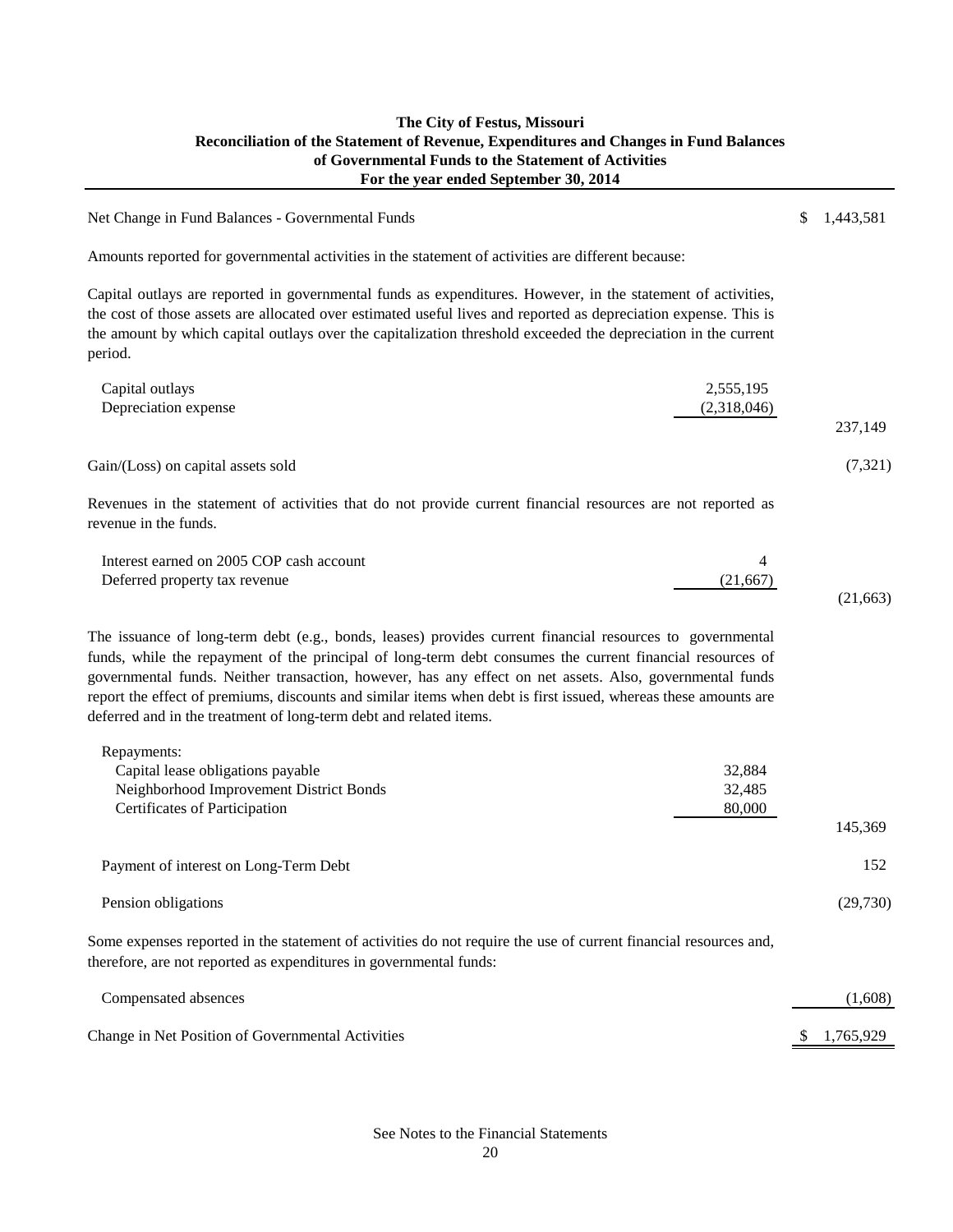# The City of Festus, Missouri
## Reconciliation of the Statement of Revenue, Expenditures and Changes in Fund Balances of Governmental Funds to the Statement of Activities
### For the year ended September 30, 2014

| | | |
|---|---|---|
| Net Change in Fund Balances - Governmental Funds | | $ 1,443,581 |
| Amounts reported for governmental activities in the statement of activities are different because: | | |
| Capital outlays are reported in governmental funds as expenditures. However, in the statement of activities, the cost of those assets are allocated over estimated useful lives and reported as depreciation expense. This is the amount by which capital outlays over the capitalization threshold exceeded the depreciation in the current period. | | |
| Capital outlays | 2,555,195 | |
| Depreciation expense | (2,318,046) | |
| | | 237,149 |
| Gain/(Loss) on capital assets sold | | (7,321) |
| Revenues in the statement of activities that do not provide current financial resources are not reported as revenue in the funds. | | |
| Interest earned on 2005 COP cash account | 4 | |
| Deferred property tax revenue | (21,667) | |
| | | (21,663) |
| The issuance of long-term debt (e.g., bonds, leases) provides current financial resources to governmental funds, while the repayment of the principal of long-term debt consumes the current financial resources of governmental funds. Neither transaction, however, has any effect on net assets. Also, governmental funds report the effect of premiums, discounts and similar items when debt is first issued, whereas these amounts are deferred and in the treatment of long-term debt and related items. | | |
| Repayments: | | |
| Capital lease obligations payable | 32,884 | |
| Neighborhood Improvement District Bonds | 32,485 | |
| Certificates of Participation | 80,000 | |
| | | 145,369 |
| Payment of interest on Long-Term Debt | | 152 |
| Pension obligations | | (29,730) |
| Some expenses reported in the statement of activities do not require the use of current financial resources and, therefore, are not reported as expenditures in governmental funds: | | |
| Compensated absences | | (1,608) |
| Change in Net Position of Governmental Activities | | $ 1,765,929 |

See Notes to the Financial Statements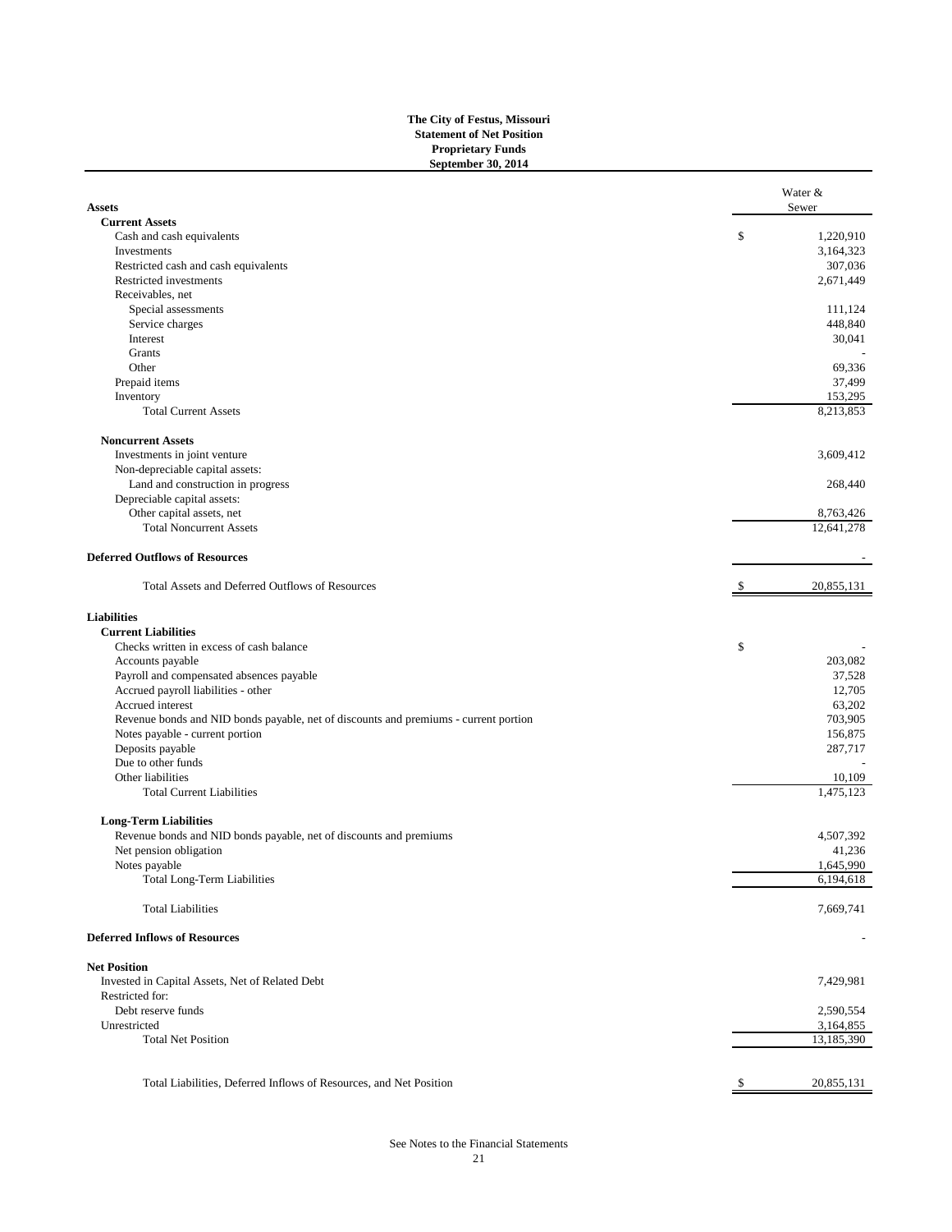**The City of Festus, Missouri**
**Statement of Net Position**
**Proprietary Funds**
**September 30, 2014**

| **Assets** | Water & Sewer |
|---|---|
| **Current Assets** | |
| Cash and cash equivalents | $ 1,220,910 |
| Investments | 3,164,323 |
| Restricted cash and cash equivalents | 307,036 |
| Restricted investments | 2,671,449 |
| Receivables, net | |
| Special assessments | 111,124 |
| Service charges | 448,840 |
| Interest | 30,041 |
| Grants | - |
| Other | 69,336 |
| Prepaid items | 37,499 |
| Inventory | 153,295 |
| Total Current Assets | 8,213,853 |
| **Noncurrent Assets** | |
| Investments in joint venture | 3,609,412 |
| Non-depreciable capital assets: | |
| Land and construction in progress | 268,440 |
| Depreciable capital assets: | |
| Other capital assets, net | 8,763,426 |
| Total Noncurrent Assets | 12,641,278 |
| **Deferred Outflows of Resources** | - |
| Total Assets and Deferred Outflows of Resources | $ 20,855,131 |
| **Liabilities** | |
| **Current Liabilities** | |
| Checks written in excess of cash balance | $ - |
| Accounts payable | 203,082 |
| Payroll and compensated absences payable | 37,528 |
| Accrued payroll liabilities - other | 12,705 |
| Accrued interest | 63,202 |
| Revenue bonds and NID bonds payable, net of discounts and premiums - current portion | 703,905 |
| Notes payable - current portion | 156,875 |
| Deposits payable | 287,717 |
| Due to other funds | - |
| Other liabilities | 10,109 |
| Total Current Liabilities | 1,475,123 |
| **Long-Term Liabilities** | |
| Revenue bonds and NID bonds payable, net of discounts and premiums | 4,507,392 |
| Net pension obligation | 41,236 |
| Notes payable | 1,645,990 |
| Total Long-Term Liabilities | 6,194,618 |
| Total Liabilities | 7,669,741 |
| **Deferred Inflows of Resources** | - |
| **Net Position** | |
| Invested in Capital Assets, Net of Related Debt | 7,429,981 |
| Restricted for: | |
| Debt reserve funds | 2,590,554 |
| Unrestricted | 3,164,855 |
| Total Net Position | 13,185,390 |
| Total Liabilities, Deferred Inflows of Resources, and Net Position | $ 20,855,131 |

See Notes to the Financial Statements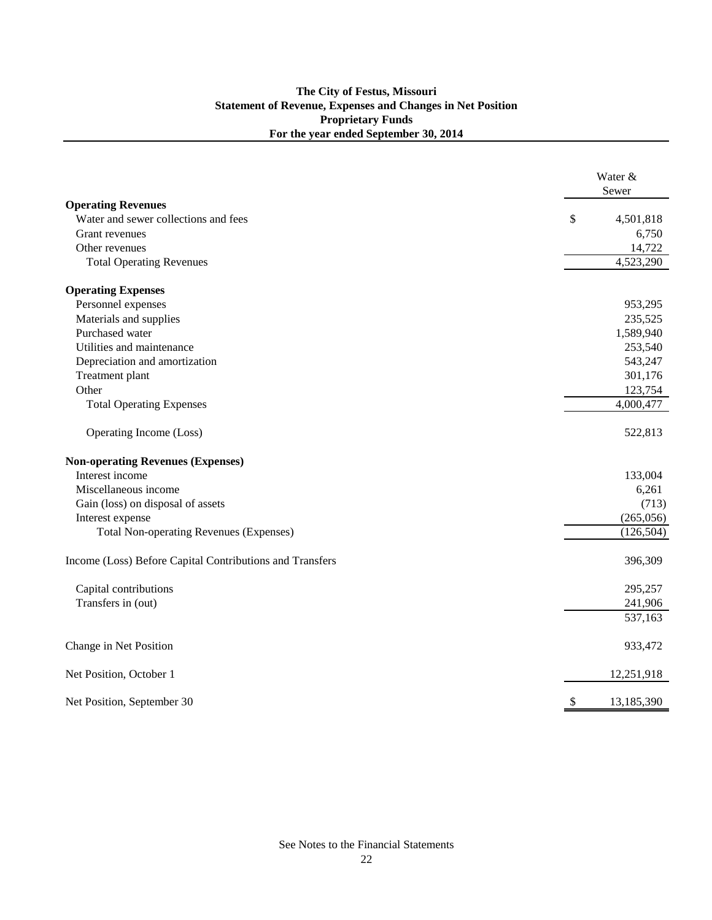**The City of Festus, Missouri**
**Statement of Revenue, Expenses and Changes in Net Position**
**Proprietary Funds**
**For the year ended September 30, 2014**

| | Water & Sewer |
|---|---|
| **Operating Revenues** | |
| Water and sewer collections and fees | $ 4,501,818 |
| Grant revenues | 6,750 |
| Other revenues | 14,722 |
| Total Operating Revenues | 4,523,290 |
| **Operating Expenses** | |
| Personnel expenses | 953,295 |
| Materials and supplies | 235,525 |
| Purchased water | 1,589,940 |
| Utilities and maintenance | 253,540 |
| Depreciation and amortization | 543,247 |
| Treatment plant | 301,176 |
| Other | 123,754 |
| Total Operating Expenses | 4,000,477 |
| Operating Income (Loss) | 522,813 |
| **Non-operating Revenues (Expenses)** | |
| Interest income | 133,004 |
| Miscellaneous income | 6,261 |
| Gain (loss) on disposal of assets | (713) |
| Interest expense | (265,056) |
| Total Non-operating Revenues (Expenses) | (126,504) |
| Income (Loss) Before Capital Contributions and Transfers | 396,309 |
| Capital contributions | 295,257 |
| Transfers in (out) | 241,906 |
| | 537,163 |
| Change in Net Position | 933,472 |
| Net Position, October 1 | 12,251,918 |
| Net Position, September 30 | $ 13,185,390 |

See Notes to the Financial Statements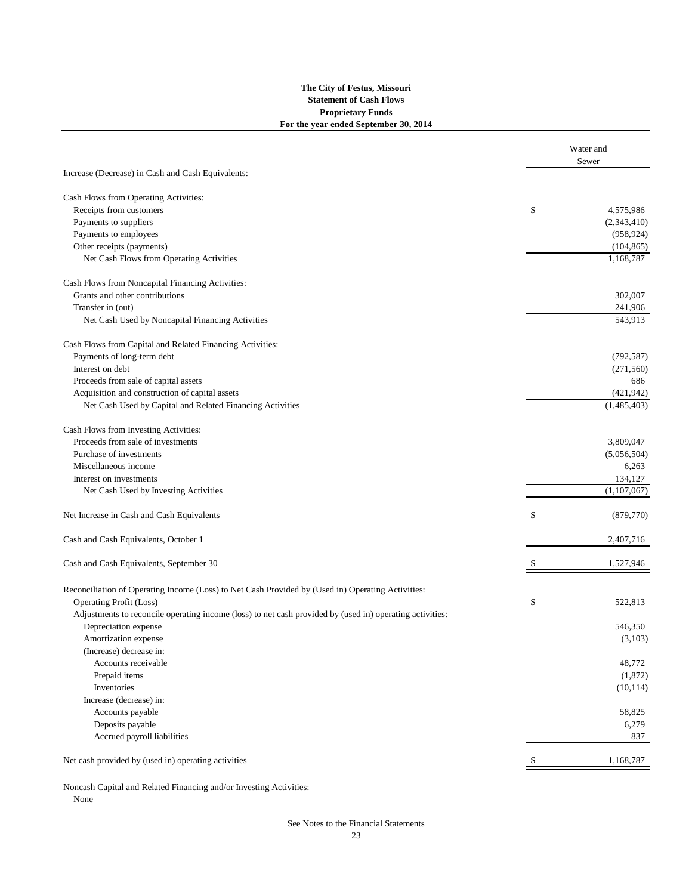**The City of Festus, Missouri**
**Statement of Cash Flows**
**Proprietary Funds**
**For the year ended September 30, 2014**

| | Water and Sewer |
|---|---|
| Increase (Decrease) in Cash and Cash Equivalents: | |
| | |
| Cash Flows from Operating Activities: | |
| Receipts from customers | $ 4,575,986 |
| Payments to suppliers | (2,343,410) |
| Payments to employees | (958,924) |
| Other receipts (payments) | (104,865) |
| Net Cash Flows from Operating Activities | 1,168,787 |
| | |
| Cash Flows from Noncapital Financing Activities: | |
| Grants and other contributions | 302,007 |
| Transfer in (out) | 241,906 |
| Net Cash Used by Noncapital Financing Activities | 543,913 |
| | |
| Cash Flows from Capital and Related Financing Activities: | |
| Payments of long-term debt | (792,587) |
| Interest on debt | (271,560) |
| Proceeds from sale of capital assets | 686 |
| Acquisition and construction of capital assets | (421,942) |
| Net Cash Used by Capital and Related Financing Activities | (1,485,403) |
| | |
| Cash Flows from Investing Activities: | |
| Proceeds from sale of investments | 3,809,047 |
| Purchase of investments | (5,056,504) |
| Miscellaneous income | 6,263 |
| Interest on investments | 134,127 |
| Net Cash Used by Investing Activities | (1,107,067) |
| | |
| Net Increase in Cash and Cash Equivalents | $ (879,770) |
| | |
| Cash and Cash Equivalents, October 1 | 2,407,716 |
| | |
| Cash and Cash Equivalents, September 30 | $ 1,527,946 |
| | |
| Reconciliation of Operating Income (Loss) to Net Cash Provided by (Used in) Operating Activities: | |
| Operating Profit (Loss) | $ 522,813 |
| Adjustments to reconcile operating income (loss) to net cash provided by (used in) operating activities: | |
| Depreciation expense | 546,350 |
| Amortization expense | (3,103) |
| (Increase) decrease in: | |
| Accounts receivable | 48,772 |
| Prepaid items | (1,872) |
| Inventories | (10,114) |
| Increase (decrease) in: | |
| Accounts payable | 58,825 |
| Deposits payable | 6,279 |
| Accrued payroll liabilities | 837 |
| | |
| Net cash provided by (used in) operating activities | $ 1,168,787 |

Noncash Capital and Related Financing and/or Investing Activities:
None

See Notes to the Financial Statements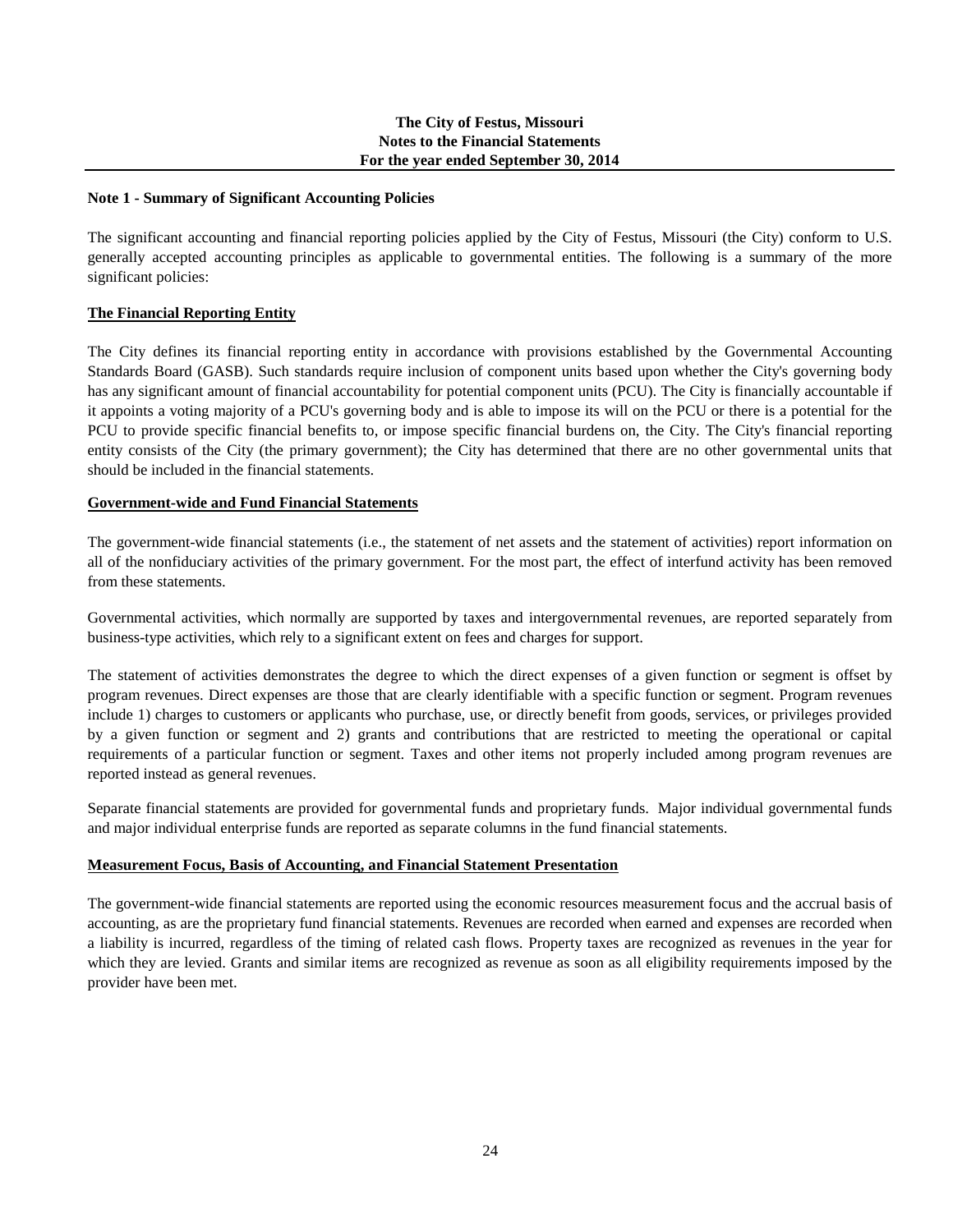**The City of Festus, Missouri**
**Notes to the Financial Statements**
**For the year ended September 30, 2014**

## Note 1 - Summary of Significant Accounting Policies

The significant accounting and financial reporting policies applied by the City of Festus, Missouri (the City) conform to U.S. generally accepted accounting principles as applicable to governmental entities. The following is a summary of the more significant policies:

### The Financial Reporting Entity

The City defines its financial reporting entity in accordance with provisions established by the Governmental Accounting Standards Board (GASB). Such standards require inclusion of component units based upon whether the City's governing body has any significant amount of financial accountability for potential component units (PCU). The City is financially accountable if it appoints a voting majority of a PCU's governing body and is able to impose its will on the PCU or there is a potential for the PCU to provide specific financial benefits to, or impose specific financial burdens on, the City. The City's financial reporting entity consists of the City (the primary government); the City has determined that there are no other governmental units that should be included in the financial statements.

### Government-wide and Fund Financial Statements

The government-wide financial statements (i.e., the statement of net assets and the statement of activities) report information on all of the nonfiduciary activities of the primary government. For the most part, the effect of interfund activity has been removed from these statements.

Governmental activities, which normally are supported by taxes and intergovernmental revenues, are reported separately from business-type activities, which rely to a significant extent on fees and charges for support.

The statement of activities demonstrates the degree to which the direct expenses of a given function or segment is offset by program revenues. Direct expenses are those that are clearly identifiable with a specific function or segment. Program revenues include 1) charges to customers or applicants who purchase, use, or directly benefit from goods, services, or privileges provided by a given function or segment and 2) grants and contributions that are restricted to meeting the operational or capital requirements of a particular function or segment. Taxes and other items not properly included among program revenues are reported instead as general revenues.

Separate financial statements are provided for governmental funds and proprietary funds. Major individual governmental funds and major individual enterprise funds are reported as separate columns in the fund financial statements.

### Measurement Focus, Basis of Accounting, and Financial Statement Presentation

The government-wide financial statements are reported using the economic resources measurement focus and the accrual basis of accounting, as are the proprietary fund financial statements. Revenues are recorded when earned and expenses are recorded when a liability is incurred, regardless of the timing of related cash flows. Property taxes are recognized as revenues in the year for which they are levied. Grants and similar items are recognized as revenue as soon as all eligibility requirements imposed by the provider have been met.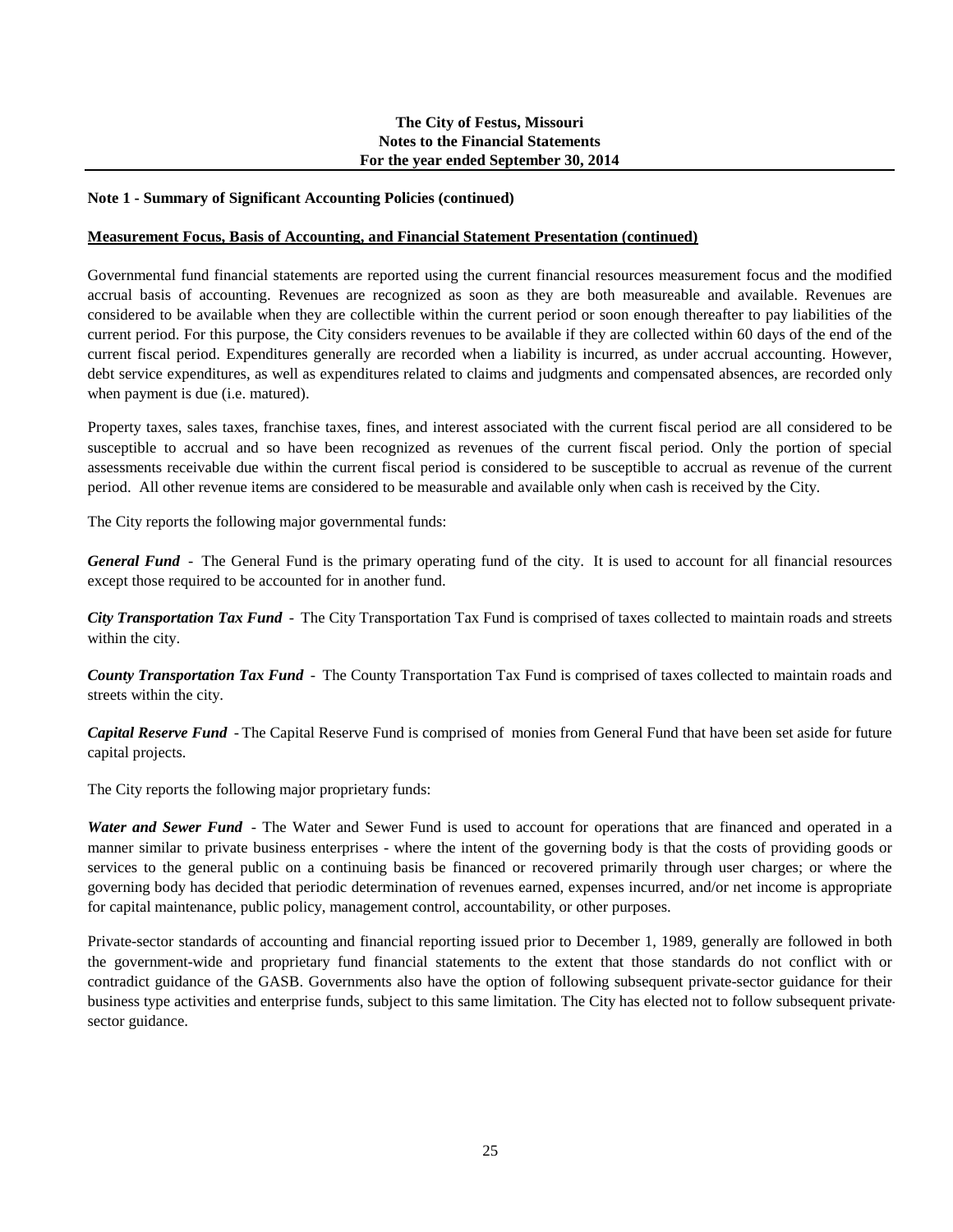**Note 1 - Summary of Significant Accounting Policies (continued)**

**Measurement Focus, Basis of Accounting, and Financial Statement Presentation (continued)**

Governmental fund financial statements are reported using the current financial resources measurement focus and the modified accrual basis of accounting. Revenues are recognized as soon as they are both measureable and available. Revenues are considered to be available when they are collectible within the current period or soon enough thereafter to pay liabilities of the current period. For this purpose, the City considers revenues to be available if they are collected within 60 days of the end of the current fiscal period. Expenditures generally are recorded when a liability is incurred, as under accrual accounting. However, debt service expenditures, as well as expenditures related to claims and judgments and compensated absences, are recorded only when payment is due (i.e. matured).

Property taxes, sales taxes, franchise taxes, fines, and interest associated with the current fiscal period are all considered to be susceptible to accrual and so have been recognized as revenues of the current fiscal period. Only the portion of special assessments receivable due within the current fiscal period is considered to be susceptible to accrual as revenue of the current period. All other revenue items are considered to be measurable and available only when cash is received by the City.

The City reports the following major governmental funds:

***General Fund*** - The General Fund is the primary operating fund of the city. It is used to account for all financial resources except those required to be accounted for in another fund.

***City Transportation Tax Fund*** - The City Transportation Tax Fund is comprised of taxes collected to maintain roads and streets within the city.

***County Transportation Tax Fund*** - The County Transportation Tax Fund is comprised of taxes collected to maintain roads and streets within the city.

***Capital Reserve Fund*** - The Capital Reserve Fund is comprised of monies from General Fund that have been set aside for future capital projects.

The City reports the following major proprietary funds:

***Water and Sewer Fund*** - The Water and Sewer Fund is used to account for operations that are financed and operated in a manner similar to private business enterprises - where the intent of the governing body is that the costs of providing goods or services to the general public on a continuing basis be financed or recovered primarily through user charges; or where the governing body has decided that periodic determination of revenues earned, expenses incurred, and/or net income is appropriate for capital maintenance, public policy, management control, accountability, or other purposes.

Private-sector standards of accounting and financial reporting issued prior to December 1, 1989, generally are followed in both the government-wide and proprietary fund financial statements to the extent that those standards do not conflict with or contradict guidance of the GASB. Governments also have the option of following subsequent private-sector guidance for their business type activities and enterprise funds, subject to this same limitation. The City has elected not to follow subsequent private-sector guidance.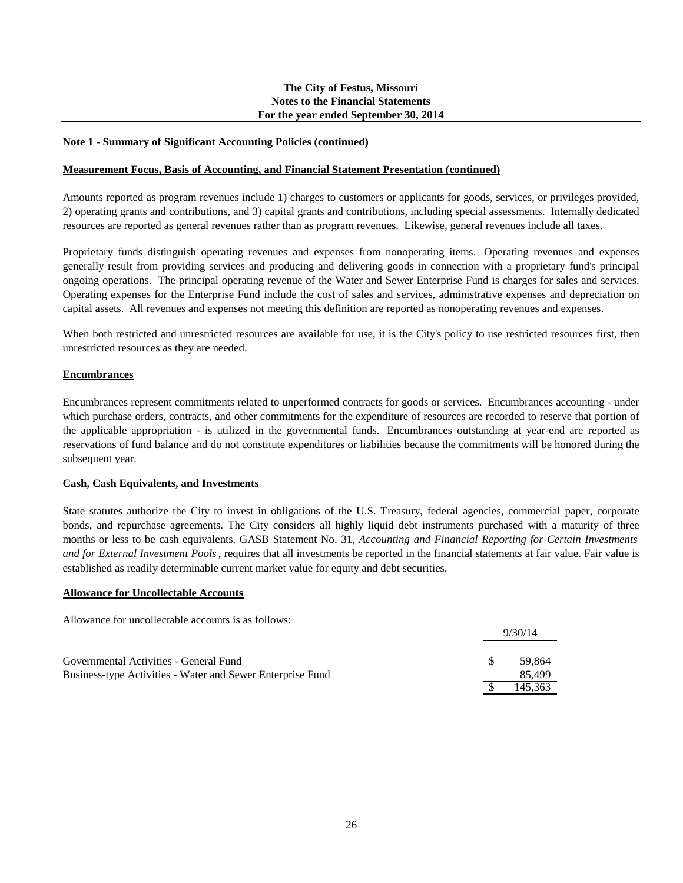## Note 1 - Summary of Significant Accounting Policies (continued)

### Measurement Focus, Basis of Accounting, and Financial Statement Presentation (continued)

Amounts reported as program revenues include 1) charges to customers or applicants for goods, services, or privileges provided, 2) operating grants and contributions, and 3) capital grants and contributions, including special assessments. Internally dedicated resources are reported as general revenues rather than as program revenues. Likewise, general revenues include all taxes.

Proprietary funds distinguish operating revenues and expenses from nonoperating items. Operating revenues and expenses generally result from providing services and producing and delivering goods in connection with a proprietary fund's principal ongoing operations. The principal operating revenue of the Water and Sewer Enterprise Fund is charges for sales and services. Operating expenses for the Enterprise Fund include the cost of sales and services, administrative expenses and depreciation on capital assets. All revenues and expenses not meeting this definition are reported as nonoperating revenues and expenses.

When both restricted and unrestricted resources are available for use, it is the City's policy to use restricted resources first, then unrestricted resources as they are needed.

### Encumbrances

Encumbrances represent commitments related to unperformed contracts for goods or services. Encumbrances accounting - under which purchase orders, contracts, and other commitments for the expenditure of resources are recorded to reserve that portion of the applicable appropriation - is utilized in the governmental funds. Encumbrances outstanding at year-end are reported as reservations of fund balance and do not constitute expenditures or liabilities because the commitments will be honored during the subsequent year.

### Cash, Cash Equivalents, and Investments

State statutes authorize the City to invest in obligations of the U.S. Treasury, federal agencies, commercial paper, corporate bonds, and repurchase agreements. The City considers all highly liquid debt instruments purchased with a maturity of three months or less to be cash equivalents. GASB Statement No. 31, *Accounting and Financial Reporting for Certain Investments and for External Investment Pools*, requires that all investments be reported in the financial statements at fair value. Fair value is established as readily determinable current market value for equity and debt securities.

### Allowance for Uncollectable Accounts

Allowance for uncollectable accounts is as follows:

| | 9/30/14 |
|---|---|
| Governmental Activities - General Fund | $ 59,864 |
| Business-type Activities - Water and Sewer Enterprise Fund | 85,499 |
| | $ 145,363 |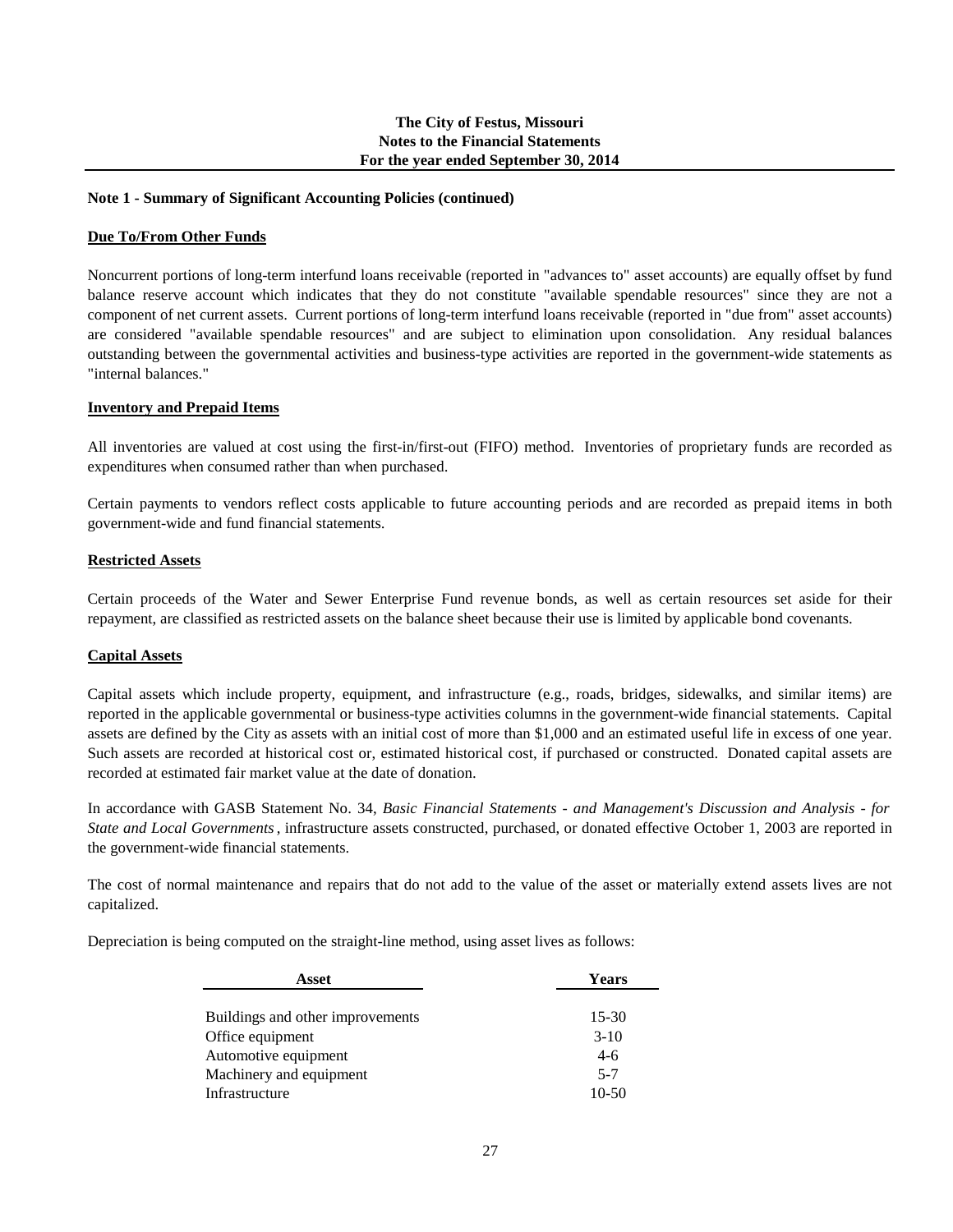**Note 1 - Summary of Significant Accounting Policies (continued)**

**Due To/From Other Funds**

Noncurrent portions of long-term interfund loans receivable (reported in "advances to" asset accounts) are equally offset by fund balance reserve account which indicates that they do not constitute "available spendable resources" since they are not a component of net current assets. Current portions of long-term interfund loans receivable (reported in "due from" asset accounts) are considered "available spendable resources" and are subject to elimination upon consolidation. Any residual balances outstanding between the governmental activities and business-type activities are reported in the government-wide statements as "internal balances."

**Inventory and Prepaid Items**

All inventories are valued at cost using the first-in/first-out (FIFO) method. Inventories of proprietary funds are recorded as expenditures when consumed rather than when purchased.

Certain payments to vendors reflect costs applicable to future accounting periods and are recorded as prepaid items in both government-wide and fund financial statements.

**Restricted Assets**

Certain proceeds of the Water and Sewer Enterprise Fund revenue bonds, as well as certain resources set aside for their repayment, are classified as restricted assets on the balance sheet because their use is limited by applicable bond covenants.

**Capital Assets**

Capital assets which include property, equipment, and infrastructure (e.g., roads, bridges, sidewalks, and similar items) are reported in the applicable governmental or business-type activities columns in the government-wide financial statements. Capital assets are defined by the City as assets with an initial cost of more than $1,000 and an estimated useful life in excess of one year. Such assets are recorded at historical cost or, estimated historical cost, if purchased or constructed. Donated capital assets are recorded at estimated fair market value at the date of donation.

In accordance with GASB Statement No. 34, *Basic Financial Statements - and Management's Discussion and Analysis - for State and Local Governments*, infrastructure assets constructed, purchased, or donated effective October 1, 2003 are reported in the government-wide financial statements.

The cost of normal maintenance and repairs that do not add to the value of the asset or materially extend assets lives are not capitalized.

Depreciation is being computed on the straight-line method, using asset lives as follows:

| Asset | Years |
|---|---|
| Buildings and other improvements | 15-30 |
| Office equipment | 3-10 |
| Automotive equipment | 4-6 |
| Machinery and equipment | 5-7 |
| Infrastructure | 10-50 |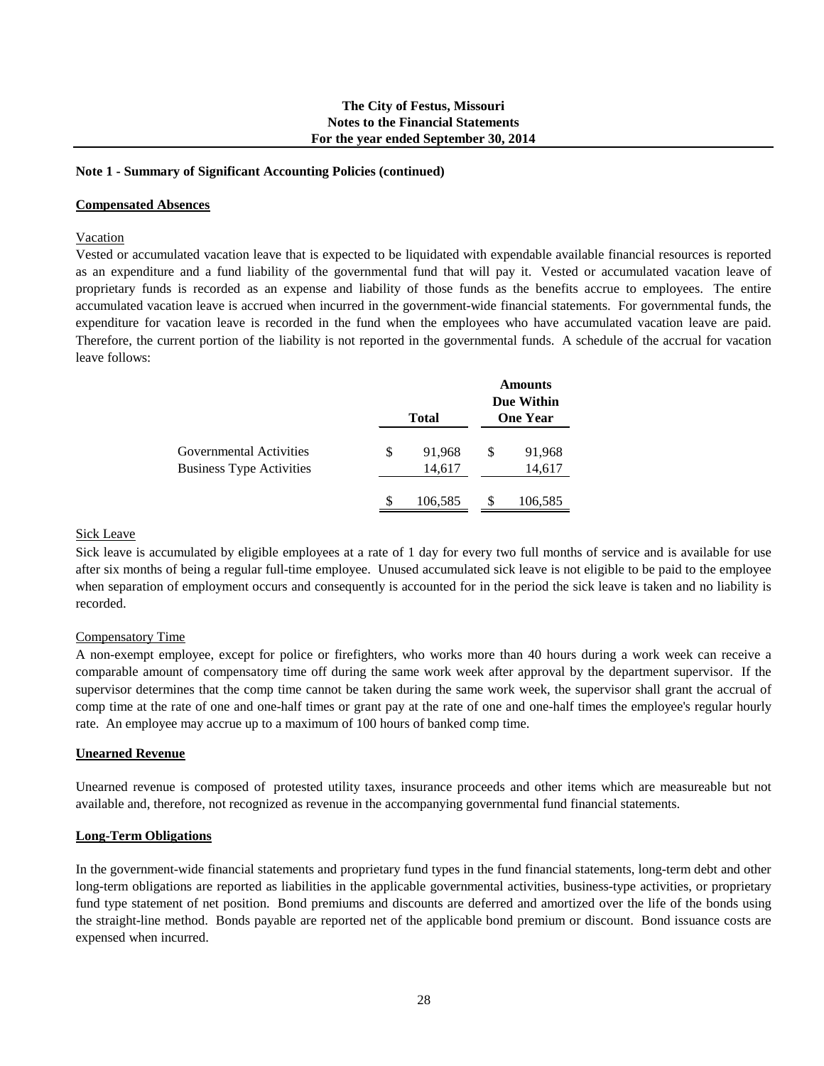**Note 1 - Summary of Significant Accounting Policies (continued)**

**Compensated Absences**

Vacation

Vested or accumulated vacation leave that is expected to be liquidated with expendable available financial resources is reported as an expenditure and a fund liability of the governmental fund that will pay it. Vested or accumulated vacation leave of proprietary funds is recorded as an expense and liability of those funds as the benefits accrue to employees. The entire accumulated vacation leave is accrued when incurred in the government-wide financial statements. For governmental funds, the expenditure for vacation leave is recorded in the fund when the employees who have accumulated vacation leave are paid. Therefore, the current portion of the liability is not reported in the governmental funds. A schedule of the accrual for vacation leave follows:

| | Total | Amounts Due Within One Year |
|---|---|---|
| Governmental Activities | $ 91,968 | $ 91,968 |
| Business Type Activities | 14,617 | 14,617 |
| | $ 106,585 | $ 106,585 |

Sick Leave

Sick leave is accumulated by eligible employees at a rate of 1 day for every two full months of service and is available for use after six months of being a regular full-time employee. Unused accumulated sick leave is not eligible to be paid to the employee when separation of employment occurs and consequently is accounted for in the period the sick leave is taken and no liability is recorded.

Compensatory Time

A non-exempt employee, except for police or firefighters, who works more than 40 hours during a work week can receive a comparable amount of compensatory time off during the same work week after approval by the department supervisor. If the supervisor determines that the comp time cannot be taken during the same work week, the supervisor shall grant the accrual of comp time at the rate of one and one-half times or grant pay at the rate of one and one-half times the employee's regular hourly rate. An employee may accrue up to a maximum of 100 hours of banked comp time.

**Unearned Revenue**

Unearned revenue is composed of protested utility taxes, insurance proceeds and other items which are measureable but not available and, therefore, not recognized as revenue in the accompanying governmental fund financial statements.

**Long-Term Obligations**

In the government-wide financial statements and proprietary fund types in the fund financial statements, long-term debt and other long-term obligations are reported as liabilities in the applicable governmental activities, business-type activities, or proprietary fund type statement of net position. Bond premiums and discounts are deferred and amortized over the life of the bonds using the straight-line method. Bonds payable are reported net of the applicable bond premium or discount. Bond issuance costs are expensed when incurred.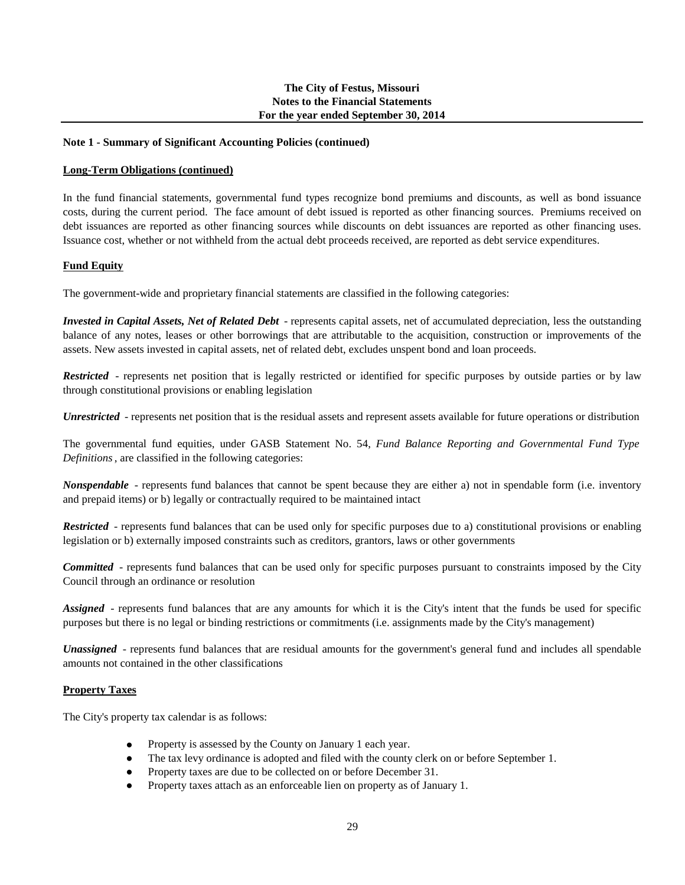**Note 1 - Summary of Significant Accounting Policies (continued)**

**Long-Term Obligations (continued)**

In the fund financial statements, governmental fund types recognize bond premiums and discounts, as well as bond issuance costs, during the current period. The face amount of debt issued is reported as other financing sources. Premiums received on debt issuances are reported as other financing sources while discounts on debt issuances are reported as other financing uses. Issuance cost, whether or not withheld from the actual debt proceeds received, are reported as debt service expenditures.

**Fund Equity**

The government-wide and proprietary financial statements are classified in the following categories:

***Invested in Capital Assets, Net of Related Debt*** - represents capital assets, net of accumulated depreciation, less the outstanding balance of any notes, leases or other borrowings that are attributable to the acquisition, construction or improvements of the assets. New assets invested in capital assets, net of related debt, excludes unspent bond and loan proceeds.

***Restricted*** - represents net position that is legally restricted or identified for specific purposes by outside parties or by law through constitutional provisions or enabling legislation

***Unrestricted*** - represents net position that is the residual assets and represent assets available for future operations or distribution

The governmental fund equities, under GASB Statement No. 54, *Fund Balance Reporting and Governmental Fund Type Definitions*, are classified in the following categories:

***Nonspendable*** - represents fund balances that cannot be spent because they are either a) not in spendable form (i.e. inventory and prepaid items) or b) legally or contractually required to be maintained intact

***Restricted*** - represents fund balances that can be used only for specific purposes due to a) constitutional provisions or enabling legislation or b) externally imposed constraints such as creditors, grantors, laws or other governments

***Committed*** - represents fund balances that can be used only for specific purposes pursuant to constraints imposed by the City Council through an ordinance or resolution

***Assigned*** - represents fund balances that are any amounts for which it is the City's intent that the funds be used for specific purposes but there is no legal or binding restrictions or commitments (i.e. assignments made by the City's management)

***Unassigned*** - represents fund balances that are residual amounts for the government's general fund and includes all spendable amounts not contained in the other classifications

**Property Taxes**

The City's property tax calendar is as follows:

- Property is assessed by the County on January 1 each year.
- The tax levy ordinance is adopted and filed with the county clerk on or before September 1.
- Property taxes are due to be collected on or before December 31.
- Property taxes attach as an enforceable lien on property as of January 1.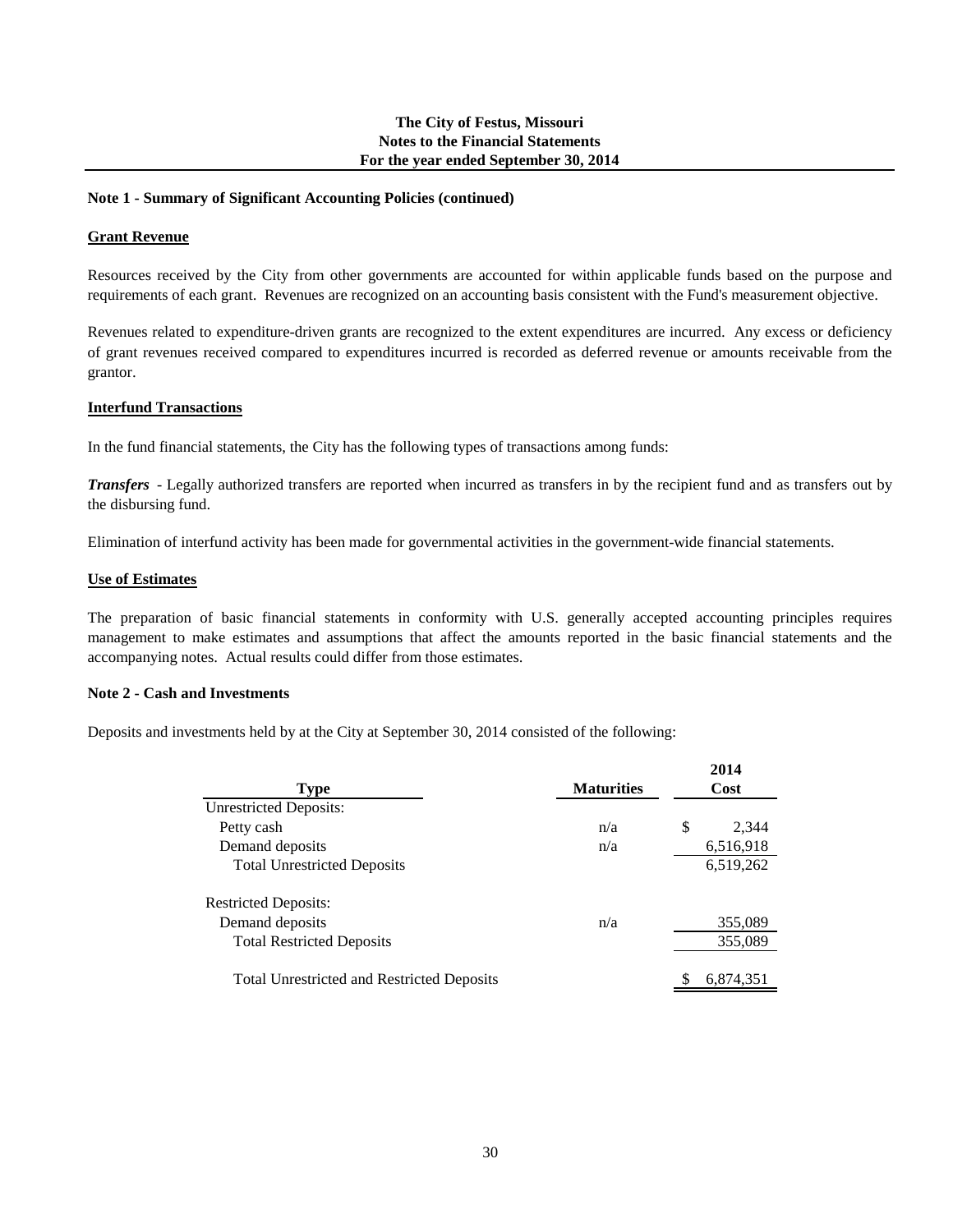**The City of Festus, Missouri**
**Notes to the Financial Statements**
**For the year ended September 30, 2014**

**Note 1 - Summary of Significant Accounting Policies (continued)**

**Grant Revenue**

Resources received by the City from other governments are accounted for within applicable funds based on the purpose and requirements of each grant. Revenues are recognized on an accounting basis consistent with the Fund's measurement objective.

Revenues related to expenditure-driven grants are recognized to the extent expenditures are incurred. Any excess or deficiency of grant revenues received compared to expenditures incurred is recorded as deferred revenue or amounts receivable from the grantor.

**Interfund Transactions**

In the fund financial statements, the City has the following types of transactions among funds:

***Transfers*** - Legally authorized transfers are reported when incurred as transfers in by the recipient fund and as transfers out by the disbursing fund.

Elimination of interfund activity has been made for governmental activities in the government-wide financial statements.

**Use of Estimates**

The preparation of basic financial statements in conformity with U.S. generally accepted accounting principles requires management to make estimates and assumptions that affect the amounts reported in the basic financial statements and the accompanying notes. Actual results could differ from those estimates.

**Note 2 - Cash and Investments**

Deposits and investments held by at the City at September 30, 2014 consisted of the following:

| Type | Maturities | 2014 Cost |
|---|---|---|
| Unrestricted Deposits: | | |
| Petty cash | n/a | $ 2,344 |
| Demand deposits | n/a | 6,516,918 |
| Total Unrestricted Deposits | | 6,519,262 |
| Restricted Deposits: | | |
| Demand deposits | n/a | 355,089 |
| Total Restricted Deposits | | 355,089 |
| Total Unrestricted and Restricted Deposits | | $ 6,874,351 |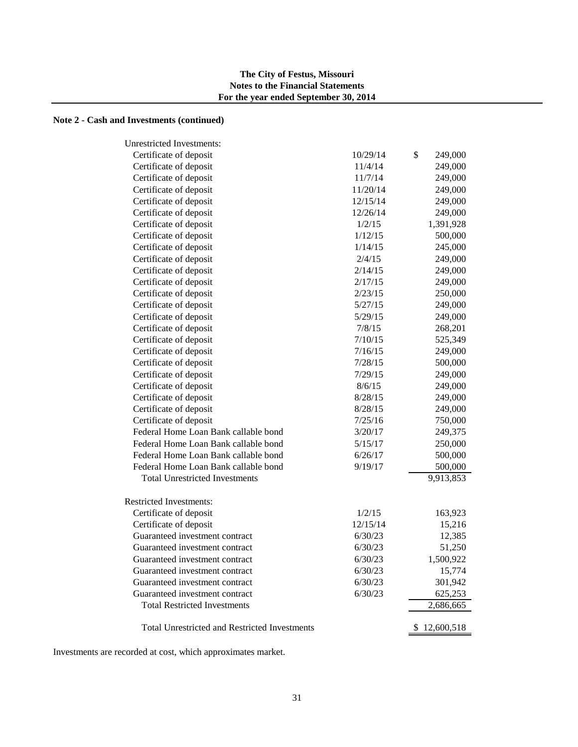## Note 2 - Cash and Investments (continued)

| | | |
|---|---|---|
| Unrestricted Investments: | | |
| Certificate of deposit | 10/29/14 | $ 249,000 |
| Certificate of deposit | 11/4/14 | 249,000 |
| Certificate of deposit | 11/7/14 | 249,000 |
| Certificate of deposit | 11/20/14 | 249,000 |
| Certificate of deposit | 12/15/14 | 249,000 |
| Certificate of deposit | 12/26/14 | 249,000 |
| Certificate of deposit | 1/2/15 | 1,391,928 |
| Certificate of deposit | 1/12/15 | 500,000 |
| Certificate of deposit | 1/14/15 | 245,000 |
| Certificate of deposit | 2/4/15 | 249,000 |
| Certificate of deposit | 2/14/15 | 249,000 |
| Certificate of deposit | 2/17/15 | 249,000 |
| Certificate of deposit | 2/23/15 | 250,000 |
| Certificate of deposit | 5/27/15 | 249,000 |
| Certificate of deposit | 5/29/15 | 249,000 |
| Certificate of deposit | 7/8/15 | 268,201 |
| Certificate of deposit | 7/10/15 | 525,349 |
| Certificate of deposit | 7/16/15 | 249,000 |
| Certificate of deposit | 7/28/15 | 500,000 |
| Certificate of deposit | 7/29/15 | 249,000 |
| Certificate of deposit | 8/6/15 | 249,000 |
| Certificate of deposit | 8/28/15 | 249,000 |
| Certificate of deposit | 8/28/15 | 249,000 |
| Certificate of deposit | 7/25/16 | 750,000 |
| Federal Home Loan Bank callable bond | 3/20/17 | 249,375 |
| Federal Home Loan Bank callable bond | 5/15/17 | 250,000 |
| Federal Home Loan Bank callable bond | 6/26/17 | 500,000 |
| Federal Home Loan Bank callable bond | 9/19/17 | 500,000 |
| Total Unrestricted Investments | | 9,913,853 |
| | | |
| Restricted Investments: | | |
| Certificate of deposit | 1/2/15 | 163,923 |
| Certificate of deposit | 12/15/14 | 15,216 |
| Guaranteed investment contract | 6/30/23 | 12,385 |
| Guaranteed investment contract | 6/30/23 | 51,250 |
| Guaranteed investment contract | 6/30/23 | 1,500,922 |
| Guaranteed investment contract | 6/30/23 | 15,774 |
| Guaranteed investment contract | 6/30/23 | 301,942 |
| Guaranteed investment contract | 6/30/23 | 625,253 |
| Total Restricted Investments | | 2,686,665 |
| | | |
| Total Unrestricted and Restricted Investments | | $ 12,600,518 |

Investments are recorded at cost, which approximates market.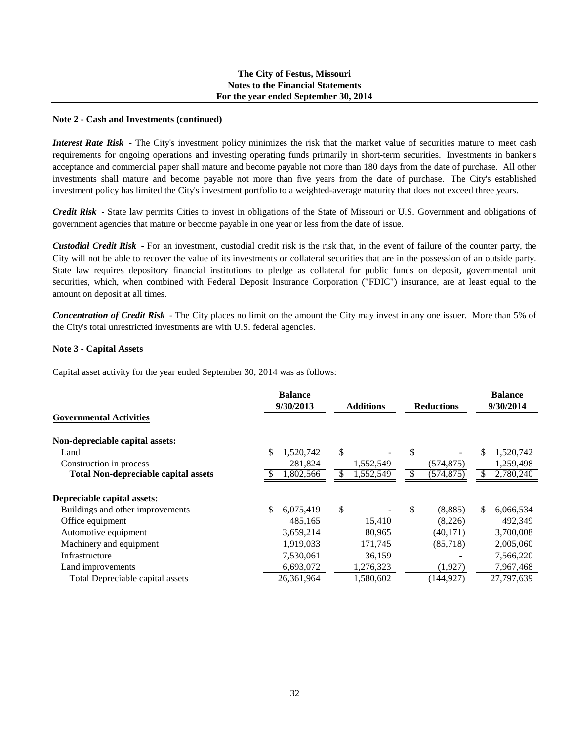**Note 2 - Cash and Investments (continued)**

***Interest Rate Risk*** - The City's investment policy minimizes the risk that the market value of securities mature to meet cash requirements for ongoing operations and investing operating funds primarily in short-term securities. Investments in banker's acceptance and commercial paper shall mature and become payable not more than 180 days from the date of purchase. All other investments shall mature and become payable not more than five years from the date of purchase. The City's established investment policy has limited the City's investment portfolio to a weighted-average maturity that does not exceed three years.

***Credit Risk*** - State law permits Cities to invest in obligations of the State of Missouri or U.S. Government and obligations of government agencies that mature or become payable in one year or less from the date of issue.

***Custodial Credit Risk*** - For an investment, custodial credit risk is the risk that, in the event of failure of the counter party, the City will not be able to recover the value of its investments or collateral securities that are in the possession of an outside party. State law requires depository financial institutions to pledge as collateral for public funds on deposit, governmental unit securities, which, when combined with Federal Deposit Insurance Corporation ("FDIC") insurance, are at least equal to the amount on deposit at all times.

***Concentration of Credit Risk*** - The City places no limit on the amount the City may invest in any one issuer. More than 5% of the City's total unrestricted investments are with U.S. federal agencies.

**Note 3 - Capital Assets**

Capital asset activity for the year ended September 30, 2014 was as follows:

| | Balance 9/30/2013 | Additions | Reductions | Balance 9/30/2014 |
|---|---|---|---|---|
| **Governmental Activities** | | | | |
| **Non-depreciable capital assets:** | | | | |
| Land | $ 1,520,742 | $ - | $ - | $ 1,520,742 |
| Construction in process | 281,824 | 1,552,549 | (574,875) | 1,259,498 |
| **Total Non-depreciable capital assets** | $ 1,802,566 | $ 1,552,549 | $ (574,875) | $ 2,780,240 |
| **Depreciable capital assets:** | | | | |
| Buildings and other improvements | $ 6,075,419 | $ - | $ (8,885) | $ 6,066,534 |
| Office equipment | 485,165 | 15,410 | (8,226) | 492,349 |
| Automotive equipment | 3,659,214 | 80,965 | (40,171) | 3,700,008 |
| Machinery and equipment | 1,919,033 | 171,745 | (85,718) | 2,005,060 |
| Infrastructure | 7,530,061 | 36,159 | - | 7,566,220 |
| Land improvements | 6,693,072 | 1,276,323 | (1,927) | 7,967,468 |
| Total Depreciable capital assets | 26,361,964 | 1,580,602 | (144,927) | 27,797,639 |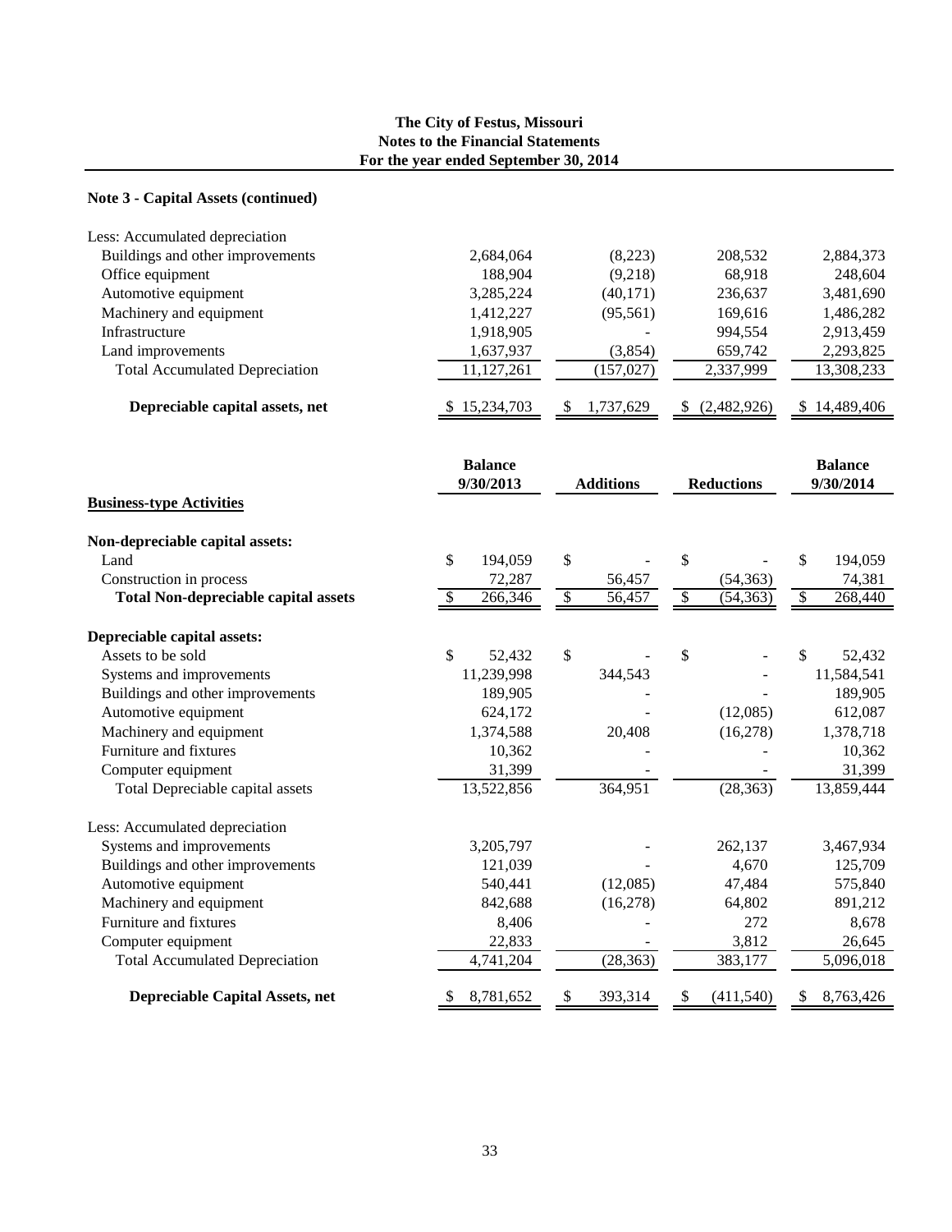**The City of Festus, Missouri**
**Notes to the Financial Statements**
**For the year ended September 30, 2014**

## Note 3 - Capital Assets (continued)

| | | | | |
|---|---|---|---|---|
| Less: Accumulated depreciation | | | | |
| Buildings and other improvements | 2,684,064 | (8,223) | 208,532 | 2,884,373 |
| Office equipment | 188,904 | (9,218) | 68,918 | 248,604 |
| Automotive equipment | 3,285,224 | (40,171) | 236,637 | 3,481,690 |
| Machinery and equipment | 1,412,227 | (95,561) | 169,616 | 1,486,282 |
| Infrastructure | 1,918,905 | - | 994,554 | 2,913,459 |
| Land improvements | 1,637,937 | (3,854) | 659,742 | 2,293,825 |
| Total Accumulated Depreciation | 11,127,261 | (157,027) | 2,337,999 | 13,308,233 |
| **Depreciable capital assets, net** | $ 15,234,703 | $ 1,737,629 | $ (2,482,926) | $ 14,489,406 |

| | Balance 9/30/2013 | Additions | Reductions | Balance 9/30/2014 |
|---|---|---|---|---|
| **Business-type Activities** | | | | |
| **Non-depreciable capital assets:** | | | | |
| Land | $ 194,059 | $ - | $ - | $ 194,059 |
| Construction in process | 72,287 | 56,457 | (54,363) | 74,381 |
| **Total Non-depreciable capital assets** | $ 266,346 | $ 56,457 | $ (54,363) | $ 268,440 |
| **Depreciable capital assets:** | | | | |
| Assets to be sold | $ 52,432 | $ - | $ - | $ 52,432 |
| Systems and improvements | 11,239,998 | 344,543 | - | 11,584,541 |
| Buildings and other improvements | 189,905 | - | - | 189,905 |
| Automotive equipment | 624,172 | - | (12,085) | 612,087 |
| Machinery and equipment | 1,374,588 | 20,408 | (16,278) | 1,378,718 |
| Furniture and fixtures | 10,362 | - | - | 10,362 |
| Computer equipment | 31,399 | - | - | 31,399 |
| Total Depreciable capital assets | 13,522,856 | 364,951 | (28,363) | 13,859,444 |
| Less: Accumulated depreciation | | | | |
| Systems and improvements | 3,205,797 | - | 262,137 | 3,467,934 |
| Buildings and other improvements | 121,039 | - | 4,670 | 125,709 |
| Automotive equipment | 540,441 | (12,085) | 47,484 | 575,840 |
| Machinery and equipment | 842,688 | (16,278) | 64,802 | 891,212 |
| Furniture and fixtures | 8,406 | - | 272 | 8,678 |
| Computer equipment | 22,833 | - | 3,812 | 26,645 |
| Total Accumulated Depreciation | 4,741,204 | (28,363) | 383,177 | 5,096,018 |
| **Depreciable Capital Assets, net** | $ 8,781,652 | $ 393,314 | $ (411,540) | $ 8,763,426 |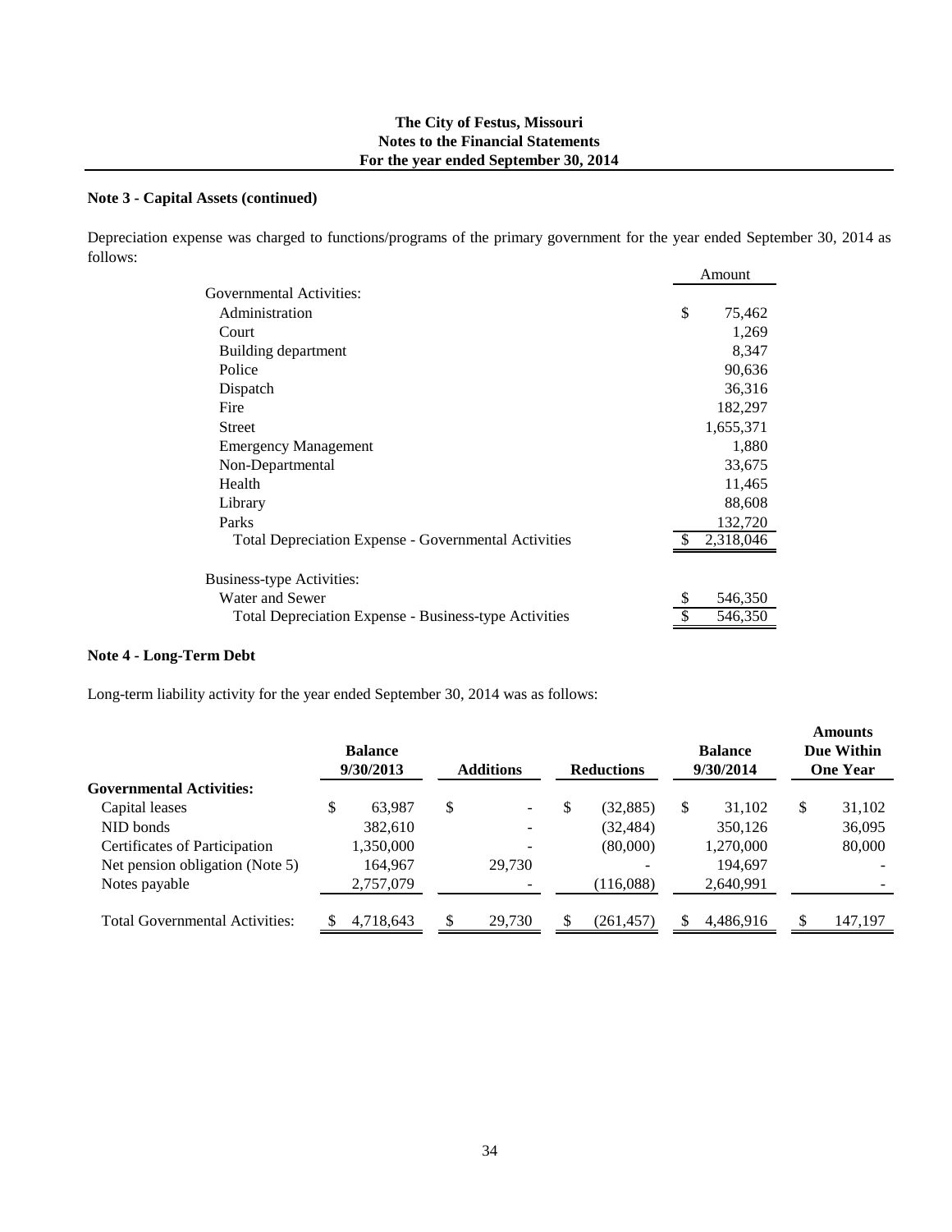**The City of Festus, Missouri**
**Notes to the Financial Statements**
**For the year ended September 30, 2014**

**Note 3 - Capital Assets (continued)**

Depreciation expense was charged to functions/programs of the primary government for the year ended September 30, 2014 as follows:

| | Amount |
|---|---|
| Governmental Activities: | |
| Administration | $ 75,462 |
| Court | 1,269 |
| Building department | 8,347 |
| Police | 90,636 |
| Dispatch | 36,316 |
| Fire | 182,297 |
| Street | 1,655,371 |
| Emergency Management | 1,880 |
| Non-Departmental | 33,675 |
| Health | 11,465 |
| Library | 88,608 |
| Parks | 132,720 |
| Total Depreciation Expense - Governmental Activities | $ 2,318,046 |
| | |
| Business-type Activities: | |
| Water and Sewer | $ 546,350 |
| Total Depreciation Expense - Business-type Activities | $ 546,350 |

**Note 4 - Long-Term Debt**

Long-term liability activity for the year ended September 30, 2014 was as follows:

| | Balance 9/30/2013 | Additions | Reductions | Balance 9/30/2014 | Amounts Due Within One Year |
|---|---|---|---|---|---|
| **Governmental Activities:** | | | | | |
| Capital leases | $ 63,987 | $ - | $ (32,885) | $ 31,102 | $ 31,102 |
| NID bonds | 382,610 | - | (32,484) | 350,126 | 36,095 |
| Certificates of Participation | 1,350,000 | - | (80,000) | 1,270,000 | 80,000 |
| Net pension obligation (Note 5) | 164,967 | 29,730 | - | 194,697 | - |
| Notes payable | 2,757,079 | - | (116,088) | 2,640,991 | - |
| Total Governmental Activities: | $ 4,718,643 | $ 29,730 | $ (261,457) | $ 4,486,916 | $ 147,197 |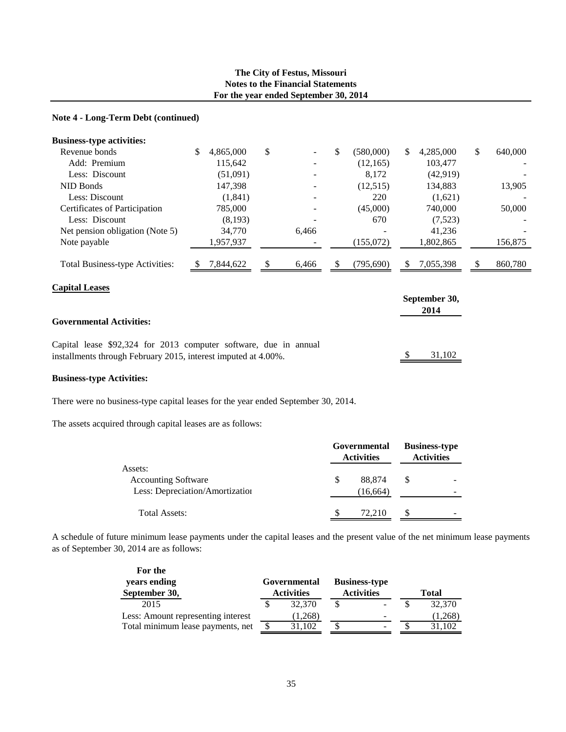**The City of Festus, Missouri**
**Notes to the Financial Statements**
**For the year ended September 30, 2014**

**Note 4 - Long-Term Debt (continued)**

| **Business-type activities:** | | | | | |
|---|---|---|---|---|---|
| Revenue bonds | $ 4,865,000 | $ - | $ (580,000) | $ 4,285,000 | $ 640,000 |
| Add: Premium | 115,642 | - | (12,165) | 103,477 | - |
| Less: Discount | (51,091) | - | 8,172 | (42,919) | - |
| NID Bonds | 147,398 | - | (12,515) | 134,883 | 13,905 |
| Less: Discount | (1,841) | - | 220 | (1,621) | - |
| Certificates of Participation | 785,000 | - | (45,000) | 740,000 | 50,000 |
| Less: Discount | (8,193) | - | 670 | (7,523) | - |
| Net pension obligation (Note 5) | 34,770 | 6,466 | - | 41,236 | - |
| Note payable | 1,957,937 | - | (155,072) | 1,802,865 | 156,875 |
| Total Business-type Activities: | $ 7,844,622 | $ 6,466 | $ (795,690) | $ 7,055,398 | $ 860,780 |

**Capital Leases**

| | **September 30, 2014** |
|---|---|
| **Governmental Activities:** | |
| Capital lease $92,324 for 2013 computer software, due in annual installments through February 2015, interest imputed at 4.00%. | $ 31,102 |

**Business-type Activities:**

There were no business-type capital leases for the year ended September 30, 2014.

The assets acquired through capital leases are as follows:

| | **Governmental Activities** | **Business-type Activities** |
|---|---|---|
| Assets: | | |
| Accounting Software | $ 88,874 | $ - |
| Less: Depreciation/Amortization | (16,664) | - |
| Total Assets: | $ 72,210 | $ - |

A schedule of future minimum lease payments under the capital leases and the present value of the net minimum lease payments as of September 30, 2014 are as follows:

| **For the years ending September 30,** | **Governmental Activities** | **Business-type Activities** | **Total** |
|---|---|---|---|
| 2015 | $ 32,370 | $ - | $ 32,370 |
| Less: Amount representing interest | (1,268) | - | (1,268) |
| Total minimum lease payments, net | $ 31,102 | $ - | $ 31,102 |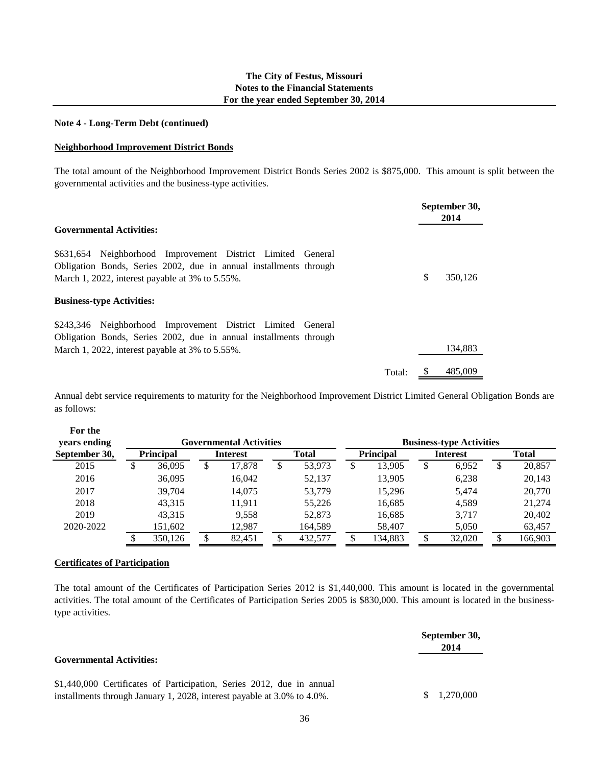**The City of Festus, Missouri**
**Notes to the Financial Statements**
**For the year ended September 30, 2014**

**Note 4 - Long-Term Debt (continued)**

**Neighborhood Improvement District Bonds**

The total amount of the Neighborhood Improvement District Bonds Series 2002 is $875,000. This amount is split between the governmental activities and the business-type activities.

| | September 30, 2014 |
|---|---|
| **Governmental Activities:** | |
| $631,654 Neighborhood Improvement District Limited General Obligation Bonds, Series 2002, due in annual installments through March 1, 2022, interest payable at 3% to 5.55%. | $ 350,126 |
| **Business-type Activities:** | |
| $243,346 Neighborhood Improvement District Limited General Obligation Bonds, Series 2002, due in annual installments through March 1, 2022, interest payable at 3% to 5.55%. | 134,883 |
| Total: | $ 485,009 |

Annual debt service requirements to maturity for the Neighborhood Improvement District Limited General Obligation Bonds are as follows:

| For the years ending September 30, | Governmental Activities | | | Business-type Activities | | |
|---|---|---|---|---|---|---|
| | Principal | Interest | Total | Principal | Interest | Total |
| 2015 | $ 36,095 | $ 17,878 | $ 53,973 | $ 13,905 | $ 6,952 | $ 20,857 |
| 2016 | 36,095 | 16,042 | 52,137 | 13,905 | 6,238 | 20,143 |
| 2017 | 39,704 | 14,075 | 53,779 | 15,296 | 5,474 | 20,770 |
| 2018 | 43,315 | 11,911 | 55,226 | 16,685 | 4,589 | 21,274 |
| 2019 | 43,315 | 9,558 | 52,873 | 16,685 | 3,717 | 20,402 |
| 2020-2022 | 151,602 | 12,987 | 164,589 | 58,407 | 5,050 | 63,457 |
| | $ 350,126 | $ 82,451 | $ 432,577 | $ 134,883 | $ 32,020 | $ 166,903 |

**Certificates of Participation**

The total amount of the Certificates of Participation Series 2012 is $1,440,000. This amount is located in the governmental activities. The total amount of the Certificates of Participation Series 2005 is $830,000. This amount is located in the business-type activities.

| | September 30, 2014 |
|---|---|
| **Governmental Activities:** | |
| $1,440,000 Certificates of Participation, Series 2012, due in annual installments through January 1, 2028, interest payable at 3.0% to 4.0%. | $ 1,270,000 |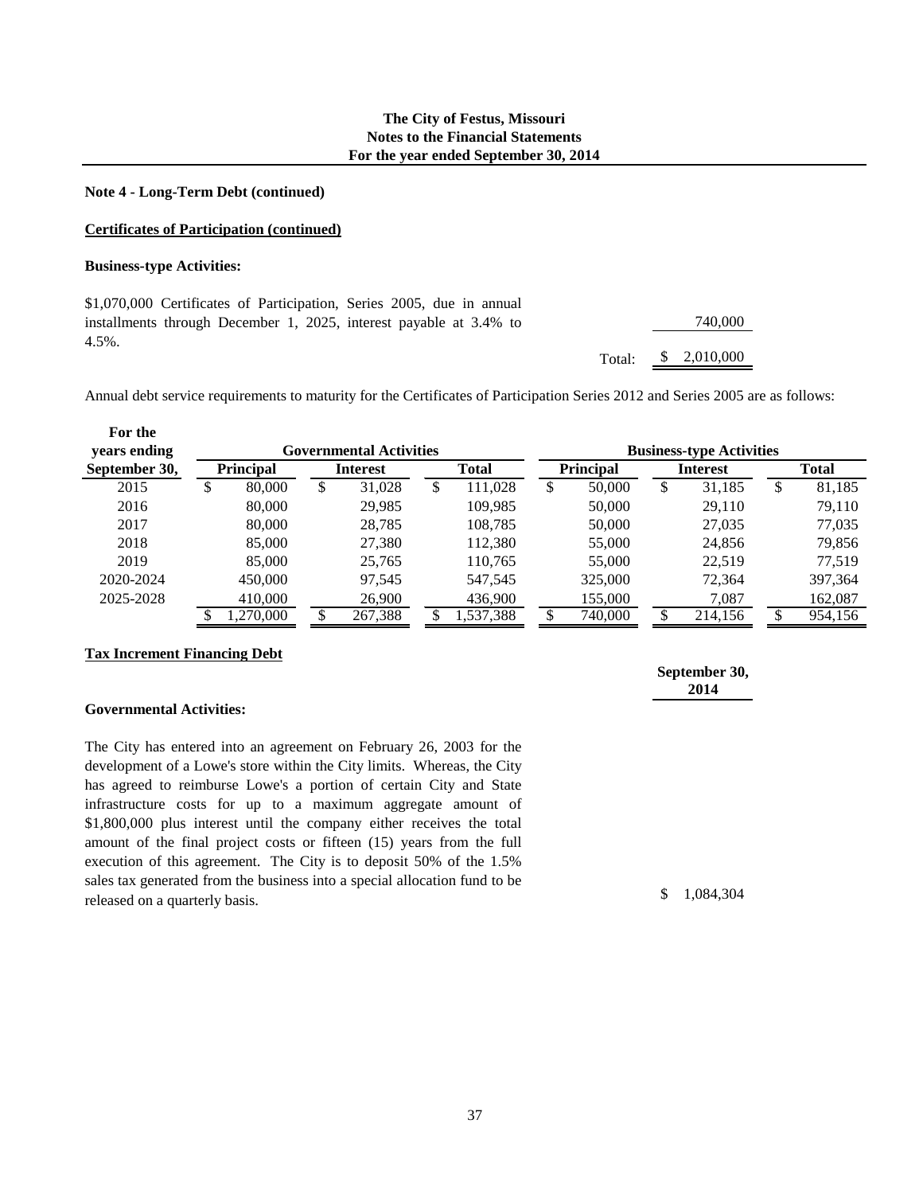**Note 4 - Long-Term Debt (continued)**

**Certificates of Participation (continued)**

**Business-type Activities:**

| | |
|---|---|
| $1,070,000 Certificates of Participation, Series 2005, due in annual installments through December 1, 2025, interest payable at 3.4% to 4.5%. | 740,000 |
| Total: | $ 2,010,000 |

Annual debt service requirements to maturity for the Certificates of Participation Series 2012 and Series 2005 are as follows:

| For the years ending September 30, | Governmental Activities | | | Business-type Activities | | |
|---|---|---|---|---|---|---|
| | Principal | Interest | Total | Principal | Interest | Total |
| 2015 | $ 80,000 | $ 31,028 | $ 111,028 | $ 50,000 | $ 31,185 | $ 81,185 |
| 2016 | 80,000 | 29,985 | 109,985 | 50,000 | 29,110 | 79,110 |
| 2017 | 80,000 | 28,785 | 108,785 | 50,000 | 27,035 | 77,035 |
| 2018 | 85,000 | 27,380 | 112,380 | 55,000 | 24,856 | 79,856 |
| 2019 | 85,000 | 25,765 | 110,765 | 55,000 | 22,519 | 77,519 |
| 2020-2024 | 450,000 | 97,545 | 547,545 | 325,000 | 72,364 | 397,364 |
| 2025-2028 | 410,000 | 26,900 | 436,900 | 155,000 | 7,087 | 162,087 |
| | $ 1,270,000 | $ 267,388 | $ 1,537,388 | $ 740,000 | $ 214,156 | $ 954,156 |

**Tax Increment Financing Debt**

**Governmental Activities:**

| | September 30, 2014 |
|---|---|
| The City has entered into an agreement on February 26, 2003 for the development of a Lowe's store within the City limits. Whereas, the City has agreed to reimburse Lowe's a portion of certain City and State infrastructure costs for up to a maximum aggregate amount of $1,800,000 plus interest until the company either receives the total amount of the final project costs or fifteen (15) years from the full execution of this agreement. The City is to deposit 50% of the 1.5% sales tax generated from the business into a special allocation fund to be released on a quarterly basis. | $ 1,084,304 |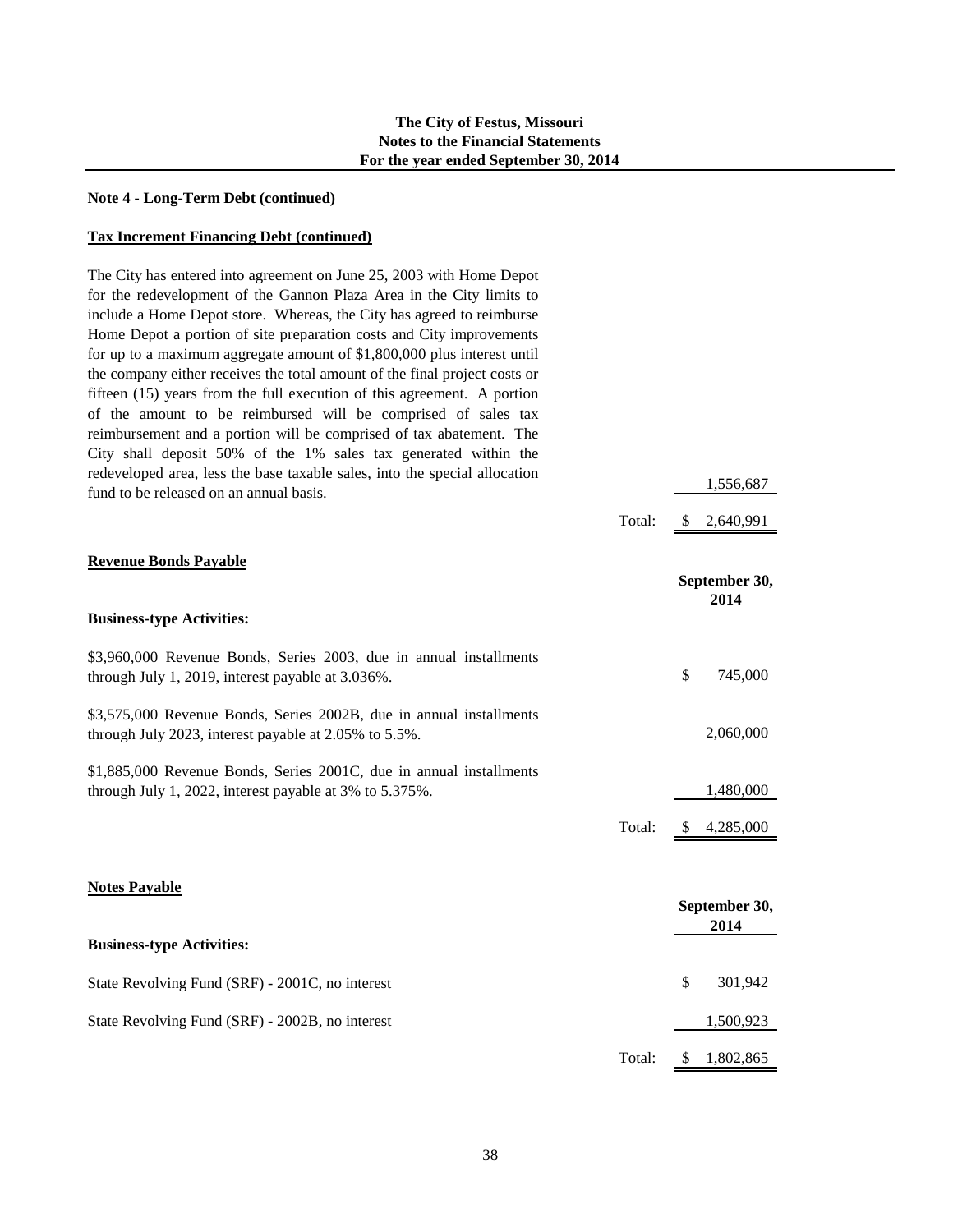**Note 4 - Long-Term Debt (continued)**

**Tax Increment Financing Debt (continued)**

| | | |
|---|---|---|
| The City has entered into agreement on June 25, 2003 with Home Depot for the redevelopment of the Gannon Plaza Area in the City limits to include a Home Depot store. Whereas, the City has agreed to reimburse Home Depot a portion of site preparation costs and City improvements for up to a maximum aggregate amount of $1,800,000 plus interest until the company either receives the total amount of the final project costs or fifteen (15) years from the full execution of this agreement. A portion of the amount to be reimbursed will be comprised of sales tax reimbursement and a portion will be comprised of tax abatement. The City shall deposit 50% of the 1% sales tax generated within the redeveloped area, less the base taxable sales, into the special allocation fund to be released on an annual basis. | | 1,556,687 |
| | Total: | $ 2,640,991 |

**Revenue Bonds Payable**

| | | September 30, 2014 |
|---|---|---|
| **Business-type Activities:** | | |
| $3,960,000 Revenue Bonds, Series 2003, due in annual installments through July 1, 2019, interest payable at 3.036%. | | $ 745,000 |
| $3,575,000 Revenue Bonds, Series 2002B, due in annual installments through July 2023, interest payable at 2.05% to 5.5%. | | 2,060,000 |
| $1,885,000 Revenue Bonds, Series 2001C, due in annual installments through July 1, 2022, interest payable at 3% to 5.375%. | | 1,480,000 |
| | Total: | $ 4,285,000 |

**Notes Payable**

| | | September 30, 2014 |
|---|---|---|
| **Business-type Activities:** | | |
| State Revolving Fund (SRF) - 2001C, no interest | | $ 301,942 |
| State Revolving Fund (SRF) - 2002B, no interest | | 1,500,923 |
| | Total: | $ 1,802,865 |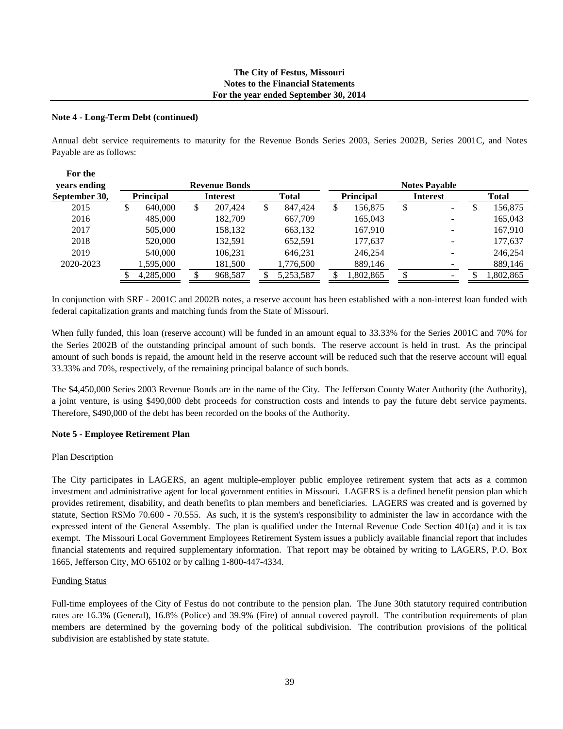**Note 4 - Long-Term Debt (continued)**

Annual debt service requirements to maturity for the Revenue Bonds Series 2003, Series 2002B, Series 2001C, and Notes Payable are as follows:

| For the years ending September 30, | Revenue Bonds | | | Notes Payable | | |
|---|---|---|---|---|---|---|
| | Principal | Interest | Total | Principal | Interest | Total |
| 2015 | $ 640,000 | $ 207,424 | $ 847,424 | $ 156,875 | $ - | $ 156,875 |
| 2016 | 485,000 | 182,709 | 667,709 | 165,043 | - | 165,043 |
| 2017 | 505,000 | 158,132 | 663,132 | 167,910 | - | 167,910 |
| 2018 | 520,000 | 132,591 | 652,591 | 177,637 | - | 177,637 |
| 2019 | 540,000 | 106,231 | 646,231 | 246,254 | - | 246,254 |
| 2020-2023 | 1,595,000 | 181,500 | 1,776,500 | 889,146 | - | 889,146 |
| | $ 4,285,000 | $ 968,587 | $ 5,253,587 | $ 1,802,865 | $ - | $ 1,802,865 |

In conjunction with SRF - 2001C and 2002B notes, a reserve account has been established with a non-interest loan funded with federal capitalization grants and matching funds from the State of Missouri.

When fully funded, this loan (reserve account) will be funded in an amount equal to 33.33% for the Series 2001C and 70% for the Series 2002B of the outstanding principal amount of such bonds. The reserve account is held in trust. As the principal amount of such bonds is repaid, the amount held in the reserve account will be reduced such that the reserve account will equal 33.33% and 70%, respectively, of the remaining principal balance of such bonds.

The $4,450,000 Series 2003 Revenue Bonds are in the name of the City. The Jefferson County Water Authority (the Authority), a joint venture, is using $490,000 debt proceeds for construction costs and intends to pay the future debt service payments. Therefore, $490,000 of the debt has been recorded on the books of the Authority.

**Note 5 - Employee Retirement Plan**

Plan Description

The City participates in LAGERS, an agent multiple-employer public employee retirement system that acts as a common investment and administrative agent for local government entities in Missouri. LAGERS is a defined benefit pension plan which provides retirement, disability, and death benefits to plan members and beneficiaries. LAGERS was created and is governed by statute, Section RSMo 70.600 - 70.555. As such, it is the system's responsibility to administer the law in accordance with the expressed intent of the General Assembly. The plan is qualified under the Internal Revenue Code Section 401(a) and it is tax exempt. The Missouri Local Government Employees Retirement System issues a publicly available financial report that includes financial statements and required supplementary information. That report may be obtained by writing to LAGERS, P.O. Box 1665, Jefferson City, MO 65102 or by calling 1-800-447-4334.

Funding Status

Full-time employees of the City of Festus do not contribute to the pension plan. The June 30th statutory required contribution rates are 16.3% (General), 16.8% (Police) and 39.9% (Fire) of annual covered payroll. The contribution requirements of plan members are determined by the governing body of the political subdivision. The contribution provisions of the political subdivision are established by state statute.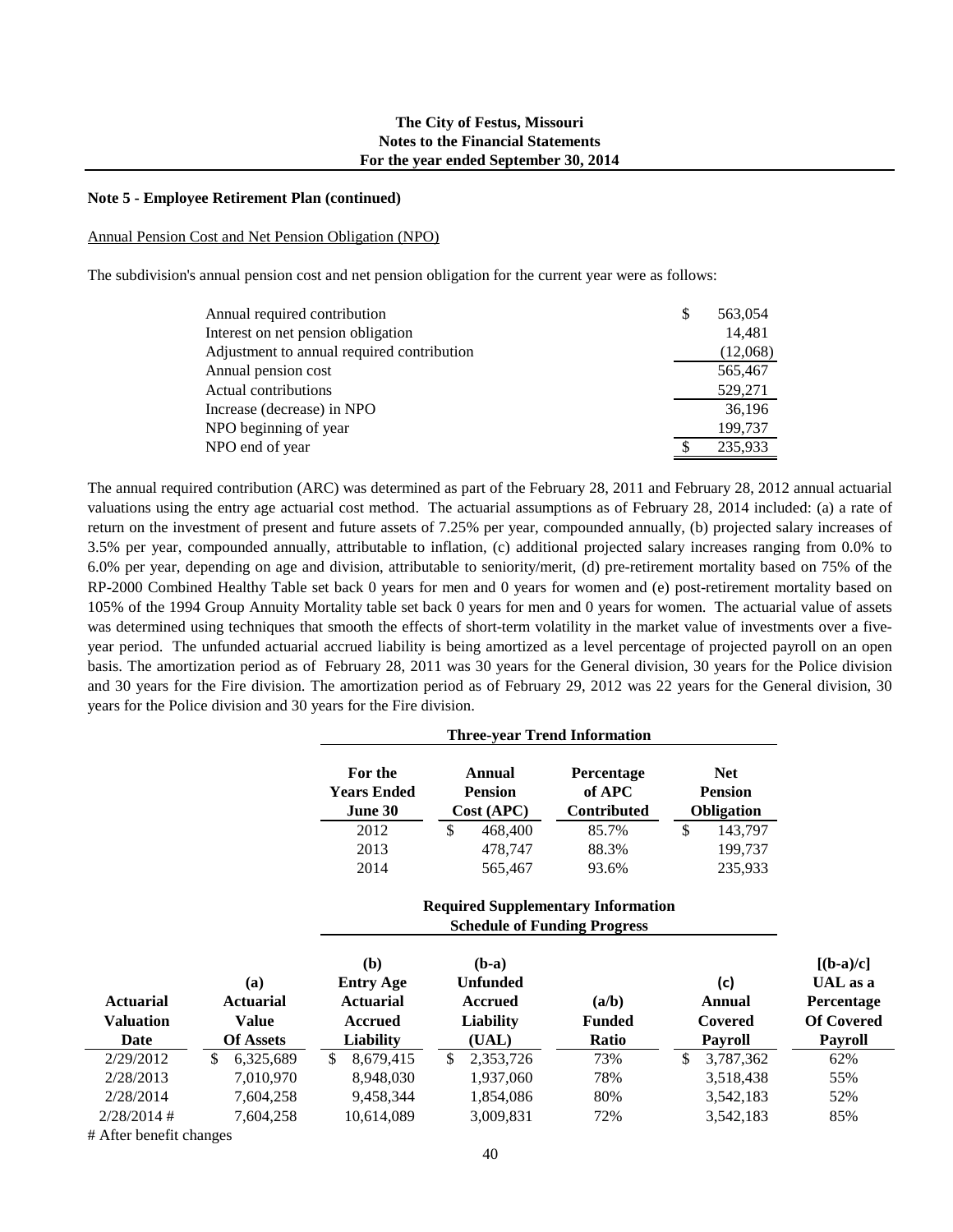**The City of Festus, Missouri**
**Notes to the Financial Statements**
**For the year ended September 30, 2014**

**Note 5 - Employee Retirement Plan (continued)**

Annual Pension Cost and Net Pension Obligation (NPO)

The subdivision's annual pension cost and net pension obligation for the current year were as follows:

| | |
|---|---|
| Annual required contribution | $ 563,054 |
| Interest on net pension obligation | 14,481 |
| Adjustment to annual required contribution | (12,068) |
| Annual pension cost | 565,467 |
| Actual contributions | 529,271 |
| Increase (decrease) in NPO | 36,196 |
| NPO beginning of year | 199,737 |
| NPO end of year | $ 235,933 |

The annual required contribution (ARC) was determined as part of the February 28, 2011 and February 28, 2012 annual actuarial valuations using the entry age actuarial cost method. The actuarial assumptions as of February 28, 2014 included: (a) a rate of return on the investment of present and future assets of 7.25% per year, compounded annually, (b) projected salary increases of 3.5% per year, compounded annually, attributable to inflation, (c) additional projected salary increases ranging from 0.0% to 6.0% per year, depending on age and division, attributable to seniority/merit, (d) pre-retirement mortality based on 75% of the RP-2000 Combined Healthy Table set back 0 years for men and 0 years for women and (e) post-retirement mortality based on 105% of the 1994 Group Annuity Mortality table set back 0 years for men and 0 years for women. The actuarial value of assets was determined using techniques that smooth the effects of short-term volatility in the market value of investments over a five-year period. The unfunded actuarial accrued liability is being amortized as a level percentage of projected payroll on an open basis. The amortization period as of February 28, 2011 was 30 years for the General division, 30 years for the Police division and 30 years for the Fire division. The amortization period as of February 29, 2012 was 22 years for the General division, 30 years for the Police division and 30 years for the Fire division.

**Three-year Trend Information**

| For the Years Ended June 30 | Annual Pension Cost (APC) | Percentage of APC Contributed | Net Pension Obligation |
|---|---|---|---|
| 2012 | $ 468,400 | 85.7% | $ 143,797 |
| 2013 | 478,747 | 88.3% | 199,737 |
| 2014 | 565,467 | 93.6% | 235,933 |

**Required Supplementary Information**
**Schedule of Funding Progress**

| Actuarial Valuation Date | (a) Actuarial Value Of Assets | (b) Entry Age Actuarial Accrued Liability | (b-a) Unfunded Accrued Liability (UAL) | (a/b) Funded Ratio | (c) Annual Covered Payroll | [(b-a)/c] UAL as a Percentage Of Covered Payroll |
|---|---|---|---|---|---|---|
| 2/29/2012 | $ 6,325,689 | $ 8,679,415 | $ 2,353,726 | 73% | $ 3,787,362 | 62% |
| 2/28/2013 | 7,010,970 | 8,948,030 | 1,937,060 | 78% | 3,518,438 | 55% |
| 2/28/2014 | 7,604,258 | 9,458,344 | 1,854,086 | 80% | 3,542,183 | 52% |
| 2/28/2014 # | 7,604,258 | 10,614,089 | 3,009,831 | 72% | 3,542,183 | 85% |

# After benefit changes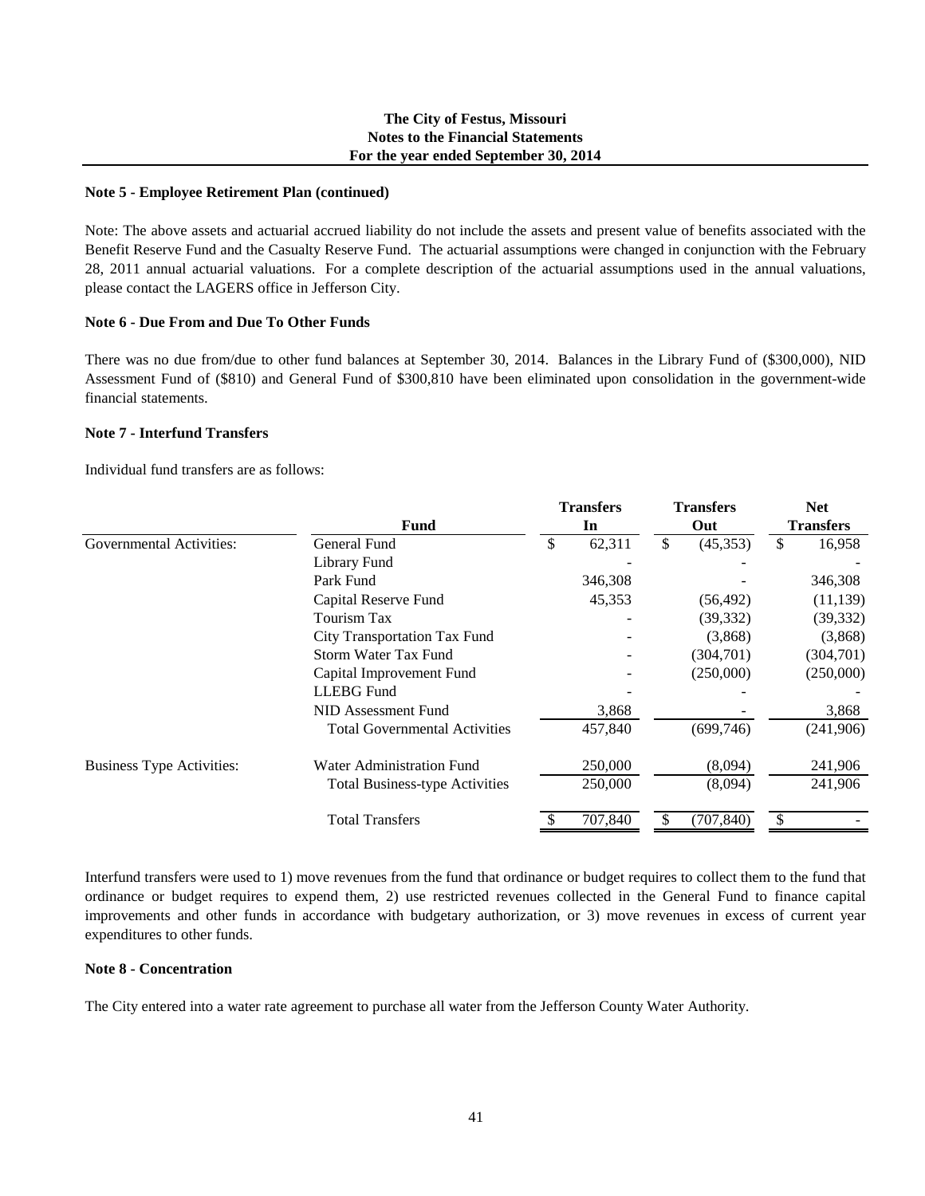**The City of Festus, Missouri**
**Notes to the Financial Statements**
**For the year ended September 30, 2014**

**Note 5 - Employee Retirement Plan (continued)**

Note: The above assets and actuarial accrued liability do not include the assets and present value of benefits associated with the Benefit Reserve Fund and the Casualty Reserve Fund. The actuarial assumptions were changed in conjunction with the February 28, 2011 annual actuarial valuations. For a complete description of the actuarial assumptions used in the annual valuations, please contact the LAGERS office in Jefferson City.

**Note 6 - Due From and Due To Other Funds**

There was no due from/due to other fund balances at September 30, 2014. Balances in the Library Fund of ($300,000), NID Assessment Fund of ($810) and General Fund of $300,810 have been eliminated upon consolidation in the government-wide financial statements.

**Note 7 - Interfund Transfers**

Individual fund transfers are as follows:

| | Fund | Transfers In | Transfers Out | Net Transfers |
|---|---|---|---|---|
| Governmental Activities: | General Fund | $ 62,311 | $ (45,353) | $ 16,958 |
| | Library Fund | - | - | - |
| | Park Fund | 346,308 | - | 346,308 |
| | Capital Reserve Fund | 45,353 | (56,492) | (11,139) |
| | Tourism Tax | - | (39,332) | (39,332) |
| | City Transportation Tax Fund | - | (3,868) | (3,868) |
| | Storm Water Tax Fund | - | (304,701) | (304,701) |
| | Capital Improvement Fund | - | (250,000) | (250,000) |
| | LLEBG Fund | - | - | - |
| | NID Assessment Fund | 3,868 | - | 3,868 |
| | Total Governmental Activities | 457,840 | (699,746) | (241,906) |
| Business Type Activities: | Water Administration Fund | 250,000 | (8,094) | 241,906 |
| | Total Business-type Activities | 250,000 | (8,094) | 241,906 |
| | Total Transfers | $ 707,840 | $ (707,840) | $ - |

Interfund transfers were used to 1) move revenues from the fund that ordinance or budget requires to collect them to the fund that ordinance or budget requires to expend them, 2) use restricted revenues collected in the General Fund to finance capital improvements and other funds in accordance with budgetary authorization, or 3) move revenues in excess of current year expenditures to other funds.

**Note 8 - Concentration**

The City entered into a water rate agreement to purchase all water from the Jefferson County Water Authority.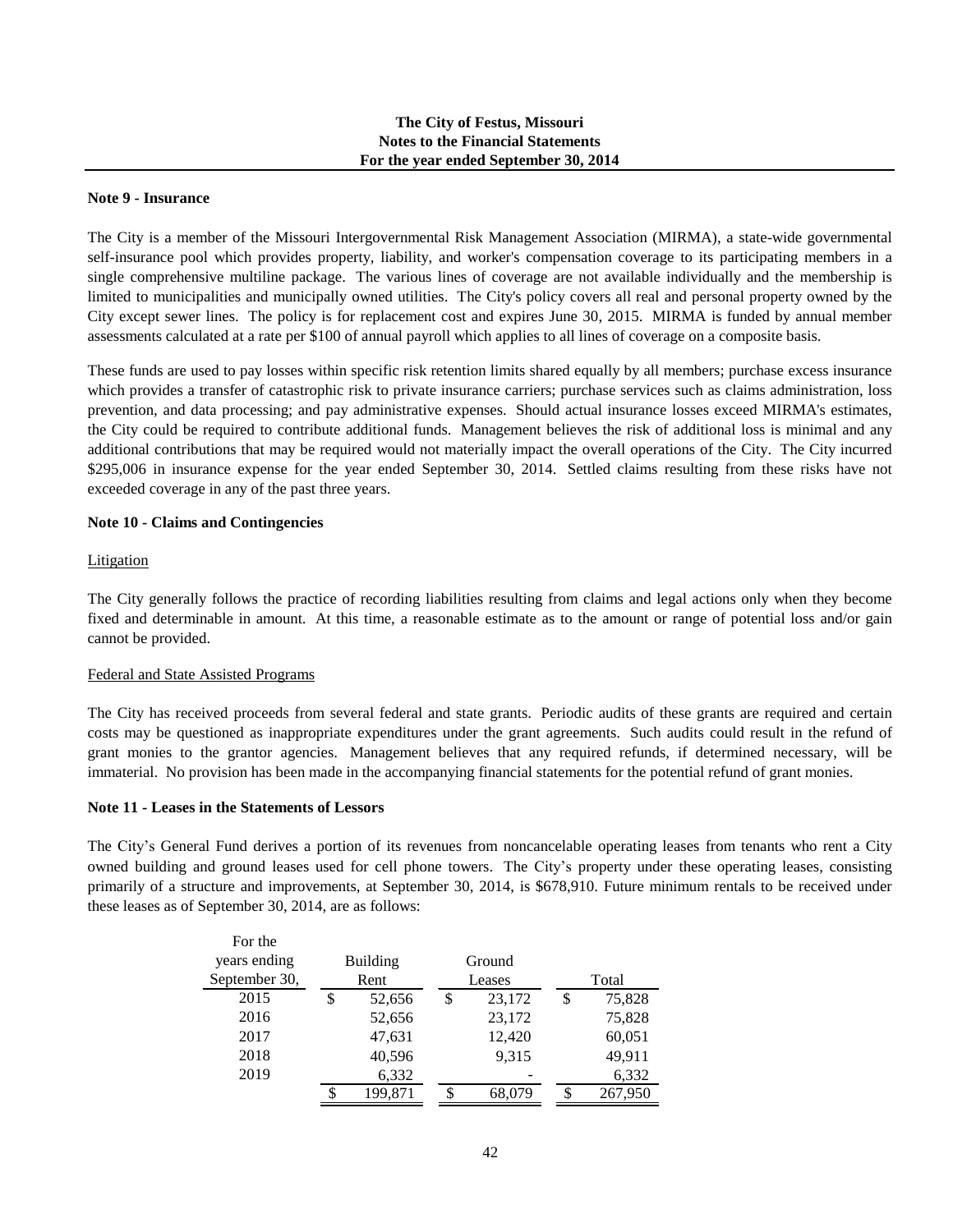## Note 9 - Insurance

The City is a member of the Missouri Intergovernmental Risk Management Association (MIRMA), a state-wide governmental self-insurance pool which provides property, liability, and worker's compensation coverage to its participating members in a single comprehensive multiline package. The various lines of coverage are not available individually and the membership is limited to municipalities and municipally owned utilities. The City's policy covers all real and personal property owned by the City except sewer lines. The policy is for replacement cost and expires June 30, 2015. MIRMA is funded by annual member assessments calculated at a rate per $100 of annual payroll which applies to all lines of coverage on a composite basis.

These funds are used to pay losses within specific risk retention limits shared equally by all members; purchase excess insurance which provides a transfer of catastrophic risk to private insurance carriers; purchase services such as claims administration, loss prevention, and data processing; and pay administrative expenses. Should actual insurance losses exceed MIRMA's estimates, the City could be required to contribute additional funds. Management believes the risk of additional loss is minimal and any additional contributions that may be required would not materially impact the overall operations of the City. The City incurred $295,006 in insurance expense for the year ended September 30, 2014. Settled claims resulting from these risks have not exceeded coverage in any of the past three years.

## Note 10 - Claims and Contingencies

Litigation

The City generally follows the practice of recording liabilities resulting from claims and legal actions only when they become fixed and determinable in amount. At this time, a reasonable estimate as to the amount or range of potential loss and/or gain cannot be provided.

Federal and State Assisted Programs

The City has received proceeds from several federal and state grants. Periodic audits of these grants are required and certain costs may be questioned as inappropriate expenditures under the grant agreements. Such audits could result in the refund of grant monies to the grantor agencies. Management believes that any required refunds, if determined necessary, will be immaterial. No provision has been made in the accompanying financial statements for the potential refund of grant monies.

## Note 11 - Leases in the Statements of Lessors

The City's General Fund derives a portion of its revenues from noncancelable operating leases from tenants who rent a City owned building and ground leases used for cell phone towers. The City's property under these operating leases, consisting primarily of a structure and improvements, at September 30, 2014, is $678,910. Future minimum rentals to be received under these leases as of September 30, 2014, are as follows:

| For the years ending September 30, | Building Rent | Ground Leases | Total |
|---|---|---|---|
| 2015 | $ 52,656 | $ 23,172 | $ 75,828 |
| 2016 | 52,656 | 23,172 | 75,828 |
| 2017 | 47,631 | 12,420 | 60,051 |
| 2018 | 40,596 | 9,315 | 49,911 |
| 2019 | 6,332 | - | 6,332 |
| | $ 199,871 | $ 68,079 | $ 267,950 |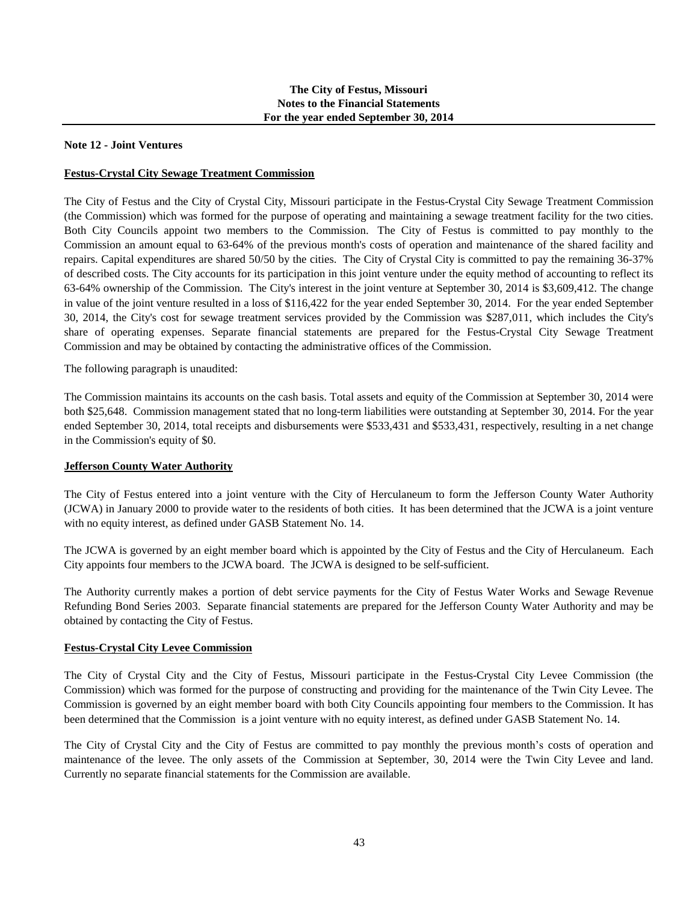## Note 12 - Joint Ventures

### Festus-Crystal City Sewage Treatment Commission

The City of Festus and the City of Crystal City, Missouri participate in the Festus-Crystal City Sewage Treatment Commission (the Commission) which was formed for the purpose of operating and maintaining a sewage treatment facility for the two cities. Both City Councils appoint two members to the Commission. The City of Festus is committed to pay monthly to the Commission an amount equal to 63-64% of the previous month's costs of operation and maintenance of the shared facility and repairs. Capital expenditures are shared 50/50 by the cities. The City of Crystal City is committed to pay the remaining 36-37% of described costs. The City accounts for its participation in this joint venture under the equity method of accounting to reflect its 63-64% ownership of the Commission. The City's interest in the joint venture at September 30, 2014 is $3,609,412. The change in value of the joint venture resulted in a loss of $116,422 for the year ended September 30, 2014. For the year ended September 30, 2014, the City's cost for sewage treatment services provided by the Commission was $287,011, which includes the City's share of operating expenses. Separate financial statements are prepared for the Festus-Crystal City Sewage Treatment Commission and may be obtained by contacting the administrative offices of the Commission.

The following paragraph is unaudited:

The Commission maintains its accounts on the cash basis. Total assets and equity of the Commission at September 30, 2014 were both $25,648. Commission management stated that no long-term liabilities were outstanding at September 30, 2014. For the year ended September 30, 2014, total receipts and disbursements were $533,431 and $533,431, respectively, resulting in a net change in the Commission's equity of $0.

### Jefferson County Water Authority

The City of Festus entered into a joint venture with the City of Herculaneum to form the Jefferson County Water Authority (JCWA) in January 2000 to provide water to the residents of both cities. It has been determined that the JCWA is a joint venture with no equity interest, as defined under GASB Statement No. 14.

The JCWA is governed by an eight member board which is appointed by the City of Festus and the City of Herculaneum. Each City appoints four members to the JCWA board. The JCWA is designed to be self-sufficient.

The Authority currently makes a portion of debt service payments for the City of Festus Water Works and Sewage Revenue Refunding Bond Series 2003. Separate financial statements are prepared for the Jefferson County Water Authority and may be obtained by contacting the City of Festus.

### Festus-Crystal City Levee Commission

The City of Crystal City and the City of Festus, Missouri participate in the Festus-Crystal City Levee Commission (the Commission) which was formed for the purpose of constructing and providing for the maintenance of the Twin City Levee. The Commission is governed by an eight member board with both City Councils appointing four members to the Commission. It has been determined that the Commission is a joint venture with no equity interest, as defined under GASB Statement No. 14.

The City of Crystal City and the City of Festus are committed to pay monthly the previous month's costs of operation and maintenance of the levee. The only assets of the Commission at September, 30, 2014 were the Twin City Levee and land. Currently no separate financial statements for the Commission are available.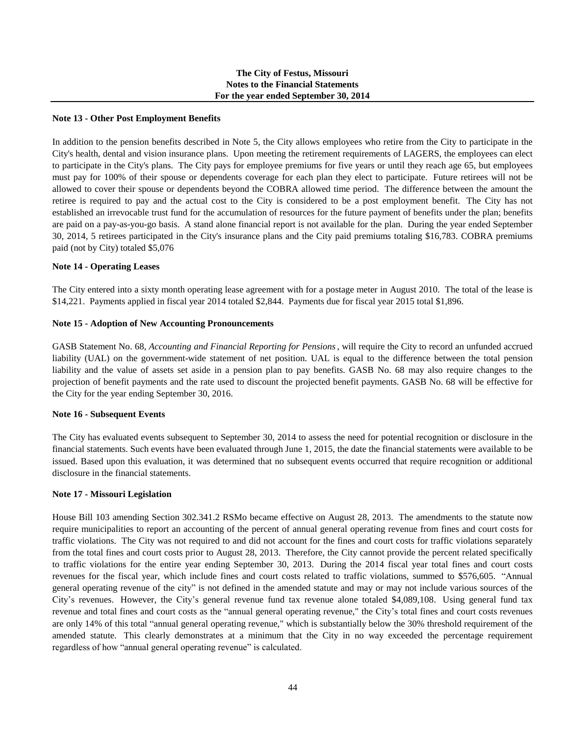**Note 13 - Other Post Employment Benefits**

In addition to the pension benefits described in Note 5, the City allows employees who retire from the City to participate in the City's health, dental and vision insurance plans. Upon meeting the retirement requirements of LAGERS, the employees can elect to participate in the City's plans. The City pays for employee premiums for five years or until they reach age 65, but employees must pay for 100% of their spouse or dependents coverage for each plan they elect to participate. Future retirees will not be allowed to cover their spouse or dependents beyond the COBRA allowed time period. The difference between the amount the retiree is required to pay and the actual cost to the City is considered to be a post employment benefit. The City has not established an irrevocable trust fund for the accumulation of resources for the future payment of benefits under the plan; benefits are paid on a pay-as-you-go basis. A stand alone financial report is not available for the plan. During the year ended September 30, 2014, 5 retirees participated in the City's insurance plans and the City paid premiums totaling $16,783. COBRA premiums paid (not by City) totaled $5,076

**Note 14 - Operating Leases**

The City entered into a sixty month operating lease agreement with for a postage meter in August 2010. The total of the lease is $14,221. Payments applied in fiscal year 2014 totaled $2,844. Payments due for fiscal year 2015 total $1,896.

**Note 15 - Adoption of New Accounting Pronouncements**

GASB Statement No. 68, *Accounting and Financial Reporting for Pensions*, will require the City to record an unfunded accrued liability (UAL) on the government-wide statement of net position. UAL is equal to the difference between the total pension liability and the value of assets set aside in a pension plan to pay benefits. GASB No. 68 may also require changes to the projection of benefit payments and the rate used to discount the projected benefit payments. GASB No. 68 will be effective for the City for the year ending September 30, 2016.

**Note 16 - Subsequent Events**

The City has evaluated events subsequent to September 30, 2014 to assess the need for potential recognition or disclosure in the financial statements. Such events have been evaluated through June 1, 2015, the date the financial statements were available to be issued. Based upon this evaluation, it was determined that no subsequent events occurred that require recognition or additional disclosure in the financial statements.

**Note 17 - Missouri Legislation**

House Bill 103 amending Section 302.341.2 RSMo became effective on August 28, 2013. The amendments to the statute now require municipalities to report an accounting of the percent of annual general operating revenue from fines and court costs for traffic violations. The City was not required to and did not account for the fines and court costs for traffic violations separately from the total fines and court costs prior to August 28, 2013. Therefore, the City cannot provide the percent related specifically to traffic violations for the entire year ending September 30, 2013. During the 2014 fiscal year total fines and court costs revenues for the fiscal year, which include fines and court costs related to traffic violations, summed to $576,605. "Annual general operating revenue of the city" is not defined in the amended statute and may or may not include various sources of the City's revenues. However, the City's general revenue fund tax revenue alone totaled $4,089,108. Using general fund tax revenue and total fines and court costs as the "annual general operating revenue," the City's total fines and court costs revenues are only 14% of this total "annual general operating revenue," which is substantially below the 30% threshold requirement of the amended statute. This clearly demonstrates at a minimum that the City in no way exceeded the percentage requirement regardless of how "annual general operating revenue" is calculated.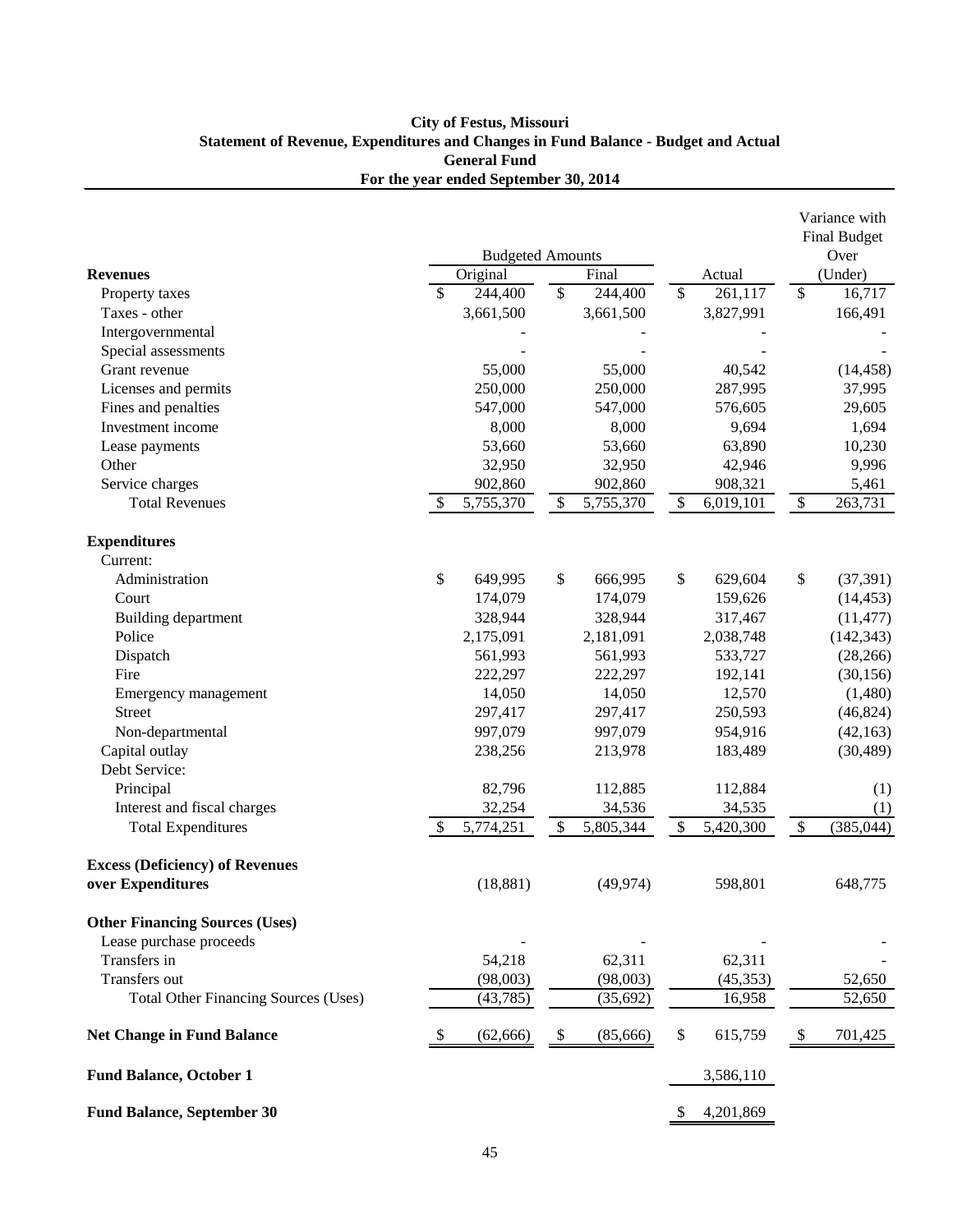**City of Festus, Missouri**
**Statement of Revenue, Expenditures and Changes in Fund Balance - Budget and Actual**
**General Fund**
**For the year ended September 30, 2014**

| | Budgeted Amounts | | | Variance with Final Budget Over (Under) |
|---|---|---|---|---|
| **Revenues** | Original | Final | Actual | |
| Property taxes | $ 244,400 | $ 244,400 | $ 261,117 | $ 16,717 |
| Taxes - other | 3,661,500 | 3,661,500 | 3,827,991 | 166,491 |
| Intergovernmental | - | - | - | - |
| Special assessments | - | - | - | - |
| Grant revenue | 55,000 | 55,000 | 40,542 | (14,458) |
| Licenses and permits | 250,000 | 250,000 | 287,995 | 37,995 |
| Fines and penalties | 547,000 | 547,000 | 576,605 | 29,605 |
| Investment income | 8,000 | 8,000 | 9,694 | 1,694 |
| Lease payments | 53,660 | 53,660 | 63,890 | 10,230 |
| Other | 32,950 | 32,950 | 42,946 | 9,996 |
| Service charges | 902,860 | 902,860 | 908,321 | 5,461 |
| Total Revenues | $ 5,755,370 | $ 5,755,370 | $ 6,019,101 | $ 263,731 |
| **Expenditures** | | | | |
| Current: | | | | |
| Administration | $ 649,995 | $ 666,995 | $ 629,604 | $ (37,391) |
| Court | 174,079 | 174,079 | 159,626 | (14,453) |
| Building department | 328,944 | 328,944 | 317,467 | (11,477) |
| Police | 2,175,091 | 2,181,091 | 2,038,748 | (142,343) |
| Dispatch | 561,993 | 561,993 | 533,727 | (28,266) |
| Fire | 222,297 | 222,297 | 192,141 | (30,156) |
| Emergency management | 14,050 | 14,050 | 12,570 | (1,480) |
| Street | 297,417 | 297,417 | 250,593 | (46,824) |
| Non-departmental | 997,079 | 997,079 | 954,916 | (42,163) |
| Capital outlay | 238,256 | 213,978 | 183,489 | (30,489) |
| Debt Service: | | | | |
| Principal | 82,796 | 112,885 | 112,884 | (1) |
| Interest and fiscal charges | 32,254 | 34,536 | 34,535 | (1) |
| Total Expenditures | $ 5,774,251 | $ 5,805,344 | $ 5,420,300 | $ (385,044) |
| **Excess (Deficiency) of Revenues over Expenditures** | (18,881) | (49,974) | 598,801 | 648,775 |
| **Other Financing Sources (Uses)** | | | | |
| Lease purchase proceeds | - | - | - | - |
| Transfers in | 54,218 | 62,311 | 62,311 | - |
| Transfers out | (98,003) | (98,003) | (45,353) | 52,650 |
| Total Other Financing Sources (Uses) | (43,785) | (35,692) | 16,958 | 52,650 |
| **Net Change in Fund Balance** | $ (62,666) | $ (85,666) | $ 615,759 | $ 701,425 |
| **Fund Balance, October 1** | | | 3,586,110 | |
| **Fund Balance, September 30** | | | $ 4,201,869 | |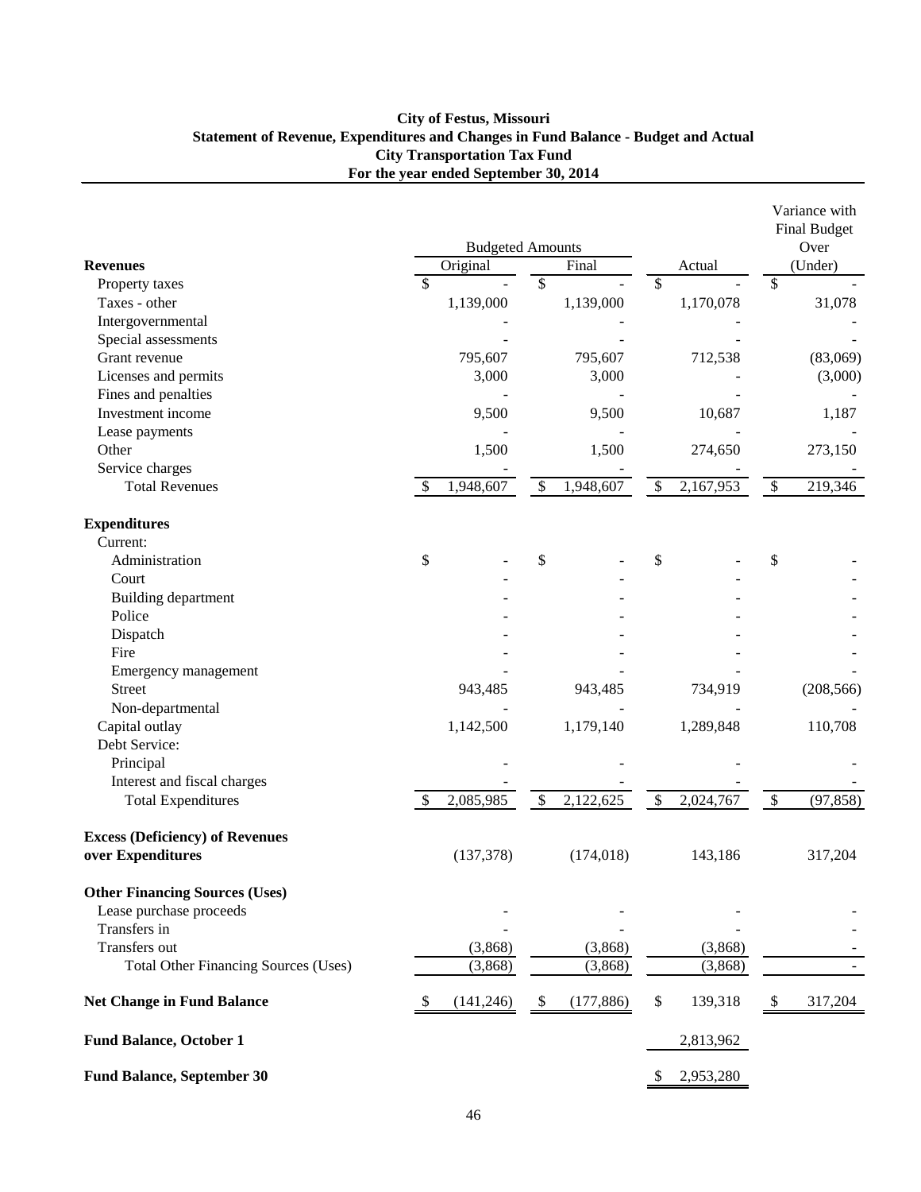**City of Festus, Missouri**
**Statement of Revenue, Expenditures and Changes in Fund Balance - Budget and Actual**
**City Transportation Tax Fund**
**For the year ended September 30, 2014**

| | Budgeted Amounts | | | Variance with Final Budget Over |
|---|---|---|---|---|
| **Revenues** | Original | Final | Actual | (Under) |
| Property taxes | $ - | $ - | $ - | $ - |
| Taxes - other | 1,139,000 | 1,139,000 | 1,170,078 | 31,078 |
| Intergovernmental | - | - | - | - |
| Special assessments | - | - | - | - |
| Grant revenue | 795,607 | 795,607 | 712,538 | (83,069) |
| Licenses and permits | 3,000 | 3,000 | - | (3,000) |
| Fines and penalties | - | - | - | - |
| Investment income | 9,500 | 9,500 | 10,687 | 1,187 |
| Lease payments | - | - | - | - |
| Other | 1,500 | 1,500 | 274,650 | 273,150 |
| Service charges | - | - | - | - |
| Total Revenues | $ 1,948,607 | $ 1,948,607 | $ 2,167,953 | $ 219,346 |
| **Expenditures** | | | | |
| Current: | | | | |
| Administration | $ - | $ - | $ - | $ - |
| Court | - | - | - | - |
| Building department | - | - | - | - |
| Police | - | - | - | - |
| Dispatch | - | - | - | - |
| Fire | - | - | - | - |
| Emergency management | - | - | - | - |
| Street | 943,485 | 943,485 | 734,919 | (208,566) |
| Non-departmental | - | - | - | - |
| Capital outlay | 1,142,500 | 1,179,140 | 1,289,848 | 110,708 |
| Debt Service: | | | | |
| Principal | - | - | - | - |
| Interest and fiscal charges | - | - | - | - |
| Total Expenditures | $ 2,085,985 | $ 2,122,625 | $ 2,024,767 | $ (97,858) |
| **Excess (Deficiency) of Revenues over Expenditures** | (137,378) | (174,018) | 143,186 | 317,204 |
| **Other Financing Sources (Uses)** | | | | |
| Lease purchase proceeds | - | - | - | - |
| Transfers in | - | - | - | - |
| Transfers out | (3,868) | (3,868) | (3,868) | - |
| Total Other Financing Sources (Uses) | (3,868) | (3,868) | (3,868) | - |
| **Net Change in Fund Balance** | $ (141,246) | $ (177,886) | $ 139,318 | $ 317,204 |
| **Fund Balance, October 1** | | | 2,813,962 | |
| **Fund Balance, September 30** | | | $ 2,953,280 | |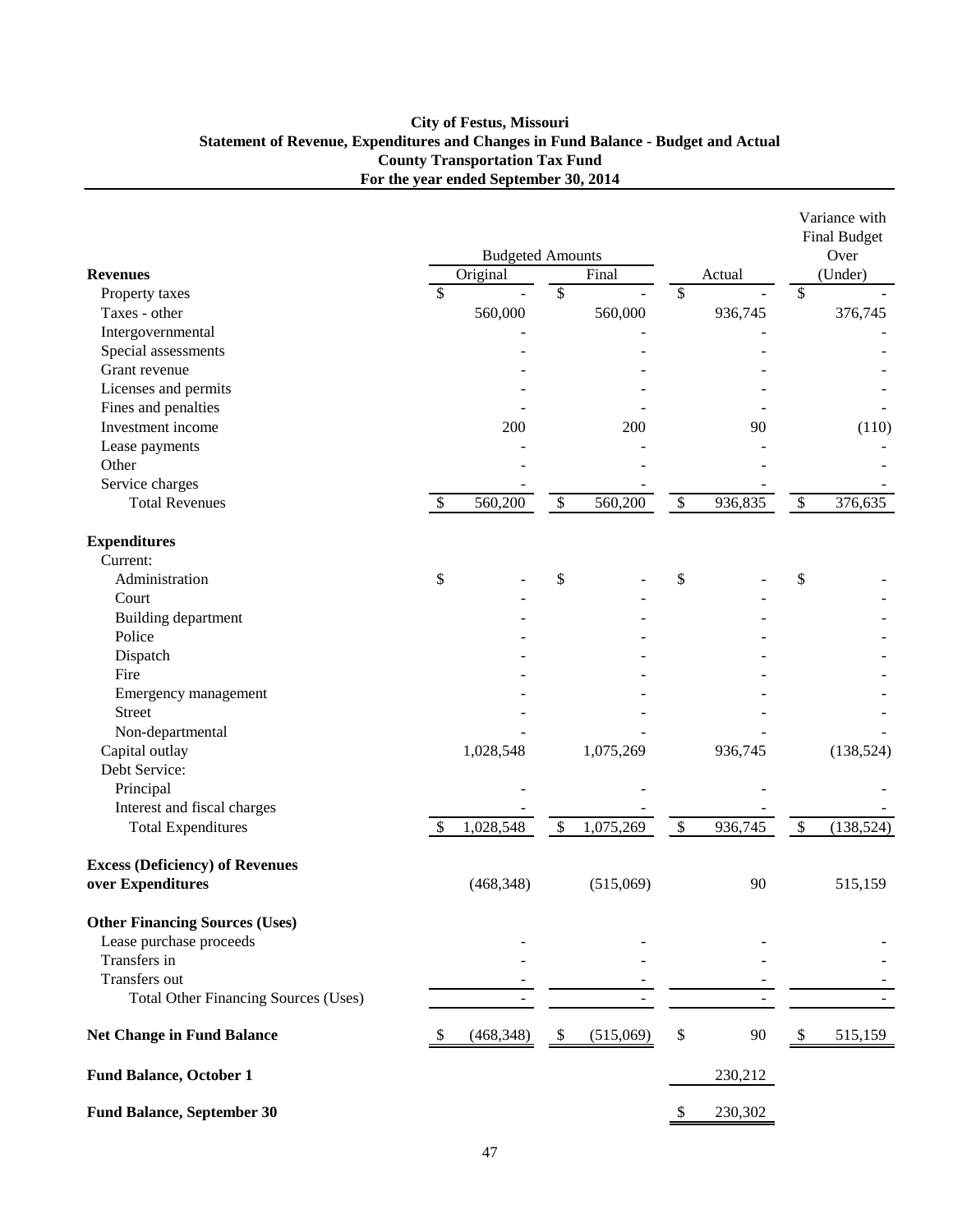# City of Festus, Missouri
## Statement of Revenue, Expenditures and Changes in Fund Balance - Budget and Actual
## County Transportation Tax Fund
## For the year ended September 30, 2014

| | Budgeted Amounts | | | Variance with Final Budget Over |
|---|---|---|---|---|
| **Revenues** | Original | Final | Actual | (Under) |
| Property taxes | $ - | $ - | $ - | $ - |
| Taxes - other | 560,000 | 560,000 | 936,745 | 376,745 |
| Intergovernmental | - | - | - | - |
| Special assessments | - | - | - | - |
| Grant revenue | - | - | - | - |
| Licenses and permits | - | - | - | - |
| Fines and penalties | - | - | - | - |
| Investment income | 200 | 200 | 90 | (110) |
| Lease payments | - | - | - | - |
| Other | - | - | - | - |
| Service charges | - | - | - | - |
| Total Revenues | $ 560,200 | $ 560,200 | $ 936,835 | $ 376,635 |
| **Expenditures** | | | | |
| Current: | | | | |
| Administration | $ - | $ - | $ - | $ - |
| Court | - | - | - | - |
| Building department | - | - | - | - |
| Police | - | - | - | - |
| Dispatch | - | - | - | - |
| Fire | - | - | - | - |
| Emergency management | - | - | - | - |
| Street | - | - | - | - |
| Non-departmental | - | - | - | - |
| Capital outlay | 1,028,548 | 1,075,269 | 936,745 | (138,524) |
| Debt Service: | | | | |
| Principal | - | - | - | - |
| Interest and fiscal charges | - | - | - | - |
| Total Expenditures | $ 1,028,548 | $ 1,075,269 | $ 936,745 | $ (138,524) |
| **Excess (Deficiency) of Revenues over Expenditures** | (468,348) | (515,069) | 90 | 515,159 |
| **Other Financing Sources (Uses)** | | | | |
| Lease purchase proceeds | - | - | - | - |
| Transfers in | - | - | - | - |
| Transfers out | - | - | - | - |
| Total Other Financing Sources (Uses) | - | - | - | - |
| **Net Change in Fund Balance** | $ (468,348) | $ (515,069) | $ 90 | $ 515,159 |
| **Fund Balance, October 1** | | | 230,212 | |
| **Fund Balance, September 30** | | | $ 230,302 | |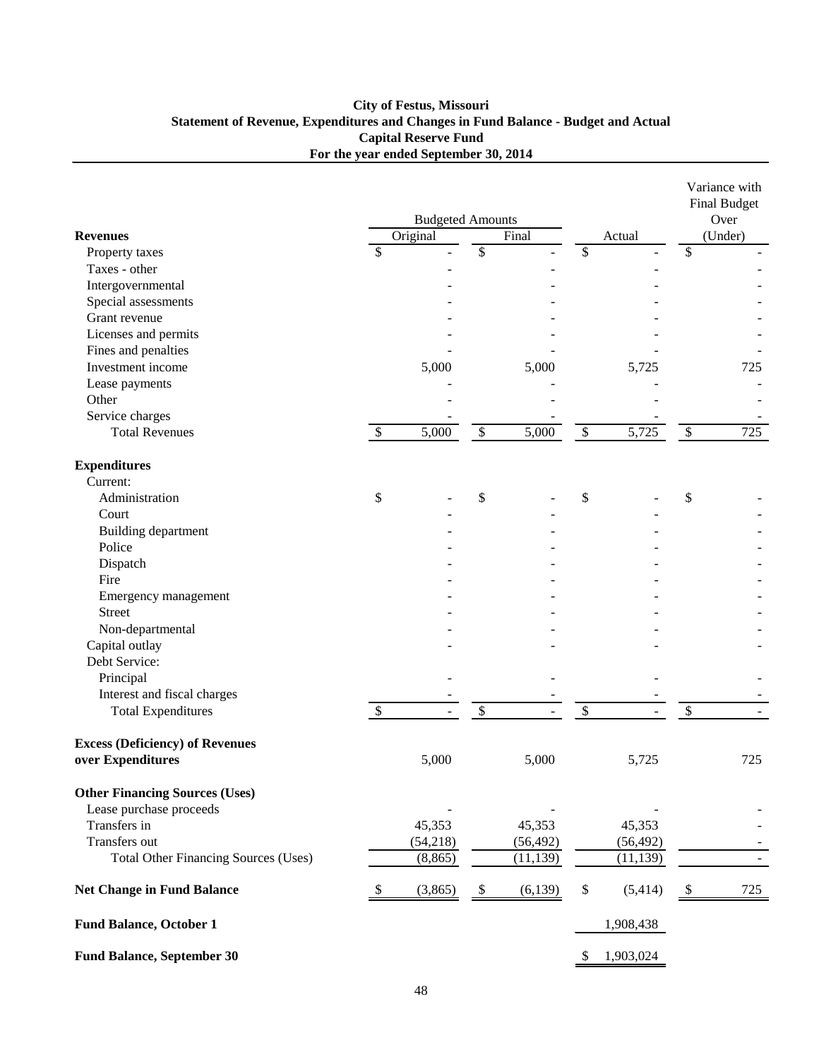**City of Festus, Missouri**
**Statement of Revenue, Expenditures and Changes in Fund Balance - Budget and Actual**
**Capital Reserve Fund**
**For the year ended September 30, 2014**

| | Budgeted Amounts | | | Variance with Final Budget Over (Under) |
|---|---|---|---|---|
| **Revenues** | Original | Final | Actual | |
| Property taxes | $ - | $ - | $ - | $ - |
| Taxes - other | - | - | - | - |
| Intergovernmental | - | - | - | - |
| Special assessments | - | - | - | - |
| Grant revenue | - | - | - | - |
| Licenses and permits | - | - | - | - |
| Fines and penalties | - | - | - | - |
| Investment income | 5,000 | 5,000 | 5,725 | 725 |
| Lease payments | - | - | - | - |
| Other | - | - | - | - |
| Service charges | - | - | - | - |
| Total Revenues | $ 5,000 | $ 5,000 | $ 5,725 | $ 725 |
| **Expenditures** | | | | |
| Current: | | | | |
| Administration | $ - | $ - | $ - | $ - |
| Court | - | - | - | - |
| Building department | - | - | - | - |
| Police | - | - | - | - |
| Dispatch | - | - | - | - |
| Fire | - | - | - | - |
| Emergency management | - | - | - | - |
| Street | - | - | - | - |
| Non-departmental | - | - | - | - |
| Capital outlay | - | - | - | - |
| Debt Service: | | | | |
| Principal | - | - | - | - |
| Interest and fiscal charges | - | - | - | - |
| Total Expenditures | $ - | $ - | $ - | $ - |
| **Excess (Deficiency) of Revenues over Expenditures** | 5,000 | 5,000 | 5,725 | 725 |
| **Other Financing Sources (Uses)** | | | | |
| Lease purchase proceeds | - | - | - | - |
| Transfers in | 45,353 | 45,353 | 45,353 | - |
| Transfers out | (54,218) | (56,492) | (56,492) | - |
| Total Other Financing Sources (Uses) | (8,865) | (11,139) | (11,139) | - |
| **Net Change in Fund Balance** | $ (3,865) | $ (6,139) | $ (5,414) | $ 725 |
| **Fund Balance, October 1** | | | 1,908,438 | |
| **Fund Balance, September 30** | | | $ 1,903,024 | |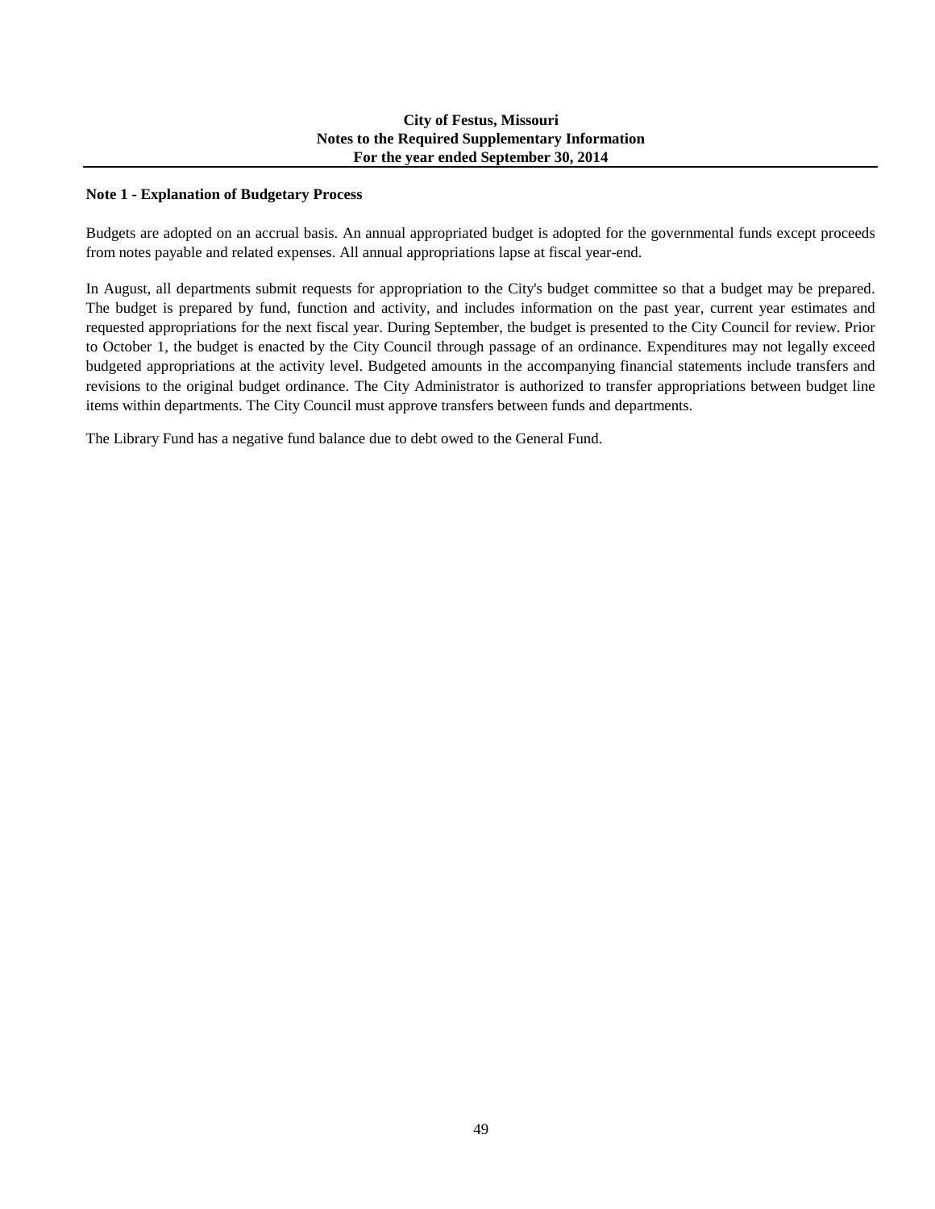# City of Festus, Missouri
## Notes to the Required Supplementary Information
### For the year ended September 30, 2014

**Note 1 - Explanation of Budgetary Process**

Budgets are adopted on an accrual basis. An annual appropriated budget is adopted for the governmental funds except proceeds from notes payable and related expenses. All annual appropriations lapse at fiscal year-end.

In August, all departments submit requests for appropriation to the City's budget committee so that a budget may be prepared. The budget is prepared by fund, function and activity, and includes information on the past year, current year estimates and requested appropriations for the next fiscal year. During September, the budget is presented to the City Council for review. Prior to October 1, the budget is enacted by the City Council through passage of an ordinance. Expenditures may not legally exceed budgeted appropriations at the activity level. Budgeted amounts in the accompanying financial statements include transfers and revisions to the original budget ordinance. The City Administrator is authorized to transfer appropriations between budget line items within departments. The City Council must approve transfers between funds and departments.

The Library Fund has a negative fund balance due to debt owed to the General Fund.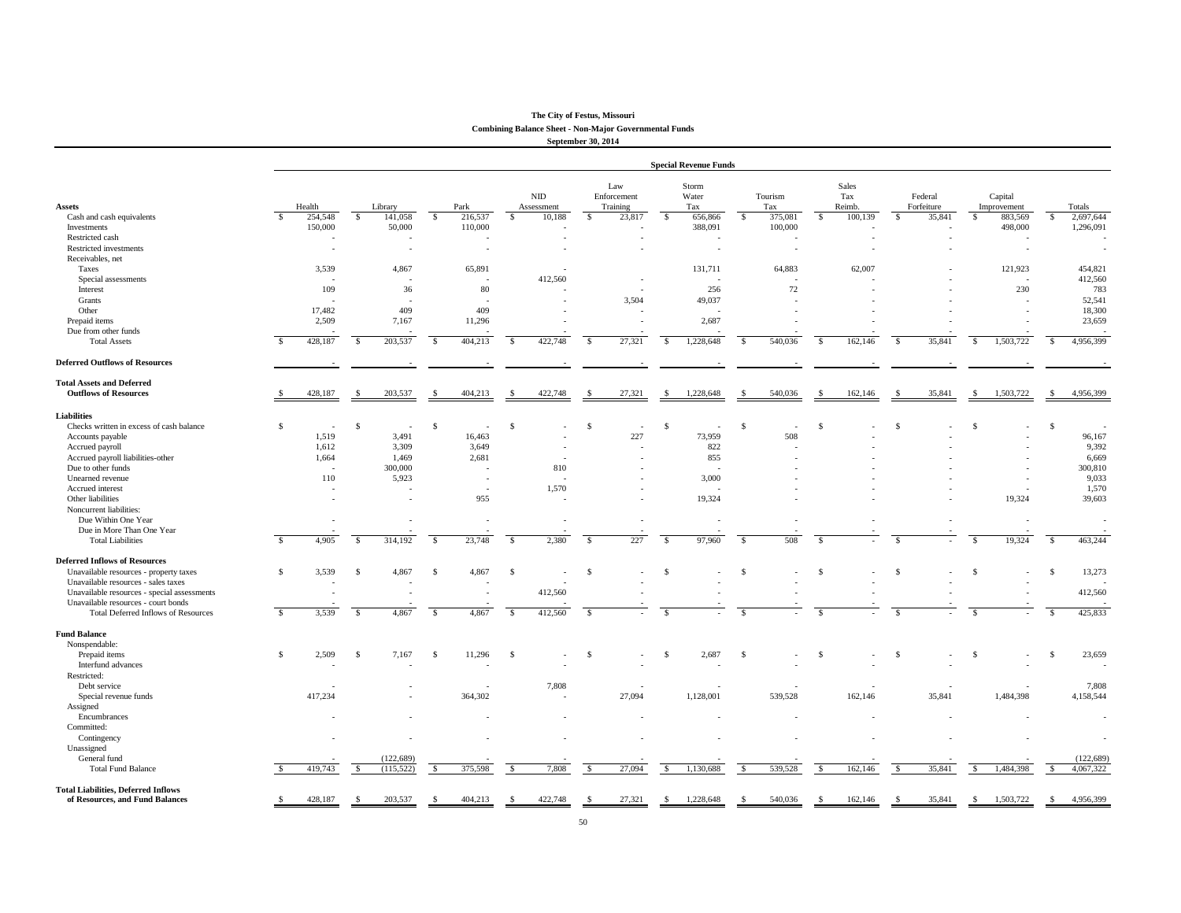# The City of Festus, Missouri

## Combining Balance Sheet - Non-Major Governmental Funds

### September 30, 2014

| | Special Revenue Funds | | | | | | | | | | |
|---|---|---|---|---|---|---|---|---|---|---|---|
| **Assets** | Health | Library | Park | NID Assessment | Law Enforcement Training | Storm Water Tax | Tourism Tax | Sales Tax Reimb. | Federal Forfeiture | Capital Improvement | Totals |
| Cash and cash equivalents | $ 254,548 | $ 141,058 | $ 216,537 | $ 10,188 | $ 23,817 | $ 656,866 | $ 375,081 | $ 100,139 | $ 35,841 | $ 883,569 | $ 2,697,644 |
| Investments | 150,000 | 50,000 | 110,000 | - | - | 388,091 | 100,000 | - | - | 498,000 | 1,296,091 |
| Restricted cash | - | - | - | - | - | - | - | - | - | - | - |
| Restricted investments | - | - | - | - | - | - | - | - | - | - | - |
| Receivables, net | | | | | | | | | | | |
| Taxes | 3,539 | 4,867 | 65,891 | - | | 131,711 | 64,883 | 62,007 | - | 121,923 | 454,821 |
| Special assessments | - | - | - | 412,560 | - | - | - | - | - | - | 412,560 |
| Interest | 109 | 36 | 80 | - | - | 256 | 72 | - | - | 230 | 783 |
| Grants | - | - | - | - | 3,504 | 49,037 | - | - | - | - | 52,541 |
| Other | 17,482 | 409 | 409 | - | - | - | - | - | - | - | 18,300 |
| Prepaid items | 2,509 | 7,167 | 11,296 | - | - | 2,687 | - | - | - | - | 23,659 |
| Due from other funds | - | - | - | - | - | - | - | - | - | - | - |
| Total Assets | $ 428,187 | $ 203,537 | $ 404,213 | $ 422,748 | $ 27,321 | $ 1,228,648 | $ 540,036 | $ 162,146 | $ 35,841 | $ 1,503,722 | $ 4,956,399 |
| **Deferred Outflows of Resources** | - | - | - | - | - | - | - | - | - | - | - |
| **Total Assets and Deferred Outflows of Resources** | $ 428,187 | $ 203,537 | $ 404,213 | $ 422,748 | $ 27,321 | $ 1,228,648 | $ 540,036 | $ 162,146 | $ 35,841 | $ 1,503,722 | $ 4,956,399 |
| **Liabilities** | | | | | | | | | | | |
| Checks written in excess of cash balance | $ - | $ - | $ - | $ - | $ - | $ - | $ - | $ - | $ - | $ - | $ - |
| Accounts payable | 1,519 | 3,491 | 16,463 | - | 227 | 73,959 | 508 | - | - | - | 96,167 |
| Accrued payroll | 1,612 | 3,309 | 3,649 | - | - | 822 | - | - | - | - | 9,392 |
| Accrued payroll liabilities-other | 1,664 | 1,469 | 2,681 | - | - | 855 | - | - | - | - | 6,669 |
| Due to other funds | - | 300,000 | - | 810 | - | - | - | - | - | - | 300,810 |
| Unearned revenue | 110 | 5,923 | - | - | - | 3,000 | - | - | - | - | 9,033 |
| Accrued interest | - | - | - | 1,570 | - | - | - | - | - | - | 1,570 |
| Other liabilities | - | - | 955 | - | - | 19,324 | - | - | - | 19,324 | 39,603 |
| Noncurrent liabilities: | | | | | | | | | | | |
| Due Within One Year | - | - | - | - | - | - | - | - | - | - | - |
| Due in More Than One Year | - | - | - | - | - | - | - | - | - | - | - |
| Total Liabilities | $ 4,905 | $ 314,192 | $ 23,748 | $ 2,380 | $ 227 | $ 97,960 | $ 508 | $ - | $ - | $ 19,324 | $ 463,244 |
| **Deferred Inflows of Resources** | | | | | | | | | | | |
| Unavailable resources - property taxes | $ 3,539 | $ 4,867 | $ 4,867 | $ - | $ - | $ - | $ - | $ - | $ - | $ - | $ 13,273 |
| Unavailable resources - sales taxes | - | - | - | - | - | - | - | - | - | - | - |
| Unavailable resources - special assessments | - | - | - | 412,560 | - | - | - | - | - | - | 412,560 |
| Unavailable resources - court bonds | - | - | - | - | - | - | - | - | - | - | - |
| Total Deferred Inflows of Resources | $ 3,539 | $ 4,867 | $ 4,867 | $ 412,560 | $ - | $ - | $ - | $ - | $ - | $ - | $ 425,833 |
| **Fund Balance** | | | | | | | | | | | |
| Nonspendable: | | | | | | | | | | | |
| Prepaid items | $ 2,509 | $ 7,167 | $ 11,296 | $ - | $ - | $ 2,687 | $ - | $ - | $ - | $ - | $ 23,659 |
| Interfund advances | - | - | - | - | - | - | - | - | - | - | - |
| Restricted: | | | | | | | | | | | |
| Debt service | - | - | - | 7,808 | - | - | - | - | - | - | 7,808 |
| Special revenue funds | 417,234 | - | 364,302 | - | 27,094 | 1,128,001 | 539,528 | 162,146 | 35,841 | 1,484,398 | 4,158,544 |
| Assigned | | | | | | | | | | | |
| Encumbrances | - | - | - | - | - | - | - | - | - | - | - |
| Committed: | | | | | | | | | | | |
| Contingency | - | - | - | - | - | - | - | - | - | - | - |
| Unassigned | | | | | | | | | | | |
| General fund | - | (122,689) | - | - | - | - | - | - | - | - | (122,689) |
| Total Fund Balance | $ 419,743 | $ (115,522) | $ 375,598 | $ 7,808 | $ 27,094 | $ 1,130,688 | $ 539,528 | $ 162,146 | $ 35,841 | $ 1,484,398 | $ 4,067,322 |
| **Total Liabilities, Deferred Inflows of Resources, and Fund Balances** | $ 428,187 | $ 203,537 | $ 404,213 | $ 422,748 | $ 27,321 | $ 1,228,648 | $ 540,036 | $ 162,146 | $ 35,841 | $ 1,503,722 | $ 4,956,399 |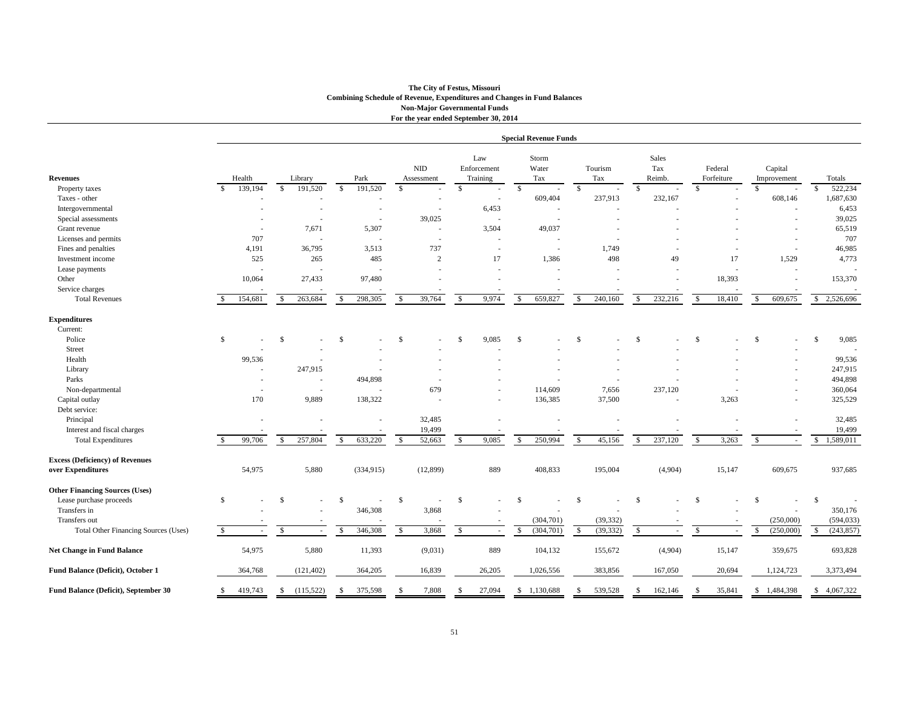**The City of Festus, Missouri**
**Combining Schedule of Revenue, Expenditures and Changes in Fund Balances**
**Non-Major Governmental Funds**
**For the year ended September 30, 2014**

| | Special Revenue Funds | | | | | | | | | | |
|---|---|---|---|---|---|---|---|---|---|---|---|
| **Revenues** | Health | Library | Park | NID Assessment | Law Enforcement Training | Storm Water Tax | Tourism Tax | Sales Tax Reimb. | Federal Forfeiture | Capital Improvement | Totals |
| Property taxes | $ 139,194 | $ 191,520 | $ 191,520 | $ - | $ - | $ - | $ - | $ - | $ - | $ - | $ 522,234 |
| Taxes - other | - | - | - | - | - | 609,404 | 237,913 | 232,167 | - | 608,146 | 1,687,630 |
| Intergovernmental | - | - | - | - | 6,453 | - | - | - | - | - | 6,453 |
| Special assessments | - | - | - | 39,025 | - | - | - | - | - | - | 39,025 |
| Grant revenue | - | 7,671 | 5,307 | - | 3,504 | 49,037 | - | - | - | - | 65,519 |
| Licenses and permits | 707 | - | - | - | - | - | - | - | - | - | 707 |
| Fines and penalties | 4,191 | 36,795 | 3,513 | 737 | - | - | 1,749 | - | - | - | 46,985 |
| Investment income | 525 | 265 | 485 | 2 | 17 | 1,386 | 498 | 49 | 17 | 1,529 | 4,773 |
| Lease payments | - | - | - | - | - | - | - | - | - | - | - |
| Other | 10,064 | 27,433 | 97,480 | - | - | - | - | - | 18,393 | - | 153,370 |
| Service charges | - | - | - | - | - | - | - | - | - | - | - |
| Total Revenues | $ 154,681 | $ 263,684 | $ 298,305 | $ 39,764 | $ 9,974 | $ 659,827 | $ 240,160 | $ 232,216 | $ 18,410 | $ 609,675 | $ 2,526,696 |
| **Expenditures** | | | | | | | | | | | |
| Current: | | | | | | | | | | | |
| Police | $ - | $ - | $ - | $ - | $ 9,085 | $ - | $ - | $ - | $ - | $ - | $ 9,085 |
| Street | - | - | - | - | - | - | - | - | - | - | - |
| Health | 99,536 | - | - | - | - | - | - | - | - | - | 99,536 |
| Library | - | 247,915 | - | - | - | - | - | - | - | - | 247,915 |
| Parks | - | - | 494,898 | - | - | - | - | - | - | - | 494,898 |
| Non-departmental | - | - | - | 679 | - | 114,609 | 7,656 | 237,120 | - | - | 360,064 |
| Capital outlay | 170 | 9,889 | 138,322 | - | - | 136,385 | 37,500 | - | 3,263 | - | 325,529 |
| Debt service: | | | | | | | | | | | |
| Principal | - | - | - | 32,485 | - | - | - | - | - | - | 32,485 |
| Interest and fiscal charges | - | - | - | 19,499 | - | - | - | - | - | - | 19,499 |
| Total Expenditures | $ 99,706 | $ 257,804 | $ 633,220 | $ 52,663 | $ 9,085 | $ 250,994 | $ 45,156 | $ 237,120 | $ 3,263 | $ - | $ 1,589,011 |
| **Excess (Deficiency) of Revenues over Expenditures** | 54,975 | 5,880 | (334,915) | (12,899) | 889 | 408,833 | 195,004 | (4,904) | 15,147 | 609,675 | 937,685 |
| **Other Financing Sources (Uses)** | | | | | | | | | | | |
| Lease purchase proceeds | $ - | $ - | $ - | $ - | $ - | $ - | $ - | $ - | $ - | $ - | $ - |
| Transfers in | - | - | 346,308 | 3,868 | - | - | - | - | - | - | 350,176 |
| Transfers out | - | - | - | - | - | (304,701) | (39,332) | - | - | (250,000) | (594,033) |
| Total Other Financing Sources (Uses) | $ - | $ - | $ 346,308 | $ 3,868 | $ - | $ (304,701) | $ (39,332) | $ - | $ - | $ (250,000) | $ (243,857) |
| **Net Change in Fund Balance** | 54,975 | 5,880 | 11,393 | (9,031) | 889 | 104,132 | 155,672 | (4,904) | 15,147 | 359,675 | 693,828 |
| **Fund Balance (Deficit), October 1** | 364,768 | (121,402) | 364,205 | 16,839 | 26,205 | 1,026,556 | 383,856 | 167,050 | 20,694 | 1,124,723 | 3,373,494 |
| **Fund Balance (Deficit), September 30** | $ 419,743 | $ (115,522) | $ 375,598 | $ 7,808 | $ 27,094 | $ 1,130,688 | $ 539,528 | $ 162,146 | $ 35,841 | $ 1,484,398 | $ 4,067,322 |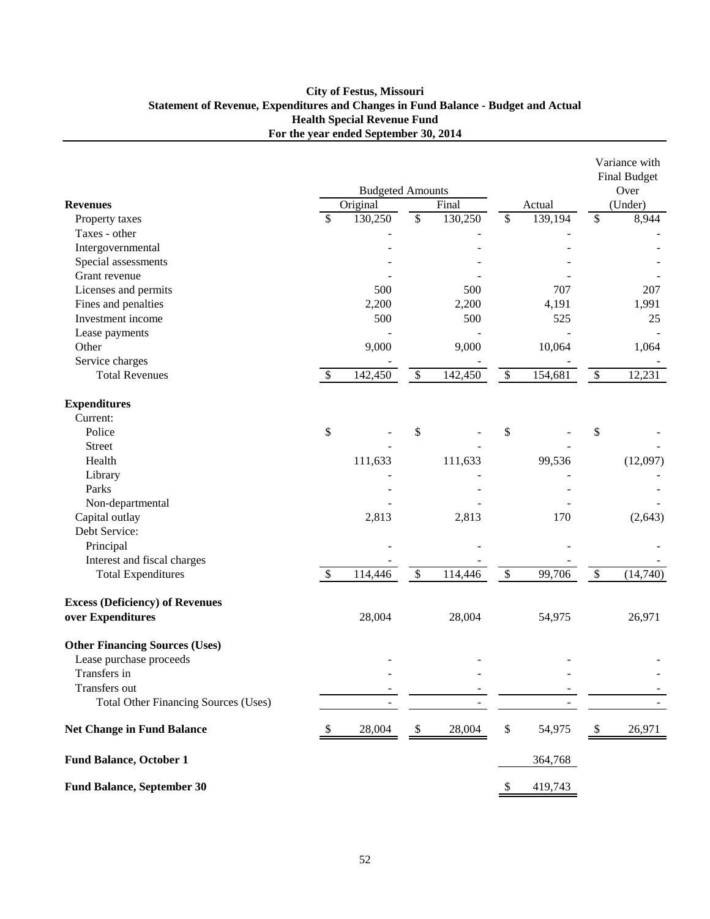# City of Festus, Missouri
## Statement of Revenue, Expenditures and Changes in Fund Balance - Budget and Actual
## Health Special Revenue Fund
## For the year ended September 30, 2014

| | Budgeted Amounts | | | Variance with Final Budget Over |
|---|---|---|---|---|
| **Revenues** | Original | Final | Actual | (Under) |
| Property taxes | $ 130,250 | $ 130,250 | $ 139,194 | $ 8,944 |
| Taxes - other | - | - | - | - |
| Intergovernmental | - | - | - | - |
| Special assessments | - | - | - | - |
| Grant revenue | - | - | - | - |
| Licenses and permits | 500 | 500 | 707 | 207 |
| Fines and penalties | 2,200 | 2,200 | 4,191 | 1,991 |
| Investment income | 500 | 500 | 525 | 25 |
| Lease payments | - | - | - | - |
| Other | 9,000 | 9,000 | 10,064 | 1,064 |
| Service charges | - | - | - | - |
| Total Revenues | $ 142,450 | $ 142,450 | $ 154,681 | $ 12,231 |
| **Expenditures** | | | | |
| Current: | | | | |
| Police | $ - | $ - | $ - | $ - |
| Street | - | - | - | - |
| Health | 111,633 | 111,633 | 99,536 | (12,097) |
| Library | - | - | - | - |
| Parks | - | - | - | - |
| Non-departmental | - | - | - | - |
| Capital outlay | 2,813 | 2,813 | 170 | (2,643) |
| Debt Service: | | | | |
| Principal | - | - | - | - |
| Interest and fiscal charges | - | - | - | - |
| Total Expenditures | $ 114,446 | $ 114,446 | $ 99,706 | $ (14,740) |
| **Excess (Deficiency) of Revenues over Expenditures** | 28,004 | 28,004 | 54,975 | 26,971 |
| **Other Financing Sources (Uses)** | | | | |
| Lease purchase proceeds | - | - | - | - |
| Transfers in | - | - | - | - |
| Transfers out | - | - | - | - |
| Total Other Financing Sources (Uses) | - | - | - | - |
| **Net Change in Fund Balance** | $ 28,004 | $ 28,004 | $ 54,975 | $ 26,971 |
| **Fund Balance, October 1** | | | 364,768 | |
| **Fund Balance, September 30** | | | $ 419,743 | |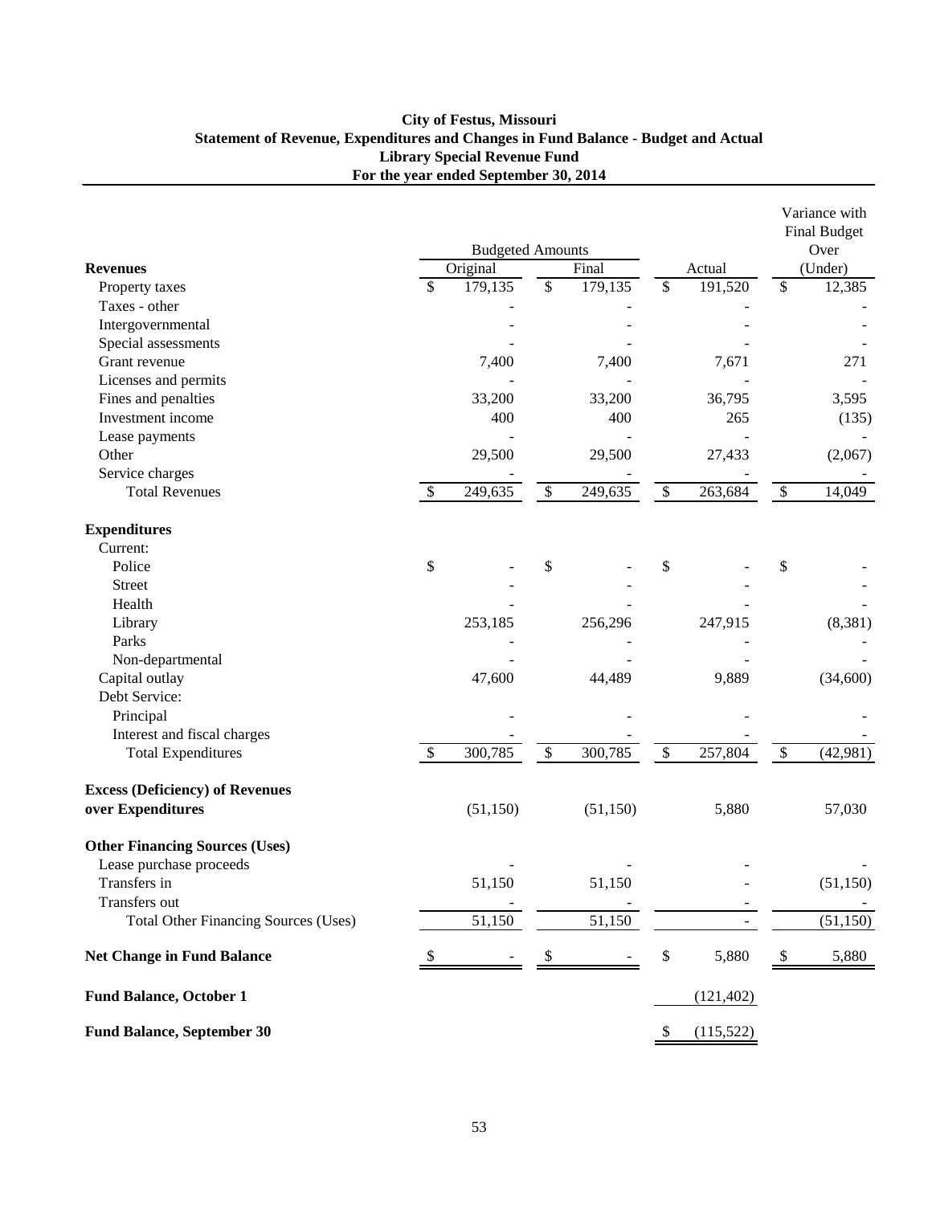**City of Festus, Missouri**
**Statement of Revenue, Expenditures and Changes in Fund Balance - Budget and Actual**
**Library Special Revenue Fund**
**For the year ended September 30, 2014**

| | Budgeted Amounts | | | Variance with Final Budget Over |
|---|---|---|---|---|
| **Revenues** | Original | Final | Actual | (Under) |
| Property taxes | $ 179,135 | $ 179,135 | $ 191,520 | $ 12,385 |
| Taxes - other | - | - | - | - |
| Intergovernmental | - | - | - | - |
| Special assessments | - | - | - | - |
| Grant revenue | 7,400 | 7,400 | 7,671 | 271 |
| Licenses and permits | - | - | - | - |
| Fines and penalties | 33,200 | 33,200 | 36,795 | 3,595 |
| Investment income | 400 | 400 | 265 | (135) |
| Lease payments | - | - | - | - |
| Other | 29,500 | 29,500 | 27,433 | (2,067) |
| Service charges | - | - | - | - |
| Total Revenues | $ 249,635 | $ 249,635 | $ 263,684 | $ 14,049 |
| **Expenditures** | | | | |
| Current: | | | | |
| Police | $ - | $ - | $ - | $ - |
| Street | - | - | - | - |
| Health | - | - | - | - |
| Library | 253,185 | 256,296 | 247,915 | (8,381) |
| Parks | - | - | - | - |
| Non-departmental | - | - | - | - |
| Capital outlay | 47,600 | 44,489 | 9,889 | (34,600) |
| Debt Service: | | | | |
| Principal | - | - | - | - |
| Interest and fiscal charges | - | - | - | - |
| Total Expenditures | $ 300,785 | $ 300,785 | $ 257,804 | $ (42,981) |
| **Excess (Deficiency) of Revenues over Expenditures** | (51,150) | (51,150) | 5,880 | 57,030 |
| **Other Financing Sources (Uses)** | | | | |
| Lease purchase proceeds | - | - | - | - |
| Transfers in | 51,150 | 51,150 | - | (51,150) |
| Transfers out | - | - | - | - |
| Total Other Financing Sources (Uses) | 51,150 | 51,150 | - | (51,150) |
| **Net Change in Fund Balance** | $ - | $ - | $ 5,880 | $ 5,880 |
| **Fund Balance, October 1** | | | (121,402) | |
| **Fund Balance, September 30** | | | $ (115,522) | |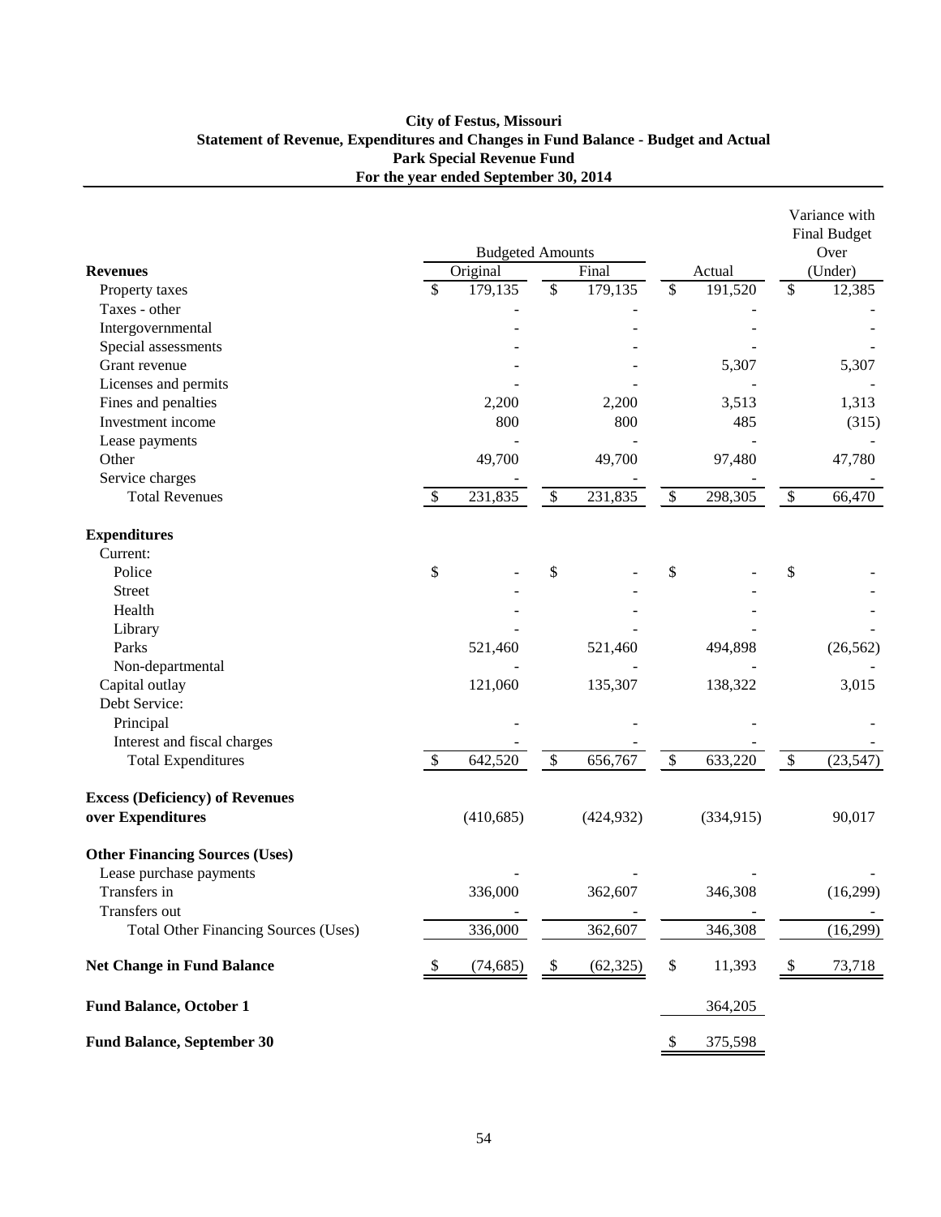**City of Festus, Missouri**
**Statement of Revenue, Expenditures and Changes in Fund Balance - Budget and Actual**
**Park Special Revenue Fund**
**For the year ended September 30, 2014**

| | Budgeted Amounts | | | Variance with Final Budget Over |
|---|---|---|---|---|
| **Revenues** | Original | Final | Actual | (Under) |
| Property taxes | $ 179,135 | $ 179,135 | $ 191,520 | $ 12,385 |
| Taxes - other | - | - | - | - |
| Intergovernmental | - | - | - | - |
| Special assessments | - | - | - | - |
| Grant revenue | - | - | 5,307 | 5,307 |
| Licenses and permits | - | - | - | - |
| Fines and penalties | 2,200 | 2,200 | 3,513 | 1,313 |
| Investment income | 800 | 800 | 485 | (315) |
| Lease payments | - | - | - | - |
| Other | 49,700 | 49,700 | 97,480 | 47,780 |
| Service charges | - | - | - | - |
| Total Revenues | $ 231,835 | $ 231,835 | $ 298,305 | $ 66,470 |
| **Expenditures** | | | | |
| Current: | | | | |
| Police | $ - | $ - | $ - | $ - |
| Street | - | - | - | - |
| Health | - | - | - | - |
| Library | - | - | - | - |
| Parks | 521,460 | 521,460 | 494,898 | (26,562) |
| Non-departmental | - | - | - | - |
| Capital outlay | 121,060 | 135,307 | 138,322 | 3,015 |
| Debt Service: | | | | |
| Principal | - | - | - | - |
| Interest and fiscal charges | - | - | - | - |
| Total Expenditures | $ 642,520 | $ 656,767 | $ 633,220 | $ (23,547) |
| **Excess (Deficiency) of Revenues over Expenditures** | (410,685) | (424,932) | (334,915) | 90,017 |
| **Other Financing Sources (Uses)** | | | | |
| Lease purchase payments | - | - | - | - |
| Transfers in | 336,000 | 362,607 | 346,308 | (16,299) |
| Transfers out | - | - | - | - |
| Total Other Financing Sources (Uses) | 336,000 | 362,607 | 346,308 | (16,299) |
| **Net Change in Fund Balance** | $ (74,685) | $ (62,325) | $ 11,393 | $ 73,718 |
| **Fund Balance, October 1** | | | 364,205 | |
| **Fund Balance, September 30** | | | $ 375,598 | |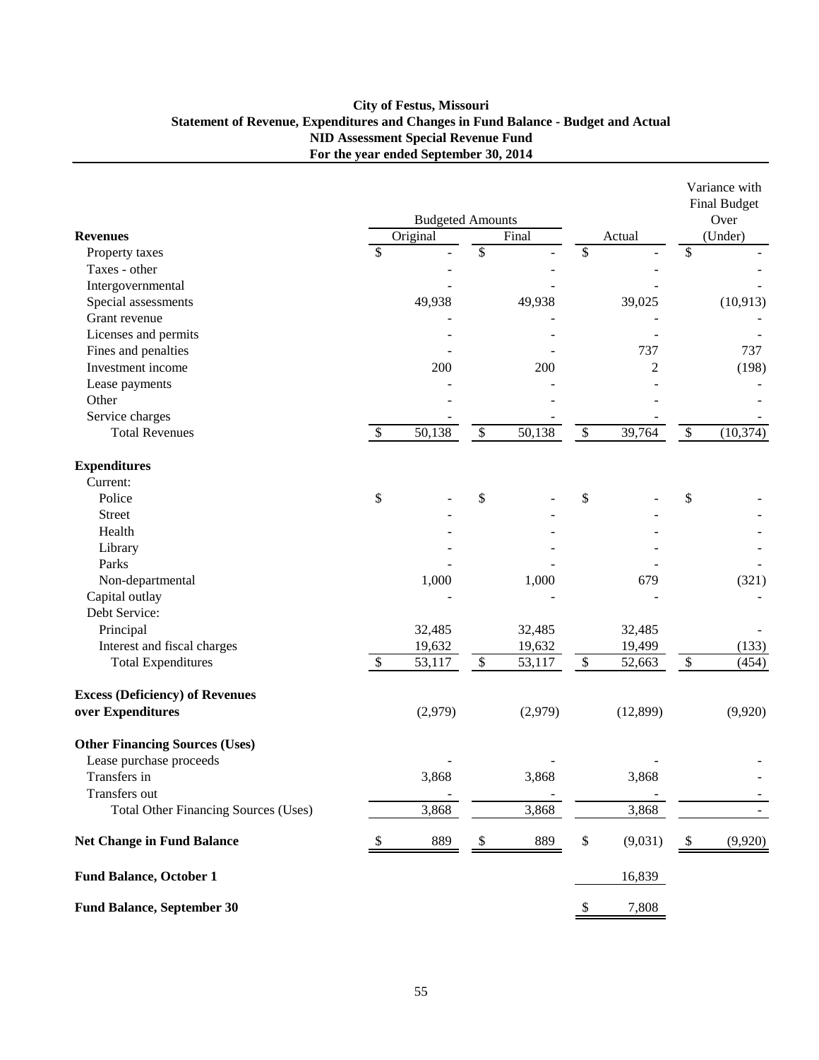# City of Festus, Missouri
## Statement of Revenue, Expenditures and Changes in Fund Balance - Budget and Actual
## NID Assessment Special Revenue Fund
## For the year ended September 30, 2014

| | Budgeted Amounts | | | Variance with Final Budget Over |
|---|---|---|---|---|
| **Revenues** | Original | Final | Actual | (Under) |
| Property taxes | $ - | $ - | $ - | $ - |
| Taxes - other | - | - | - | - |
| Intergovernmental | - | - | - | - |
| Special assessments | 49,938 | 49,938 | 39,025 | (10,913) |
| Grant revenue | - | - | - | - |
| Licenses and permits | - | - | - | - |
| Fines and penalties | - | - | 737 | 737 |
| Investment income | 200 | 200 | 2 | (198) |
| Lease payments | - | - | - | - |
| Other | - | - | - | - |
| Service charges | - | - | - | - |
| Total Revenues | $ 50,138 | $ 50,138 | $ 39,764 | $ (10,374) |
| **Expenditures** | | | | |
| Current: | | | | |
| Police | $ - | $ - | $ - | $ - |
| Street | - | - | - | - |
| Health | - | - | - | - |
| Library | - | - | - | - |
| Parks | - | - | - | - |
| Non-departmental | 1,000 | 1,000 | 679 | (321) |
| Capital outlay | - | - | - | - |
| Debt Service: | | | | |
| Principal | 32,485 | 32,485 | 32,485 | - |
| Interest and fiscal charges | 19,632 | 19,632 | 19,499 | (133) |
| Total Expenditures | $ 53,117 | $ 53,117 | $ 52,663 | $ (454) |
| **Excess (Deficiency) of Revenues over Expenditures** | (2,979) | (2,979) | (12,899) | (9,920) |
| **Other Financing Sources (Uses)** | | | | |
| Lease purchase proceeds | - | - | - | - |
| Transfers in | 3,868 | 3,868 | 3,868 | - |
| Transfers out | - | - | - | - |
| Total Other Financing Sources (Uses) | 3,868 | 3,868 | 3,868 | - |
| **Net Change in Fund Balance** | $ 889 | $ 889 | $ (9,031) | $ (9,920) |
| **Fund Balance, October 1** | | | 16,839 | |
| **Fund Balance, September 30** | | | $ 7,808 | |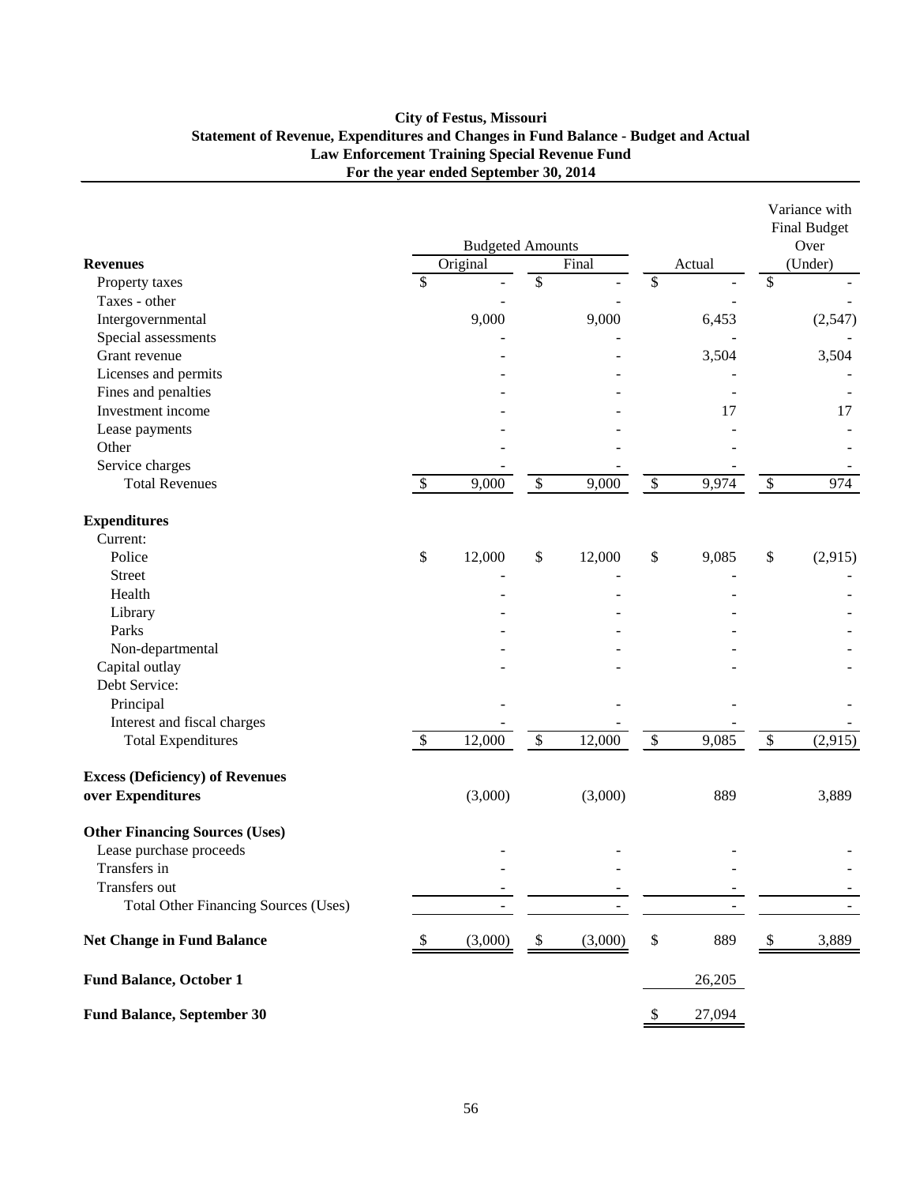**City of Festus, Missouri**
**Statement of Revenue, Expenditures and Changes in Fund Balance - Budget and Actual**
**Law Enforcement Training Special Revenue Fund**
**For the year ended September 30, 2014**

| | Budgeted Amounts | | | Variance with Final Budget Over |
|---|---|---|---|---|
| **Revenues** | Original | Final | Actual | (Under) |
| Property taxes | $ - | $ - | $ - | $ - |
| Taxes - other | - | - | - | - |
| Intergovernmental | 9,000 | 9,000 | 6,453 | (2,547) |
| Special assessments | - | - | - | - |
| Grant revenue | - | - | 3,504 | 3,504 |
| Licenses and permits | - | - | - | - |
| Fines and penalties | - | - | - | - |
| Investment income | - | - | 17 | 17 |
| Lease payments | - | - | - | - |
| Other | - | - | - | - |
| Service charges | - | - | - | - |
| Total Revenues | $ 9,000 | $ 9,000 | $ 9,974 | $ 974 |
| **Expenditures** | | | | |
| Current: | | | | |
| Police | $ 12,000 | $ 12,000 | $ 9,085 | $ (2,915) |
| Street | - | - | - | - |
| Health | - | - | - | - |
| Library | - | - | - | - |
| Parks | - | - | - | - |
| Non-departmental | - | - | - | - |
| Capital outlay | - | - | - | - |
| Debt Service: | | | | |
| Principal | - | - | - | - |
| Interest and fiscal charges | - | - | - | - |
| Total Expenditures | $ 12,000 | $ 12,000 | $ 9,085 | $ (2,915) |
| **Excess (Deficiency) of Revenues over Expenditures** | (3,000) | (3,000) | 889 | 3,889 |
| **Other Financing Sources (Uses)** | | | | |
| Lease purchase proceeds | - | - | - | - |
| Transfers in | - | - | - | - |
| Transfers out | - | - | - | - |
| Total Other Financing Sources (Uses) | - | - | - | - |
| **Net Change in Fund Balance** | $ (3,000) | $ (3,000) | $ 889 | $ 3,889 |
| **Fund Balance, October 1** | | | 26,205 | |
| **Fund Balance, September 30** | | | $ 27,094 | |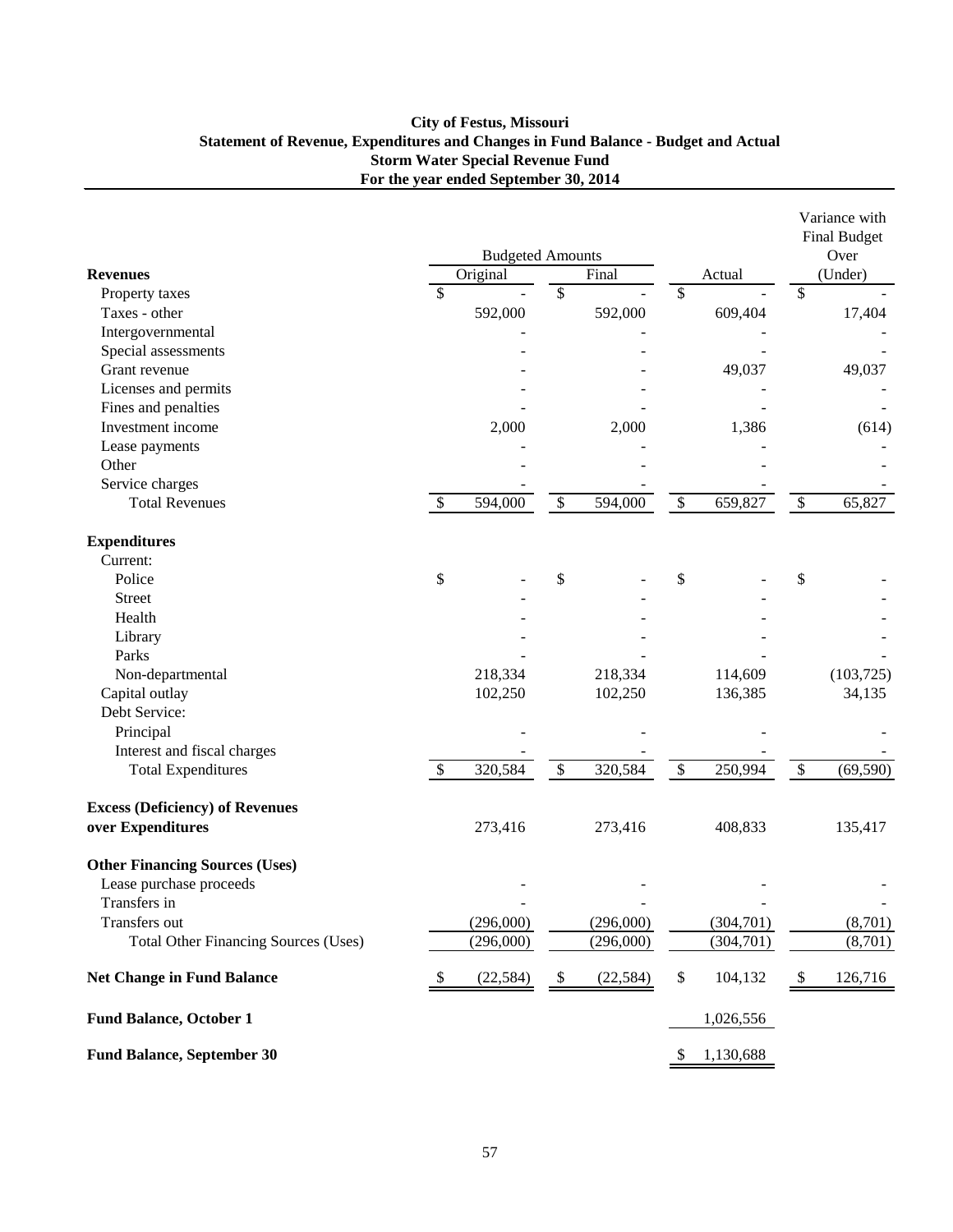# City of Festus, Missouri
## Statement of Revenue, Expenditures and Changes in Fund Balance - Budget and Actual
## Storm Water Special Revenue Fund
## For the year ended September 30, 2014

| | Budgeted Amounts | | | Variance with Final Budget Over |
|---|---|---|---|---|
| **Revenues** | Original | Final | Actual | (Under) |
| Property taxes | $ - | $ - | $ - | $ - |
| Taxes - other | 592,000 | 592,000 | 609,404 | 17,404 |
| Intergovernmental | - | - | - | - |
| Special assessments | - | - | - | - |
| Grant revenue | - | - | 49,037 | 49,037 |
| Licenses and permits | - | - | - | - |
| Fines and penalties | - | - | - | - |
| Investment income | 2,000 | 2,000 | 1,386 | (614) |
| Lease payments | - | - | - | - |
| Other | - | - | - | - |
| Service charges | - | - | - | - |
| Total Revenues | $ 594,000 | $ 594,000 | $ 659,827 | $ 65,827 |
| **Expenditures** | | | | |
| Current: | | | | |
| Police | $ - | $ - | $ - | $ - |
| Street | - | - | - | - |
| Health | - | - | - | - |
| Library | - | - | - | - |
| Parks | - | - | - | - |
| Non-departmental | 218,334 | 218,334 | 114,609 | (103,725) |
| Capital outlay | 102,250 | 102,250 | 136,385 | 34,135 |
| Debt Service: | | | | |
| Principal | - | - | - | - |
| Interest and fiscal charges | - | - | - | - |
| Total Expenditures | $ 320,584 | $ 320,584 | $ 250,994 | $ (69,590) |
| **Excess (Deficiency) of Revenues over Expenditures** | 273,416 | 273,416 | 408,833 | 135,417 |
| **Other Financing Sources (Uses)** | | | | |
| Lease purchase proceeds | - | - | - | - |
| Transfers in | - | - | - | - |
| Transfers out | (296,000) | (296,000) | (304,701) | (8,701) |
| Total Other Financing Sources (Uses) | (296,000) | (296,000) | (304,701) | (8,701) |
| **Net Change in Fund Balance** | $ (22,584) | $ (22,584) | $ 104,132 | $ 126,716 |
| **Fund Balance, October 1** | | | 1,026,556 | |
| **Fund Balance, September 30** | | | $ 1,130,688 | |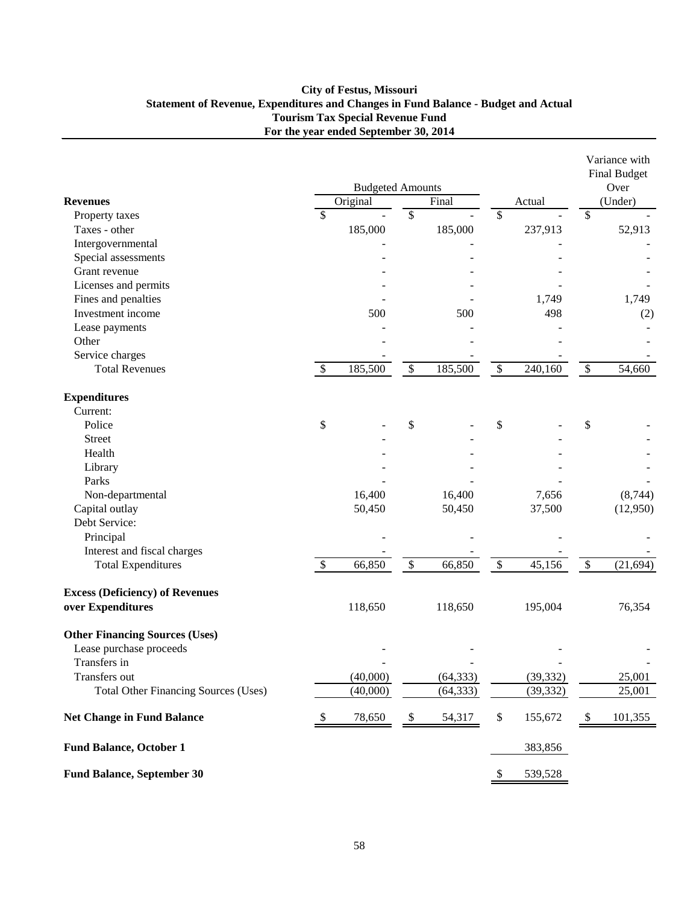**City of Festus, Missouri**
**Statement of Revenue, Expenditures and Changes in Fund Balance - Budget and Actual**
**Tourism Tax Special Revenue Fund**
**For the year ended September 30, 2014**

| | Budgeted Amounts | | | Variance with Final Budget Over |
|---|---|---|---|---|
| **Revenues** | Original | Final | Actual | (Under) |
| Property taxes | $ - | $ - | $ - | $ - |
| Taxes - other | 185,000 | 185,000 | 237,913 | 52,913 |
| Intergovernmental | - | - | - | - |
| Special assessments | - | - | - | - |
| Grant revenue | - | - | - | - |
| Licenses and permits | - | - | - | - |
| Fines and penalties | - | - | 1,749 | 1,749 |
| Investment income | 500 | 500 | 498 | (2) |
| Lease payments | - | - | - | - |
| Other | - | - | - | - |
| Service charges | - | - | - | - |
| Total Revenues | $ 185,500 | $ 185,500 | $ 240,160 | $ 54,660 |
| **Expenditures** | | | | |
| Current: | | | | |
| Police | $ - | $ - | $ - | $ - |
| Street | - | - | - | - |
| Health | - | - | - | - |
| Library | - | - | - | - |
| Parks | - | - | - | - |
| Non-departmental | 16,400 | 16,400 | 7,656 | (8,744) |
| Capital outlay | 50,450 | 50,450 | 37,500 | (12,950) |
| Debt Service: | | | | |
| Principal | - | - | - | - |
| Interest and fiscal charges | - | - | - | - |
| Total Expenditures | $ 66,850 | $ 66,850 | $ 45,156 | $ (21,694) |
| **Excess (Deficiency) of Revenues over Expenditures** | 118,650 | 118,650 | 195,004 | 76,354 |
| **Other Financing Sources (Uses)** | | | | |
| Lease purchase proceeds | - | - | - | - |
| Transfers in | - | - | - | - |
| Transfers out | (40,000) | (64,333) | (39,332) | 25,001 |
| Total Other Financing Sources (Uses) | (40,000) | (64,333) | (39,332) | 25,001 |
| **Net Change in Fund Balance** | $ 78,650 | $ 54,317 | $ 155,672 | $ 101,355 |
| **Fund Balance, October 1** | | | 383,856 | |
| **Fund Balance, September 30** | | | $ 539,528 | |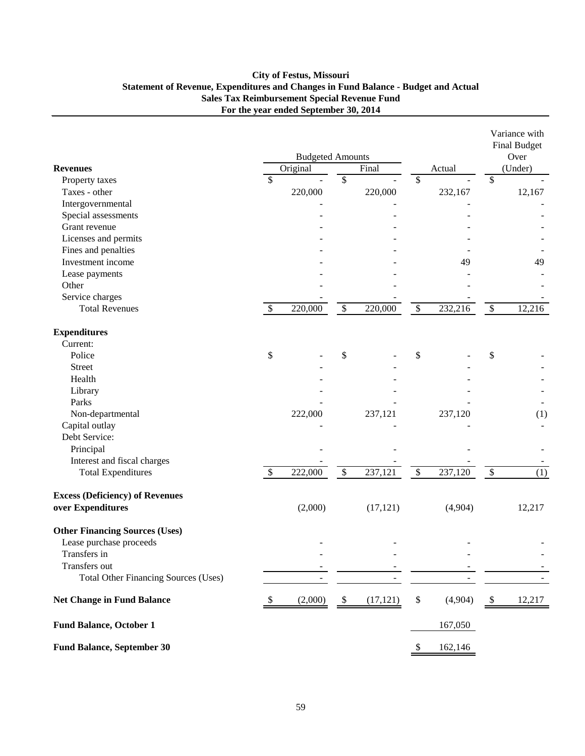**City of Festus, Missouri**
**Statement of Revenue, Expenditures and Changes in Fund Balance - Budget and Actual**
**Sales Tax Reimbursement Special Revenue Fund**
**For the year ended September 30, 2014**

| | Budgeted Amounts | | | Variance with Final Budget Over |
|---|---|---|---|---|
| **Revenues** | Original | Final | Actual | (Under) |
| Property taxes | $ - | $ - | $ - | $ - |
| Taxes - other | 220,000 | 220,000 | 232,167 | 12,167 |
| Intergovernmental | - | - | - | - |
| Special assessments | - | - | - | - |
| Grant revenue | - | - | - | - |
| Licenses and permits | - | - | - | - |
| Fines and penalties | - | - | - | - |
| Investment income | - | - | 49 | 49 |
| Lease payments | - | - | - | - |
| Other | - | - | - | - |
| Service charges | - | - | - | - |
| Total Revenues | $ 220,000 | $ 220,000 | $ 232,216 | $ 12,216 |
| **Expenditures** | | | | |
| Current: | | | | |
| Police | $ - | $ - | $ - | $ - |
| Street | - | - | - | - |
| Health | - | - | - | - |
| Library | - | - | - | - |
| Parks | - | - | - | - |
| Non-departmental | 222,000 | 237,121 | 237,120 | (1) |
| Capital outlay | - | - | - | - |
| Debt Service: | | | | |
| Principal | - | - | - | - |
| Interest and fiscal charges | - | - | - | - |
| Total Expenditures | $ 222,000 | $ 237,121 | $ 237,120 | $ (1) |
| **Excess (Deficiency) of Revenues over Expenditures** | (2,000) | (17,121) | (4,904) | 12,217 |
| **Other Financing Sources (Uses)** | | | | |
| Lease purchase proceeds | - | - | - | - |
| Transfers in | - | - | - | - |
| Transfers out | - | - | - | - |
| Total Other Financing Sources (Uses) | - | - | - | - |
| **Net Change in Fund Balance** | $ (2,000) | $ (17,121) | $ (4,904) | $ 12,217 |
| **Fund Balance, October 1** | | | 167,050 | |
| **Fund Balance, September 30** | | | $ 162,146 | |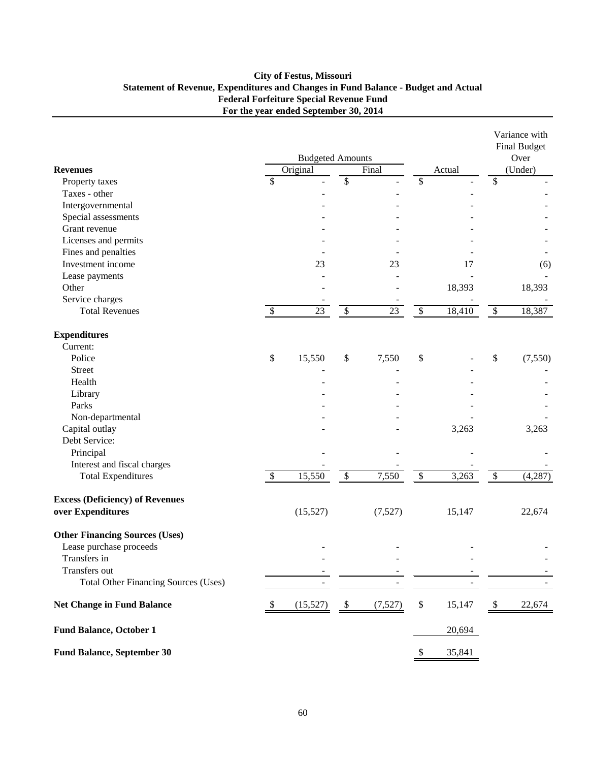**City of Festus, Missouri**
**Statement of Revenue, Expenditures and Changes in Fund Balance - Budget and Actual**
**Federal Forfeiture Special Revenue Fund**
**For the year ended September 30, 2014**

| | Budgeted Amounts | | | Variance with Final Budget |
|---|---|---|---|---|
| **Revenues** | Original | Final | Actual | Over (Under) |
| Property taxes | $ - | $ - | $ - | $ - |
| Taxes - other | - | - | - | - |
| Intergovernmental | - | - | - | - |
| Special assessments | - | - | - | - |
| Grant revenue | - | - | - | - |
| Licenses and permits | - | - | - | - |
| Fines and penalties | - | - | - | - |
| Investment income | 23 | 23 | 17 | (6) |
| Lease payments | - | - | - | - |
| Other | - | - | 18,393 | 18,393 |
| Service charges | - | - | - | - |
| Total Revenues | $ 23 | $ 23 | $ 18,410 | $ 18,387 |
| **Expenditures** | | | | |
| Current: | | | | |
| Police | $ 15,550 | $ 7,550 | $ - | $ (7,550) |
| Street | - | - | - | - |
| Health | - | - | - | - |
| Library | - | - | - | - |
| Parks | - | - | - | - |
| Non-departmental | - | - | - | - |
| Capital outlay | - | - | 3,263 | 3,263 |
| Debt Service: | | | | |
| Principal | - | - | - | - |
| Interest and fiscal charges | - | - | - | - |
| Total Expenditures | $ 15,550 | $ 7,550 | $ 3,263 | $ (4,287) |
| **Excess (Deficiency) of Revenues over Expenditures** | (15,527) | (7,527) | 15,147 | 22,674 |
| **Other Financing Sources (Uses)** | | | | |
| Lease purchase proceeds | - | - | - | - |
| Transfers in | - | - | - | - |
| Transfers out | - | - | - | - |
| Total Other Financing Sources (Uses) | - | - | - | - |
| **Net Change in Fund Balance** | $ (15,527) | $ (7,527) | $ 15,147 | $ 22,674 |
| **Fund Balance, October 1** | | | 20,694 | |
| **Fund Balance, September 30** | | | $ 35,841 | |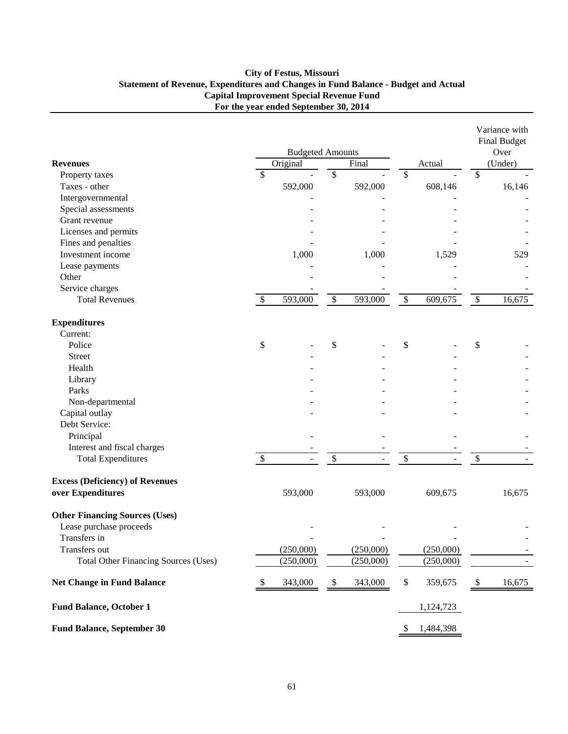**City of Festus, Missouri**
**Statement of Revenue, Expenditures and Changes in Fund Balance - Budget and Actual**
**Capital Improvement Special Revenue Fund**
**For the year ended September 30, 2014**

| | Budgeted Amounts | | | Variance with Final Budget Over |
|---|---|---|---|---|
| **Revenues** | Original | Final | Actual | (Under) |
| Property taxes | $ - | $ - | $ - | $ - |
| Taxes - other | 592,000 | 592,000 | 608,146 | 16,146 |
| Intergovernmental | - | - | - | - |
| Special assessments | - | - | - | - |
| Grant revenue | - | - | - | - |
| Licenses and permits | - | - | - | - |
| Fines and penalties | - | - | - | - |
| Investment income | 1,000 | 1,000 | 1,529 | 529 |
| Lease payments | - | - | - | - |
| Other | - | - | - | - |
| Service charges | - | - | - | - |
| Total Revenues | $ 593,000 | $ 593,000 | $ 609,675 | $ 16,675 |
| **Expenditures** | | | | |
| Current: | | | | |
| Police | $ - | $ - | $ - | $ - |
| Street | - | - | - | - |
| Health | - | - | - | - |
| Library | - | - | - | - |
| Parks | - | - | - | - |
| Non-departmental | - | - | - | - |
| Capital outlay | - | - | - | - |
| Debt Service: | | | | |
| Principal | - | - | - | - |
| Interest and fiscal charges | - | - | - | - |
| Total Expenditures | $ - | $ - | $ - | $ - |
| **Excess (Deficiency) of Revenues over Expenditures** | 593,000 | 593,000 | 609,675 | 16,675 |
| **Other Financing Sources (Uses)** | | | | |
| Lease purchase proceeds | - | - | - | - |
| Transfers in | - | - | - | - |
| Transfers out | (250,000) | (250,000) | (250,000) | - |
| Total Other Financing Sources (Uses) | (250,000) | (250,000) | (250,000) | - |
| **Net Change in Fund Balance** | $ 343,000 | $ 343,000 | $ 359,675 | $ 16,675 |
| **Fund Balance, October 1** | | | 1,124,723 | |
| **Fund Balance, September 30** | | | $ 1,484,398 | |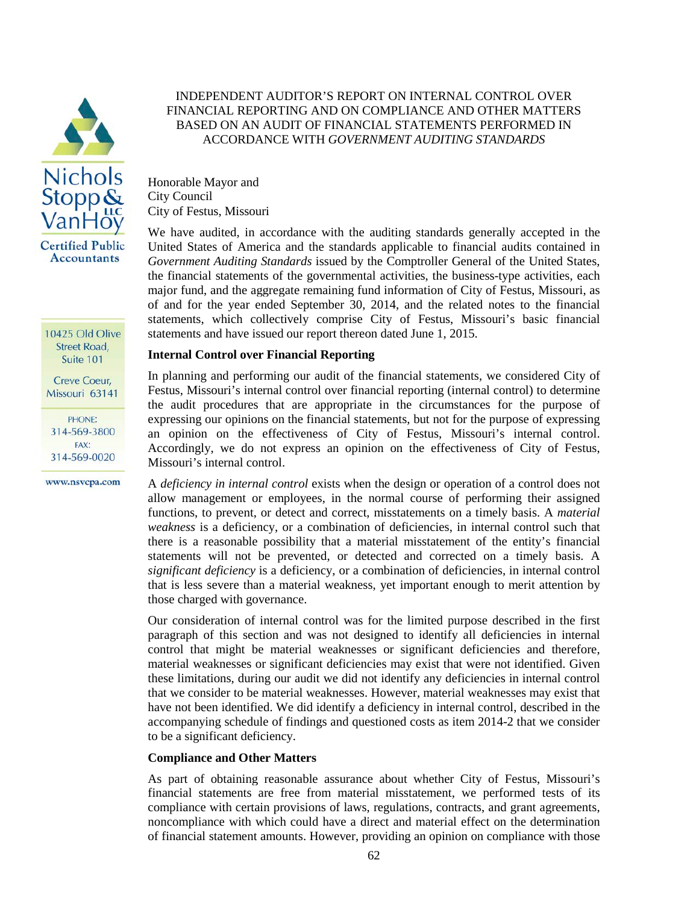Nichols Stopp & VanHoy LLC
Certified Public Accountants

10425 Old Olive Street Road, Suite 101

Creve Coeur, Missouri 63141

PHONE: 314-569-3800
FAX: 314-569-0020

www.nsvcpa.com

# INDEPENDENT AUDITOR'S REPORT ON INTERNAL CONTROL OVER FINANCIAL REPORTING AND ON COMPLIANCE AND OTHER MATTERS BASED ON AN AUDIT OF FINANCIAL STATEMENTS PERFORMED IN ACCORDANCE WITH *GOVERNMENT AUDITING STANDARDS*

Honorable Mayor and
City Council
City of Festus, Missouri

We have audited, in accordance with the auditing standards generally accepted in the United States of America and the standards applicable to financial audits contained in *Government Auditing Standards* issued by the Comptroller General of the United States, the financial statements of the governmental activities, the business-type activities, each major fund, and the aggregate remaining fund information of City of Festus, Missouri, as of and for the year ended September 30, 2014, and the related notes to the financial statements, which collectively comprise City of Festus, Missouri's basic financial statements and have issued our report thereon dated June 1, 2015.

**Internal Control over Financial Reporting**

In planning and performing our audit of the financial statements, we considered City of Festus, Missouri's internal control over financial reporting (internal control) to determine the audit procedures that are appropriate in the circumstances for the purpose of expressing our opinions on the financial statements, but not for the purpose of expressing an opinion on the effectiveness of City of Festus, Missouri's internal control. Accordingly, we do not express an opinion on the effectiveness of City of Festus, Missouri's internal control.

A *deficiency in internal control* exists when the design or operation of a control does not allow management or employees, in the normal course of performing their assigned functions, to prevent, or detect and correct, misstatements on a timely basis. A *material weakness* is a deficiency, or a combination of deficiencies, in internal control such that there is a reasonable possibility that a material misstatement of the entity's financial statements will not be prevented, or detected and corrected on a timely basis. A *significant deficiency* is a deficiency, or a combination of deficiencies, in internal control that is less severe than a material weakness, yet important enough to merit attention by those charged with governance.

Our consideration of internal control was for the limited purpose described in the first paragraph of this section and was not designed to identify all deficiencies in internal control that might be material weaknesses or significant deficiencies and therefore, material weaknesses or significant deficiencies may exist that were not identified. Given these limitations, during our audit we did not identify any deficiencies in internal control that we consider to be material weaknesses. However, material weaknesses may exist that have not been identified. We did identify a deficiency in internal control, described in the accompanying schedule of findings and questioned costs as item 2014-2 that we consider to be a significant deficiency.

**Compliance and Other Matters**

As part of obtaining reasonable assurance about whether City of Festus, Missouri's financial statements are free from material misstatement, we performed tests of its compliance with certain provisions of laws, regulations, contracts, and grant agreements, noncompliance with which could have a direct and material effect on the determination of financial statement amounts. However, providing an opinion on compliance with those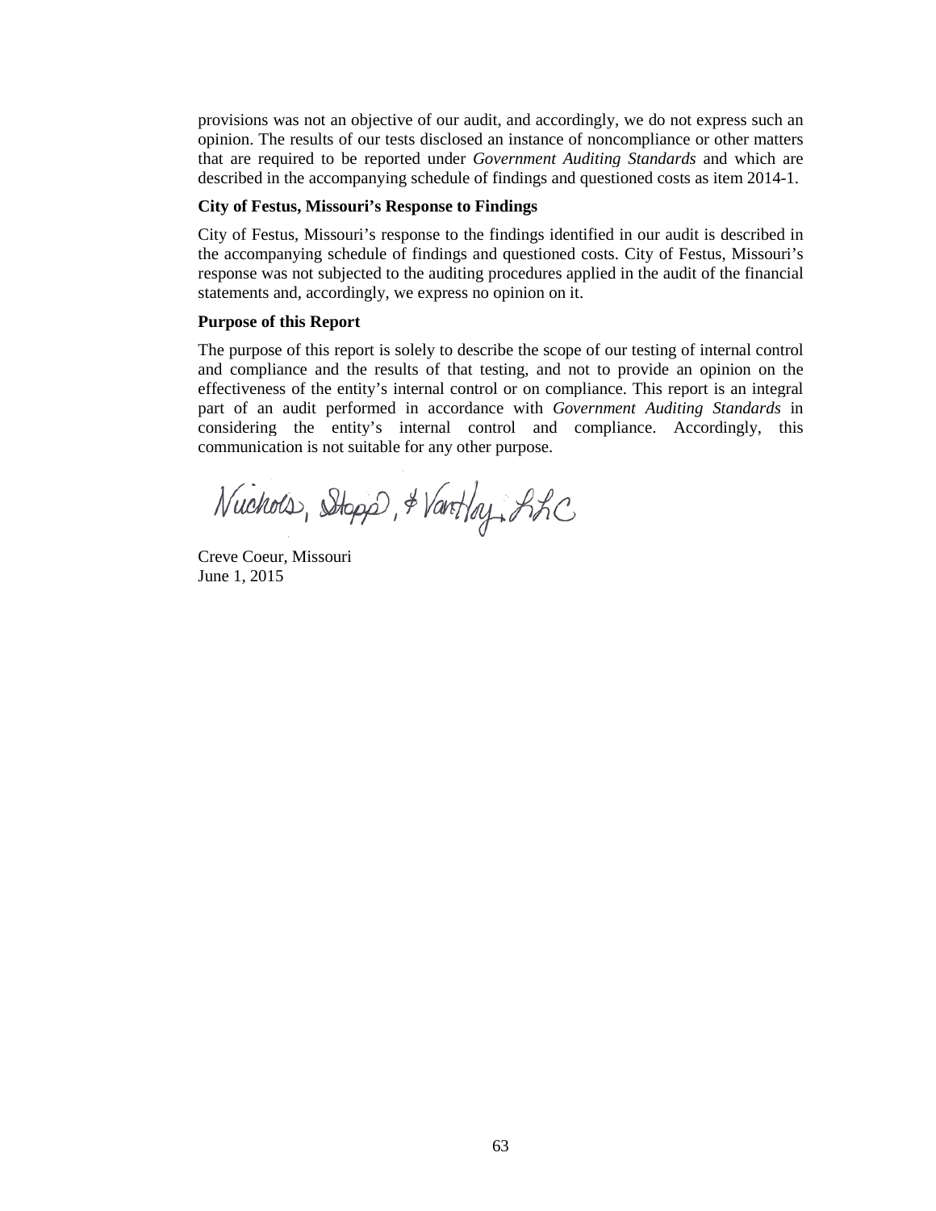provisions was not an objective of our audit, and accordingly, we do not express such an opinion. The results of our tests disclosed an instance of noncompliance or other matters that are required to be reported under *Government Auditing Standards* and which are described in the accompanying schedule of findings and questioned costs as item 2014-1.

**City of Festus, Missouri's Response to Findings**

City of Festus, Missouri's response to the findings identified in our audit is described in the accompanying schedule of findings and questioned costs. City of Festus, Missouri's response was not subjected to the auditing procedures applied in the audit of the financial statements and, accordingly, we express no opinion on it.

**Purpose of this Report**

The purpose of this report is solely to describe the scope of our testing of internal control and compliance and the results of that testing, and not to provide an opinion on the effectiveness of the entity's internal control or on compliance. This report is an integral part of an audit performed in accordance with *Government Auditing Standards* in considering the entity's internal control and compliance. Accordingly, this communication is not suitable for any other purpose.

Nichols, Stopp, & VanHoy, LLC

Creve Coeur, Missouri
June 1, 2015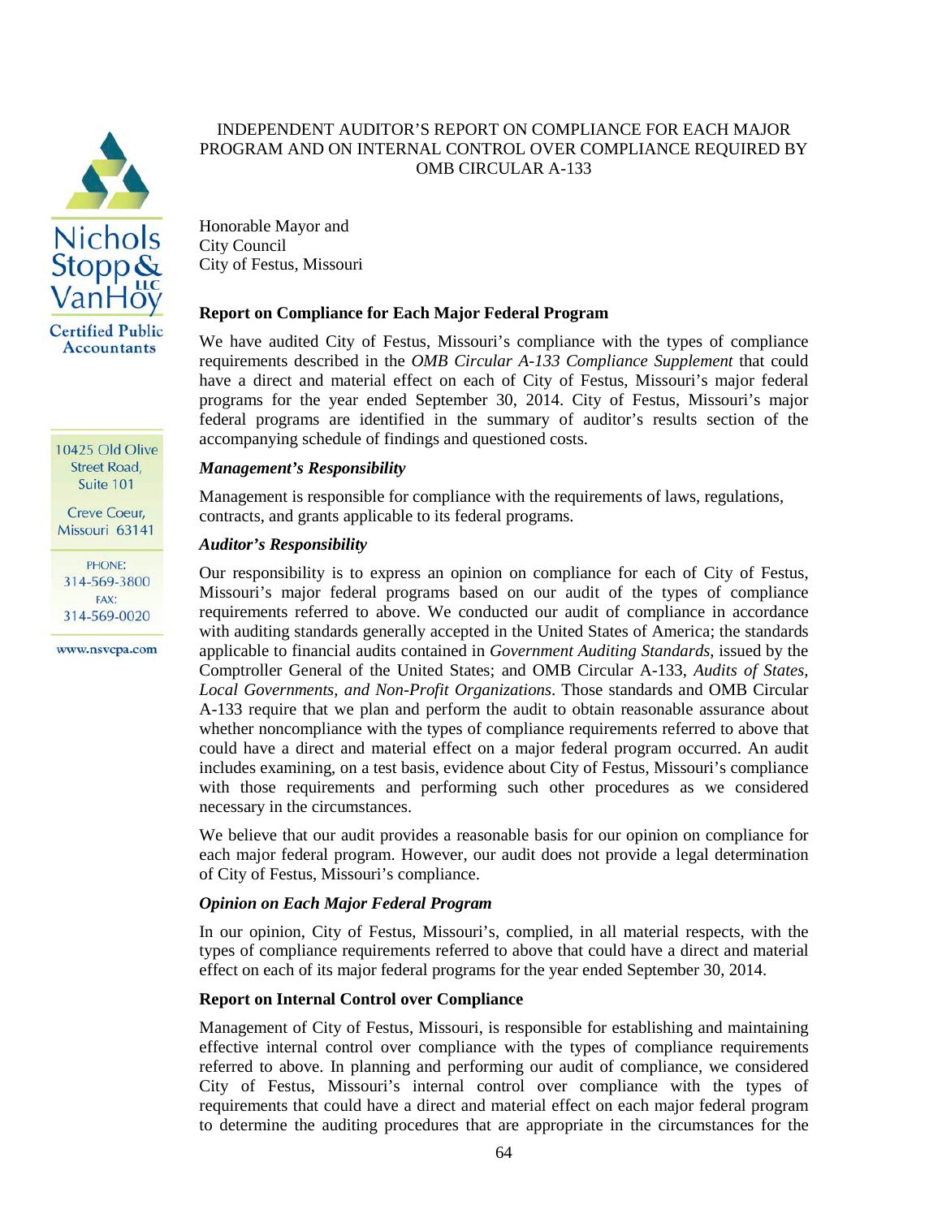Nichols Stopp & VanHoy LLC
Certified Public Accountants

10425 Old Olive Street Road, Suite 101
Creve Coeur, Missouri 63141
PHONE: 314-569-3800
FAX: 314-569-0020
www.nsvcpa.com

# INDEPENDENT AUDITOR'S REPORT ON COMPLIANCE FOR EACH MAJOR PROGRAM AND ON INTERNAL CONTROL OVER COMPLIANCE REQUIRED BY OMB CIRCULAR A-133

Honorable Mayor and
City Council
City of Festus, Missouri

## Report on Compliance for Each Major Federal Program

We have audited City of Festus, Missouri's compliance with the types of compliance requirements described in the *OMB Circular A-133 Compliance Supplement* that could have a direct and material effect on each of City of Festus, Missouri's major federal programs for the year ended September 30, 2014. City of Festus, Missouri's major federal programs are identified in the summary of auditor's results section of the accompanying schedule of findings and questioned costs.

### *Management's Responsibility*

Management is responsible for compliance with the requirements of laws, regulations, contracts, and grants applicable to its federal programs.

### *Auditor's Responsibility*

Our responsibility is to express an opinion on compliance for each of City of Festus, Missouri's major federal programs based on our audit of the types of compliance requirements referred to above. We conducted our audit of compliance in accordance with auditing standards generally accepted in the United States of America; the standards applicable to financial audits contained in *Government Auditing Standards*, issued by the Comptroller General of the United States; and OMB Circular A-133, *Audits of States, Local Governments, and Non-Profit Organizations*. Those standards and OMB Circular A-133 require that we plan and perform the audit to obtain reasonable assurance about whether noncompliance with the types of compliance requirements referred to above that could have a direct and material effect on a major federal program occurred. An audit includes examining, on a test basis, evidence about City of Festus, Missouri's compliance with those requirements and performing such other procedures as we considered necessary in the circumstances.

We believe that our audit provides a reasonable basis for our opinion on compliance for each major federal program. However, our audit does not provide a legal determination of City of Festus, Missouri's compliance.

### *Opinion on Each Major Federal Program*

In our opinion, City of Festus, Missouri's, complied, in all material respects, with the types of compliance requirements referred to above that could have a direct and material effect on each of its major federal programs for the year ended September 30, 2014.

## Report on Internal Control over Compliance

Management of City of Festus, Missouri, is responsible for establishing and maintaining effective internal control over compliance with the types of compliance requirements referred to above. In planning and performing our audit of compliance, we considered City of Festus, Missouri's internal control over compliance with the types of requirements that could have a direct and material effect on each major federal program to determine the auditing procedures that are appropriate in the circumstances for the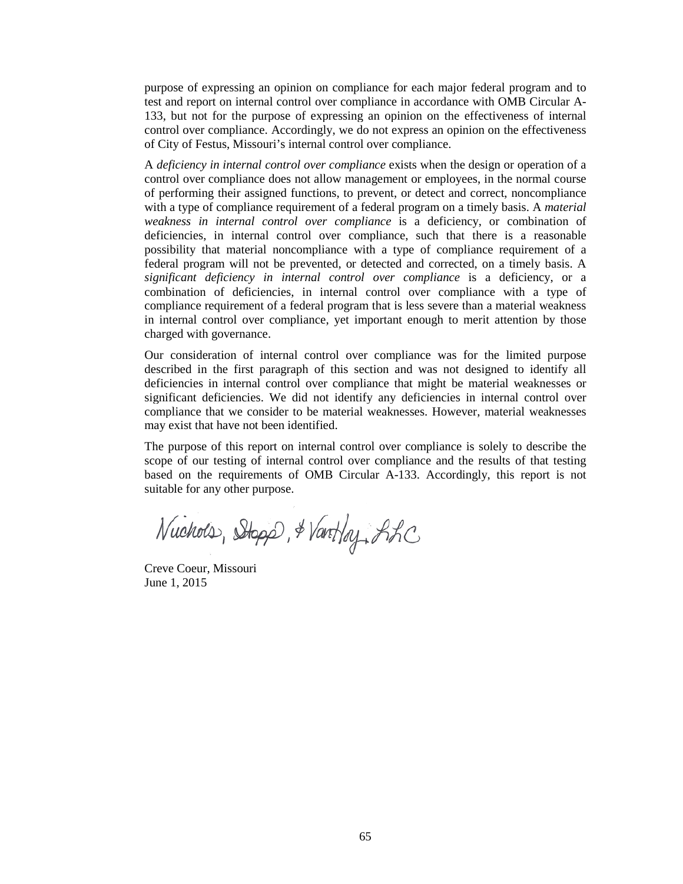purpose of expressing an opinion on compliance for each major federal program and to test and report on internal control over compliance in accordance with OMB Circular A-133, but not for the purpose of expressing an opinion on the effectiveness of internal control over compliance. Accordingly, we do not express an opinion on the effectiveness of City of Festus, Missouri's internal control over compliance.

A *deficiency in internal control over compliance* exists when the design or operation of a control over compliance does not allow management or employees, in the normal course of performing their assigned functions, to prevent, or detect and correct, noncompliance with a type of compliance requirement of a federal program on a timely basis. A *material weakness in internal control over compliance* is a deficiency, or combination of deficiencies, in internal control over compliance, such that there is a reasonable possibility that material noncompliance with a type of compliance requirement of a federal program will not be prevented, or detected and corrected, on a timely basis. A *significant deficiency in internal control over compliance* is a deficiency, or a combination of deficiencies, in internal control over compliance with a type of compliance requirement of a federal program that is less severe than a material weakness in internal control over compliance, yet important enough to merit attention by those charged with governance.

Our consideration of internal control over compliance was for the limited purpose described in the first paragraph of this section and was not designed to identify all deficiencies in internal control over compliance that might be material weaknesses or significant deficiencies. We did not identify any deficiencies in internal control over compliance that we consider to be material weaknesses. However, material weaknesses may exist that have not been identified.

The purpose of this report on internal control over compliance is solely to describe the scope of our testing of internal control over compliance and the results of that testing based on the requirements of OMB Circular A-133. Accordingly, this report is not suitable for any other purpose.

Nichols, Stopp, & VanHoy, LLC

Creve Coeur, Missouri
June 1, 2015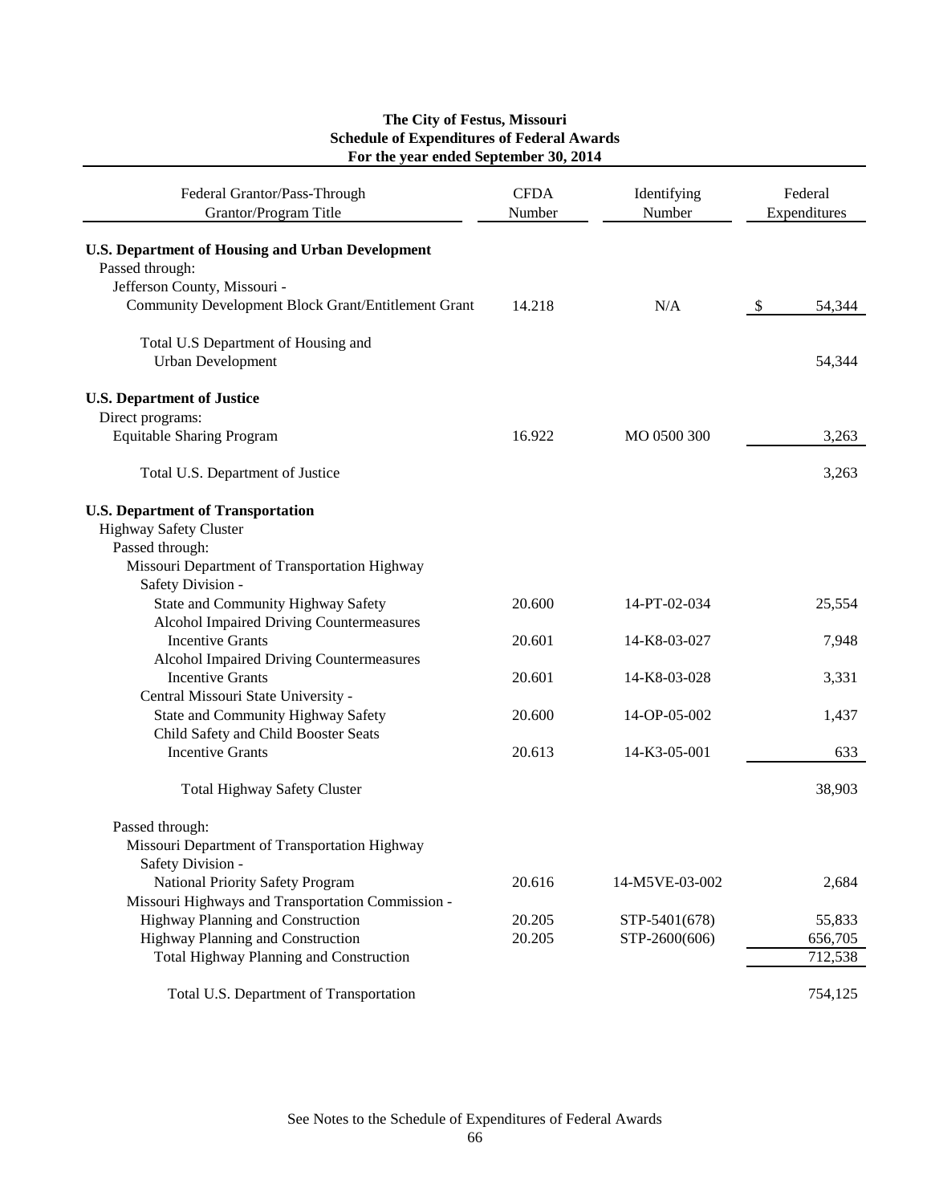**The City of Festus, Missouri**
**Schedule of Expenditures of Federal Awards**
**For the year ended September 30, 2014**

| Federal Grantor/Pass-Through Grantor/Program Title | CFDA Number | Identifying Number | Federal Expenditures |
|---|---|---|---|
| **U.S. Department of Housing and Urban Development** | | | |
| Passed through: | | | |
| Jefferson County, Missouri - | | | |
| Community Development Block Grant/Entitlement Grant | 14.218 | N/A | $ 54,344 |
| Total U.S Department of Housing and Urban Development | | | 54,344 |
| **U.S. Department of Justice** | | | |
| Direct programs: | | | |
| Equitable Sharing Program | 16.922 | MO 0500 300 | 3,263 |
| Total U.S. Department of Justice | | | 3,263 |
| **U.S. Department of Transportation** | | | |
| Highway Safety Cluster | | | |
| Passed through: | | | |
| Missouri Department of Transportation Highway Safety Division - | | | |
| State and Community Highway Safety | 20.600 | 14-PT-02-034 | 25,554 |
| Alcohol Impaired Driving Countermeasures Incentive Grants | 20.601 | 14-K8-03-027 | 7,948 |
| Alcohol Impaired Driving Countermeasures Incentive Grants | 20.601 | 14-K8-03-028 | 3,331 |
| Central Missouri State University - | | | |
| State and Community Highway Safety | 20.600 | 14-OP-05-002 | 1,437 |
| Child Safety and Child Booster Seats Incentive Grants | 20.613 | 14-K3-05-001 | 633 |
| Total Highway Safety Cluster | | | 38,903 |
| Passed through: | | | |
| Missouri Department of Transportation Highway Safety Division - | | | |
| National Priority Safety Program | 20.616 | 14-M5VE-03-002 | 2,684 |
| Missouri Highways and Transportation Commission - | | | |
| Highway Planning and Construction | 20.205 | STP-5401(678) | 55,833 |
| Highway Planning and Construction | 20.205 | STP-2600(606) | 656,705 |
| Total Highway Planning and Construction | | | 712,538 |
| Total U.S. Department of Transportation | | | 754,125 |

See Notes to the Schedule of Expenditures of Federal Awards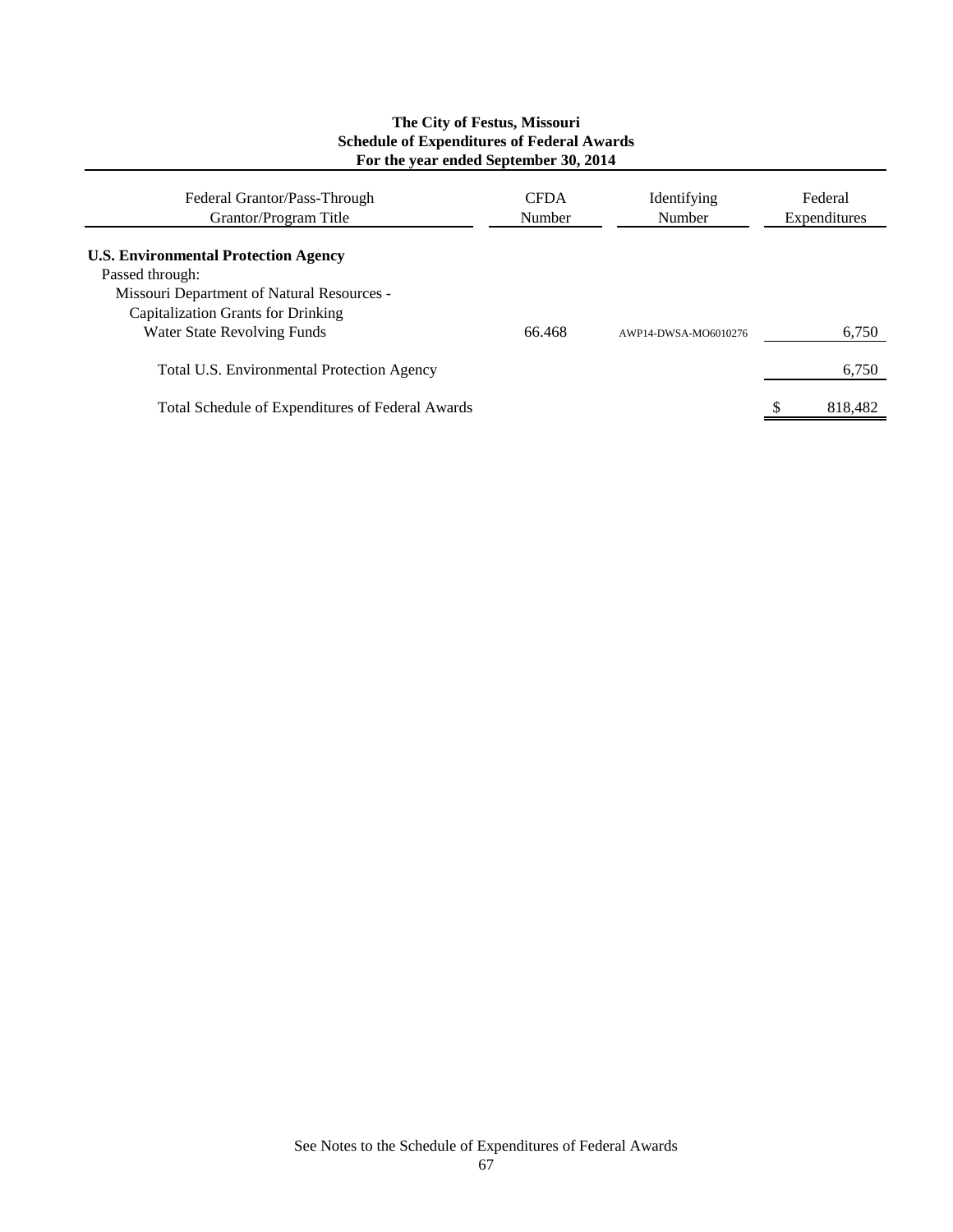**The City of Festus, Missouri**
**Schedule of Expenditures of Federal Awards**
**For the year ended September 30, 2014**

| Federal Grantor/Pass-Through Grantor/Program Title | CFDA Number | Identifying Number | Federal Expenditures |
|---|---|---|---|
| **U.S. Environmental Protection Agency** | | | |
| Passed through: | | | |
| Missouri Department of Natural Resources - | | | |
| Capitalization Grants for Drinking Water State Revolving Funds | 66.468 | AWP14-DWSA-MO6010276 | 6,750 |
| Total U.S. Environmental Protection Agency | | | 6,750 |
| Total Schedule of Expenditures of Federal Awards | | | $ 818,482 |

See Notes to the Schedule of Expenditures of Federal Awards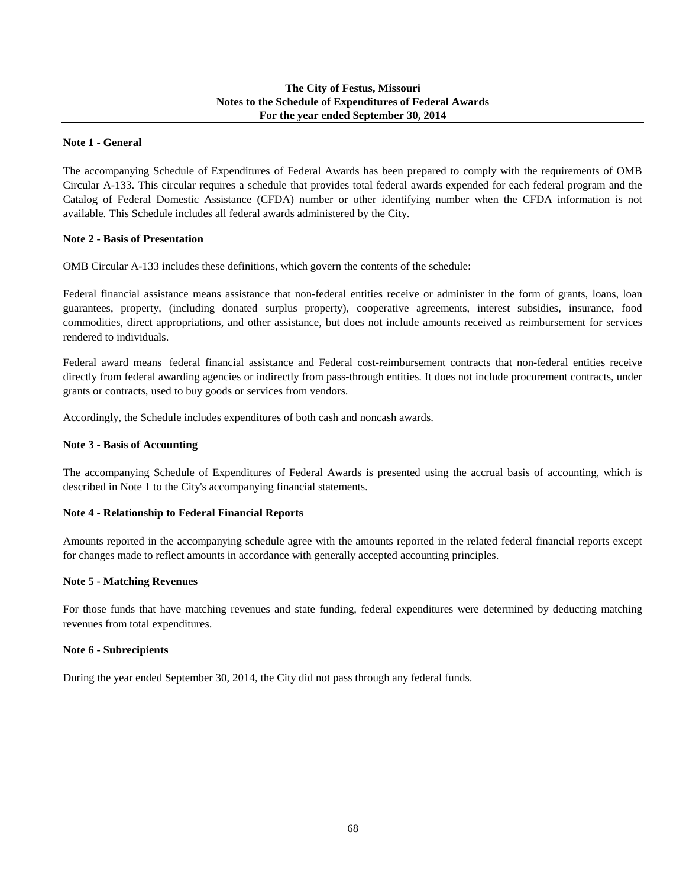# The City of Festus, Missouri
## Notes to the Schedule of Expenditures of Federal Awards
### For the year ended September 30, 2014

**Note 1 - General**

The accompanying Schedule of Expenditures of Federal Awards has been prepared to comply with the requirements of OMB Circular A-133. This circular requires a schedule that provides total federal awards expended for each federal program and the Catalog of Federal Domestic Assistance (CFDA) number or other identifying number when the CFDA information is not available. This Schedule includes all federal awards administered by the City.

**Note 2 - Basis of Presentation**

OMB Circular A-133 includes these definitions, which govern the contents of the schedule:

Federal financial assistance means assistance that non-federal entities receive or administer in the form of grants, loans, loan guarantees, property, (including donated surplus property), cooperative agreements, interest subsidies, insurance, food commodities, direct appropriations, and other assistance, but does not include amounts received as reimbursement for services rendered to individuals.

Federal award means federal financial assistance and Federal cost-reimbursement contracts that non-federal entities receive directly from federal awarding agencies or indirectly from pass-through entities. It does not include procurement contracts, under grants or contracts, used to buy goods or services from vendors.

Accordingly, the Schedule includes expenditures of both cash and noncash awards.

**Note 3 - Basis of Accounting**

The accompanying Schedule of Expenditures of Federal Awards is presented using the accrual basis of accounting, which is described in Note 1 to the City's accompanying financial statements.

**Note 4 - Relationship to Federal Financial Reports**

Amounts reported in the accompanying schedule agree with the amounts reported in the related federal financial reports except for changes made to reflect amounts in accordance with generally accepted accounting principles.

**Note 5 - Matching Revenues**

For those funds that have matching revenues and state funding, federal expenditures were determined by deducting matching revenues from total expenditures.

**Note 6 - Subrecipients**

During the year ended September 30, 2014, the City did not pass through any federal funds.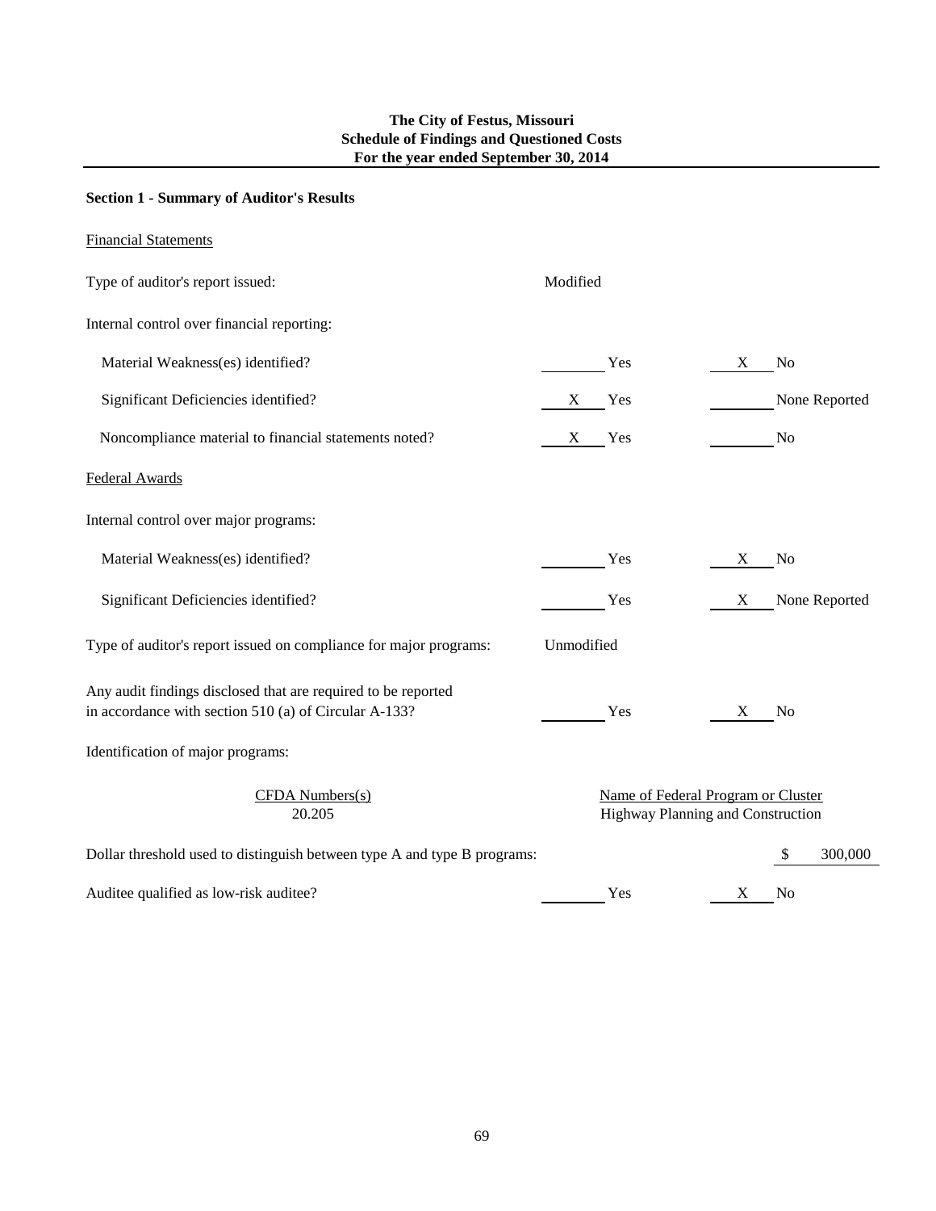**The City of Festus, Missouri**
**Schedule of Findings and Questioned Costs**
**For the year ended September 30, 2014**

**Section 1 - Summary of Auditor's Results**

Financial Statements

| | | |
|---|---|---|
| Type of auditor's report issued: | Modified | |
| Internal control over financial reporting: | | |
| Material Weakness(es) identified? | ____ Yes | X No |
| Significant Deficiencies identified? | X Yes | ____ None Reported |
| Noncompliance material to financial statements noted? | X Yes | ____ No |

Federal Awards

| | | |
|---|---|---|
| Internal control over major programs: | | |
| Material Weakness(es) identified? | ____ Yes | X No |
| Significant Deficiencies identified? | ____ Yes | X None Reported |
| Type of auditor's report issued on compliance for major programs: | Unmodified | |
| Any audit findings disclosed that are required to be reported in accordance with section 510 (a) of Circular A-133? | ____ Yes | X No |

Identification of major programs:

| CFDA Numbers(s) | Name of Federal Program or Cluster |
|---|---|
| 20.205 | Highway Planning and Construction |

| | | |
|---|---|---|
| Dollar threshold used to distinguish between type A and type B programs: | | $ 300,000 |
| Auditee qualified as low-risk auditee? | ____ Yes | X No |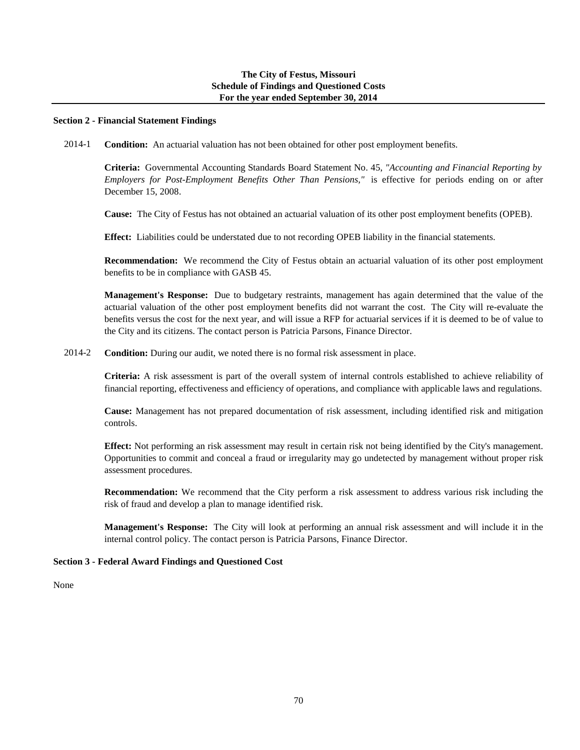**The City of Festus, Missouri**
**Schedule of Findings and Questioned Costs**
**For the year ended September 30, 2014**

### Section 2 - Financial Statement Findings

2014-1 **Condition:** An actuarial valuation has not been obtained for other post employment benefits.

**Criteria:** Governmental Accounting Standards Board Statement No. 45, *"Accounting and Financial Reporting by Employers for Post-Employment Benefits Other Than Pensions,"* is effective for periods ending on or after December 15, 2008.

**Cause:** The City of Festus has not obtained an actuarial valuation of its other post employment benefits (OPEB).

**Effect:** Liabilities could be understated due to not recording OPEB liability in the financial statements.

**Recommendation:** We recommend the City of Festus obtain an actuarial valuation of its other post employment benefits to be in compliance with GASB 45.

**Management's Response:** Due to budgetary restraints, management has again determined that the value of the actuarial valuation of the other post employment benefits did not warrant the cost. The City will re-evaluate the benefits versus the cost for the next year, and will issue a RFP for actuarial services if it is deemed to be of value to the City and its citizens. The contact person is Patricia Parsons, Finance Director.

2014-2 **Condition:** During our audit, we noted there is no formal risk assessment in place.

**Criteria:** A risk assessment is part of the overall system of internal controls established to achieve reliability of financial reporting, effectiveness and efficiency of operations, and compliance with applicable laws and regulations.

**Cause:** Management has not prepared documentation of risk assessment, including identified risk and mitigation controls.

**Effect:** Not performing an risk assessment may result in certain risk not being identified by the City's management. Opportunities to commit and conceal a fraud or irregularity may go undetected by management without proper risk assessment procedures.

**Recommendation:** We recommend that the City perform a risk assessment to address various risk including the risk of fraud and develop a plan to manage identified risk.

**Management's Response:** The City will look at performing an annual risk assessment and will include it in the internal control policy. The contact person is Patricia Parsons, Finance Director.

### Section 3 - Federal Award Findings and Questioned Cost

None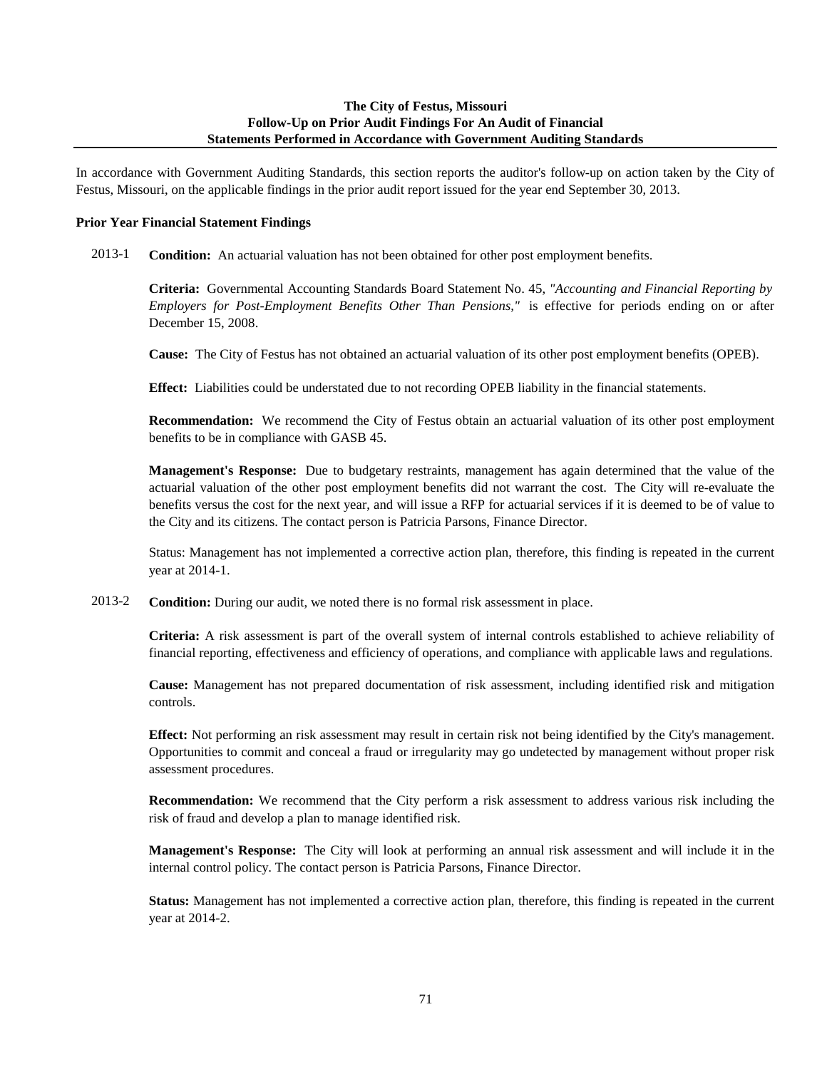**The City of Festus, Missouri**
**Follow-Up on Prior Audit Findings For An Audit of Financial Statements Performed in Accordance with Government Auditing Standards**

In accordance with Government Auditing Standards, this section reports the auditor's follow-up on action taken by the City of Festus, Missouri, on the applicable findings in the prior audit report issued for the year end September 30, 2013.

**Prior Year Financial Statement Findings**

2013-1 **Condition:** An actuarial valuation has not been obtained for other post employment benefits.

**Criteria:** Governmental Accounting Standards Board Statement No. 45, *"Accounting and Financial Reporting by Employers for Post-Employment Benefits Other Than Pensions,"* is effective for periods ending on or after December 15, 2008.

**Cause:** The City of Festus has not obtained an actuarial valuation of its other post employment benefits (OPEB).

**Effect:** Liabilities could be understated due to not recording OPEB liability in the financial statements.

**Recommendation:** We recommend the City of Festus obtain an actuarial valuation of its other post employment benefits to be in compliance with GASB 45.

**Management's Response:** Due to budgetary restraints, management has again determined that the value of the actuarial valuation of the other post employment benefits did not warrant the cost. The City will re-evaluate the benefits versus the cost for the next year, and will issue a RFP for actuarial services if it is deemed to be of value to the City and its citizens. The contact person is Patricia Parsons, Finance Director.

Status: Management has not implemented a corrective action plan, therefore, this finding is repeated in the current year at 2014-1.

2013-2 **Condition:** During our audit, we noted there is no formal risk assessment in place.

**Criteria:** A risk assessment is part of the overall system of internal controls established to achieve reliability of financial reporting, effectiveness and efficiency of operations, and compliance with applicable laws and regulations.

**Cause:** Management has not prepared documentation of risk assessment, including identified risk and mitigation controls.

**Effect:** Not performing an risk assessment may result in certain risk not being identified by the City's management. Opportunities to commit and conceal a fraud or irregularity may go undetected by management without proper risk assessment procedures.

**Recommendation:** We recommend that the City perform a risk assessment to address various risk including the risk of fraud and develop a plan to manage identified risk.

**Management's Response:** The City will look at performing an annual risk assessment and will include it in the internal control policy. The contact person is Patricia Parsons, Finance Director.

**Status:** Management has not implemented a corrective action plan, therefore, this finding is repeated in the current year at 2014-2.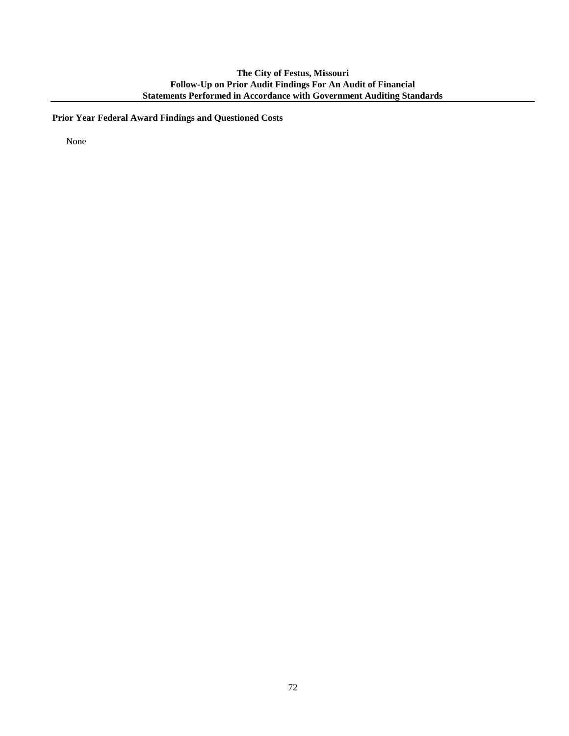**The City of Festus, Missouri**
**Follow-Up on Prior Audit Findings For An Audit of Financial Statements Performed in Accordance with Government Auditing Standards**

---

**Prior Year Federal Award Findings and Questioned Costs**

None